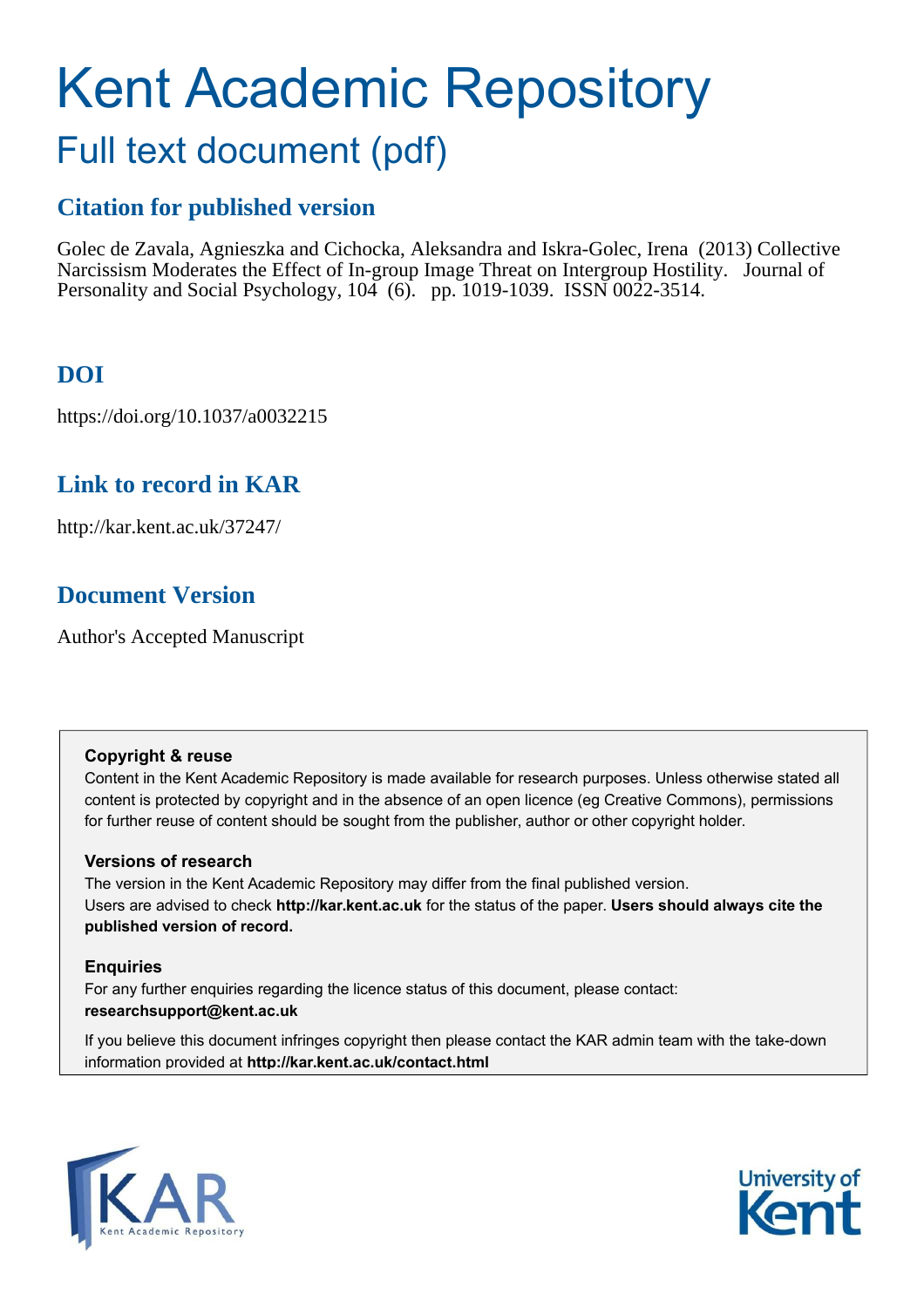# Kent Academic Repository

## Full text document (pdf)

### Citation for published version

Golec de Zavala, Agnieszka and Cichocka, Aleksandra and Iskra-Golec, Irena (2013) Collective Narcissism Moderates the Effect of In-group Image Threat on Intergroup Hostility. Journal of Personality and Social Psychology, 104 (6). pp. 1019-1039. ISSN 0022-3514.

### DOI

https://doi.org/10.1037/a0032215

### Link to record in KAR

http://kar.kent.ac.uk/37247/

### Document Version

Author's Accepted Manuscript

**Copyright & reuse**

Content in the Kent Academic Repository is made available for research purposes. Unless otherwise stated all content is protected by copyright and in the absence of an open licence (eg Creative Commons), permissions for further reuse of content should be sought from the publisher, author or other copyright holder.

**Versions of research**

The version in the Kent Academic Repository may differ from the final published version. Users are advised to check **http://kar.kent.ac.uk** for the status of the paper. **Users should always cite the published version of record.**

**Enquiries**

For any further enquiries regarding the licence status of this document, please contact: **researchsupport@kent.ac.uk**

If you believe this document infringes copyright then please contact the KAR admin team with the take-down information provided at **http://kar.kent.ac.uk/contact.html**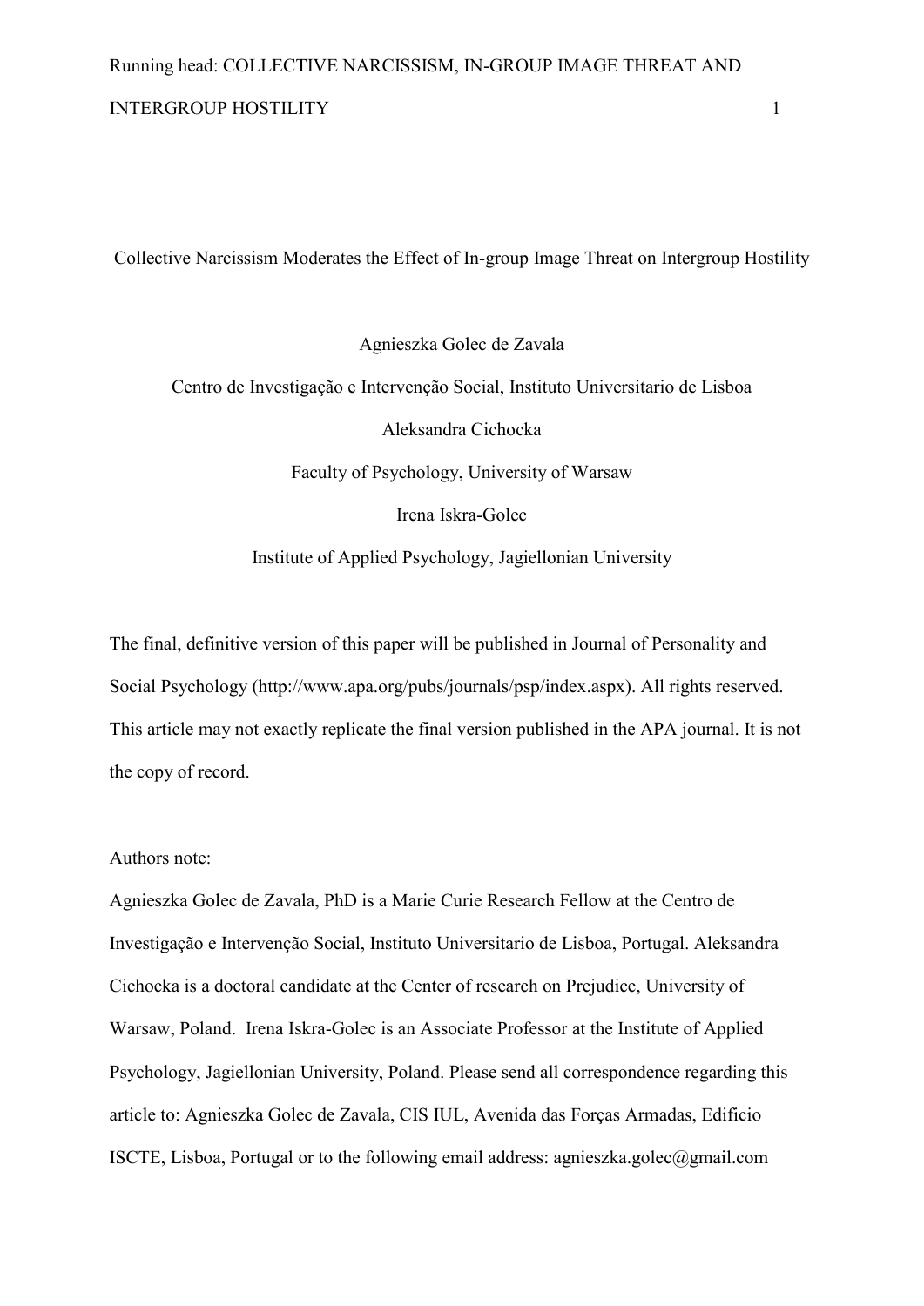# Collective Narcissism Moderates the Effect of In-group Image Threat on Intergroup Hostility

Agnieszka Golec de Zavala

Centro de Investigação e Intervenção Social, Instituto Universitario de Lisboa

Aleksandra Cichocka

Faculty of Psychology, University of Warsaw

Irena Iskra-Golec

Institute of Applied Psychology, Jagiellonian University

The final, definitive version of this paper will be published in Journal of Personality and Social Psychology (http://www.apa.org/pubs/journals/psp/index.aspx). All rights reserved. This article may not exactly replicate the final version published in the APA journal. It is not the copy of record.

Authors note:

Agnieszka Golec de Zavala, PhD is a Marie Curie Research Fellow at the Centro de Investigação e Intervenção Social, Instituto Universitario de Lisboa, Portugal. Aleksandra Cichocka is a doctoral candidate at the Center of research on Prejudice, University of Warsaw, Poland. Irena Iskra-Golec is an Associate Professor at the Institute of Applied Psychology, Jagiellonian University, Poland. Please send all correspondence regarding this article to: Agnieszka Golec de Zavala, CIS IUL, Avenida das Forças Armadas, Edificio ISCTE, Lisboa, Portugal or to the following email address: agnieszka.golec@gmail.com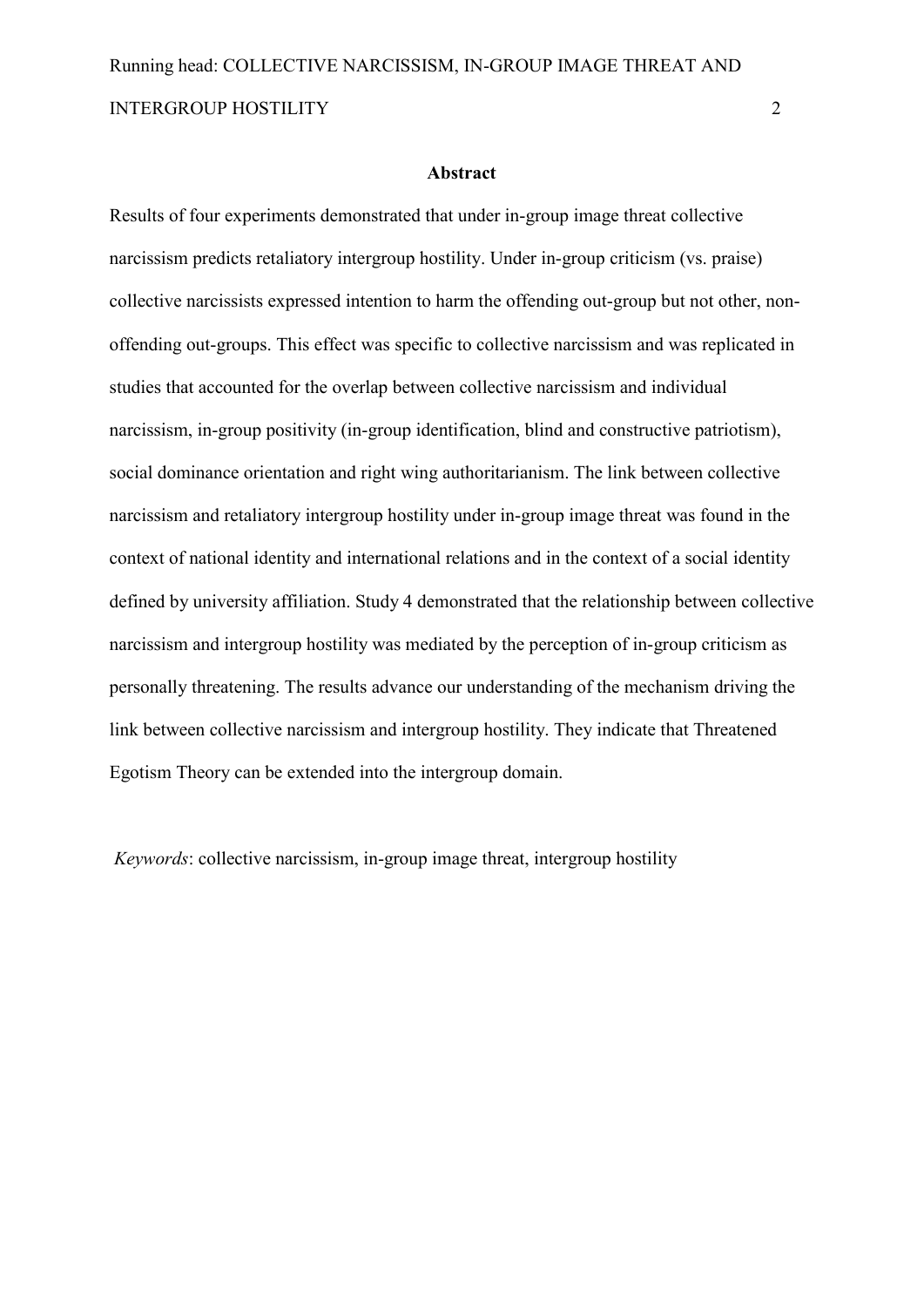## Abstract

Results of four experiments demonstrated that under in-group image threat collective narcissism predicts retaliatory intergroup hostility. Under in-group criticism (vs. praise) collective narcissists expressed intention to harm the offending out-group but not other, non-offending out-groups. This effect was specific to collective narcissism and was replicated in studies that accounted for the overlap between collective narcissism and individual narcissism, in-group positivity (in-group identification, blind and constructive patriotism), social dominance orientation and right wing authoritarianism. The link between collective narcissism and retaliatory intergroup hostility under in-group image threat was found in the context of national identity and international relations and in the context of a social identity defined by university affiliation. Study 4 demonstrated that the relationship between collective narcissism and intergroup hostility was mediated by the perception of in-group criticism as personally threatening. The results advance our understanding of the mechanism driving the link between collective narcissism and intergroup hostility. They indicate that Threatened Egotism Theory can be extended into the intergroup domain.

*Keywords*: collective narcissism, in-group image threat, intergroup hostility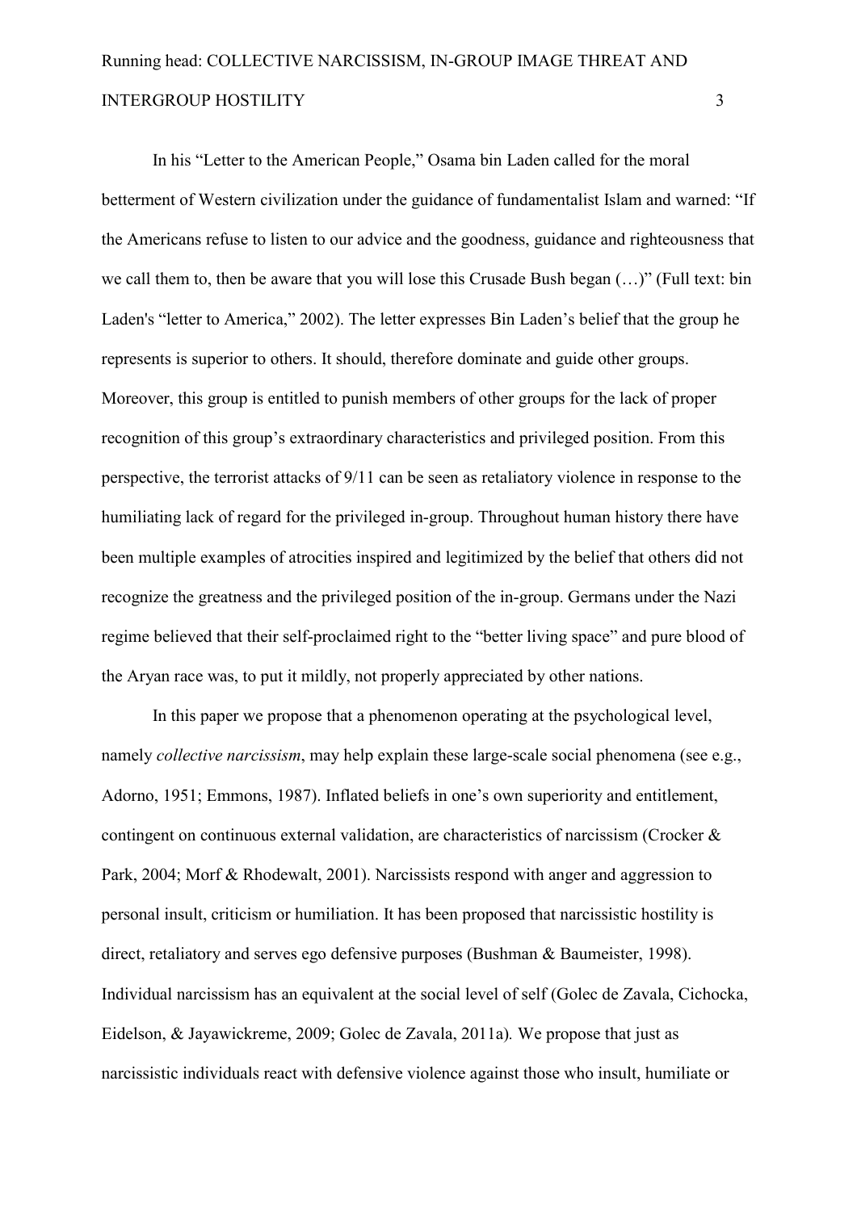In his “Letter to the American People,” Osama bin Laden called for the moral betterment of Western civilization under the guidance of fundamentalist Islam and warned: “If the Americans refuse to listen to our advice and the goodness, guidance and righteousness that we call them to, then be aware that you will lose this Crusade Bush began (…)” (Full text: bin Laden's “letter to America,” 2002). The letter expresses Bin Laden’s belief that the group he represents is superior to others. It should, therefore dominate and guide other groups. Moreover, this group is entitled to punish members of other groups for the lack of proper recognition of this group’s extraordinary characteristics and privileged position. From this perspective, the terrorist attacks of 9/11 can be seen as retaliatory violence in response to the humiliating lack of regard for the privileged in-group. Throughout human history there have been multiple examples of atrocities inspired and legitimized by the belief that others did not recognize the greatness and the privileged position of the in-group. Germans under the Nazi regime believed that their self-proclaimed right to the “better living space” and pure blood of the Aryan race was, to put it mildly, not properly appreciated by other nations.

In this paper we propose that a phenomenon operating at the psychological level, namely *collective narcissism*, may help explain these large-scale social phenomena (see e.g., Adorno, 1951; Emmons, 1987). Inflated beliefs in one’s own superiority and entitlement, contingent on continuous external validation, are characteristics of narcissism (Crocker & Park, 2004; Morf & Rhodewalt, 2001). Narcissists respond with anger and aggression to personal insult, criticism or humiliation. It has been proposed that narcissistic hostility is direct, retaliatory and serves ego defensive purposes (Bushman & Baumeister, 1998). Individual narcissism has an equivalent at the social level of self (Golec de Zavala, Cichocka, Eidelson, & Jayawickreme, 2009; Golec de Zavala, 2011a). We propose that just as narcissistic individuals react with defensive violence against those who insult, humiliate or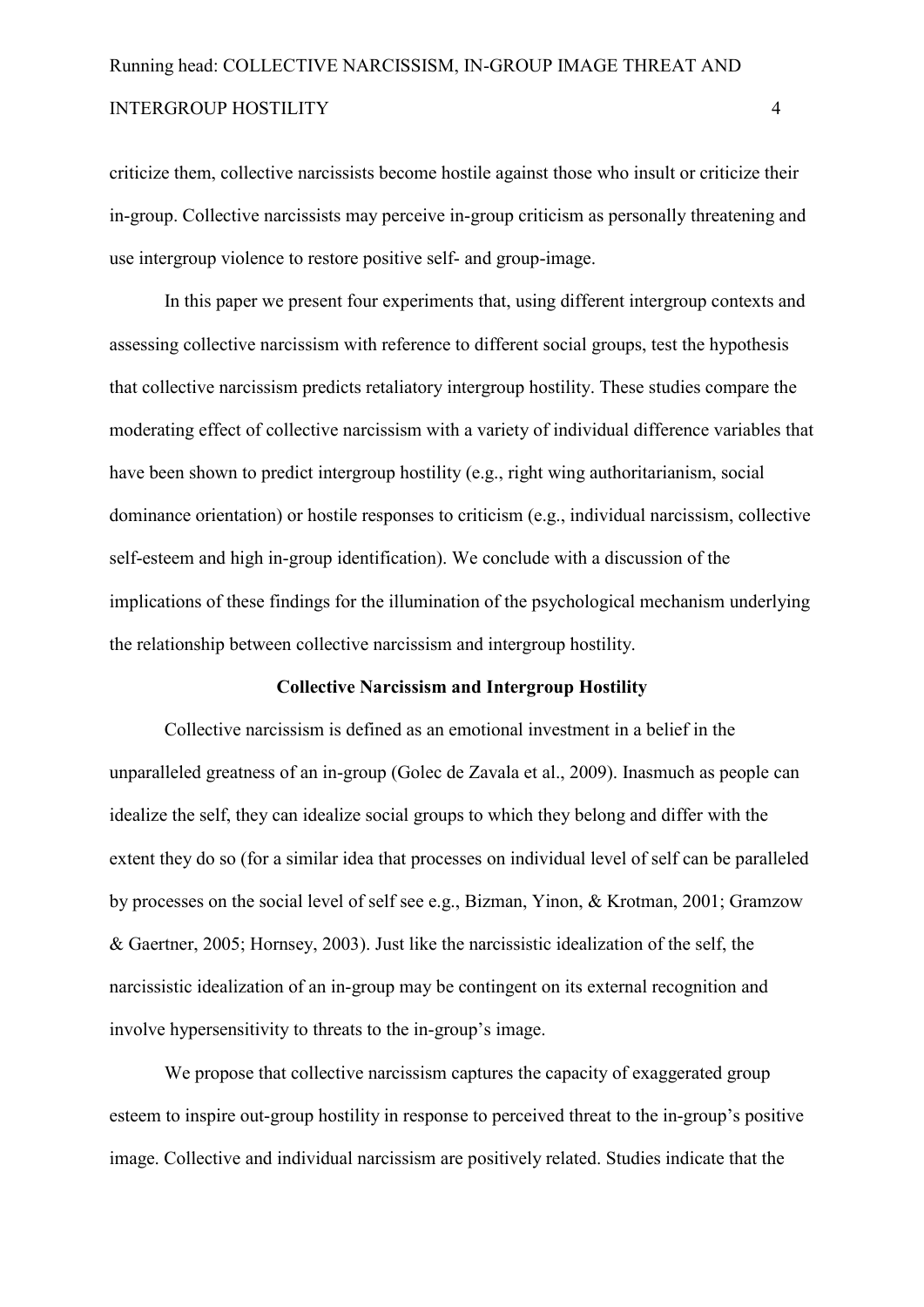criticize them, collective narcissists become hostile against those who insult or criticize their in-group. Collective narcissists may perceive in-group criticism as personally threatening and use intergroup violence to restore positive self- and group-image.

In this paper we present four experiments that, using different intergroup contexts and assessing collective narcissism with reference to different social groups, test the hypothesis that collective narcissism predicts retaliatory intergroup hostility. These studies compare the moderating effect of collective narcissism with a variety of individual difference variables that have been shown to predict intergroup hostility (e.g., right wing authoritarianism, social dominance orientation) or hostile responses to criticism (e.g., individual narcissism, collective self-esteem and high in-group identification). We conclude with a discussion of the implications of these findings for the illumination of the psychological mechanism underlying the relationship between collective narcissism and intergroup hostility.

## Collective Narcissism and Intergroup Hostility

Collective narcissism is defined as an emotional investment in a belief in the unparalleled greatness of an in-group (Golec de Zavala et al., 2009). Inasmuch as people can idealize the self, they can idealize social groups to which they belong and differ with the extent they do so (for a similar idea that processes on individual level of self can be paralleled by processes on the social level of self see e.g., Bizman, Yinon, & Krotman, 2001; Gramzow & Gaertner, 2005; Hornsey, 2003). Just like the narcissistic idealization of the self, the narcissistic idealization of an in-group may be contingent on its external recognition and involve hypersensitivity to threats to the in-group's image.

We propose that collective narcissism captures the capacity of exaggerated group esteem to inspire out-group hostility in response to perceived threat to the in-group's positive image. Collective and individual narcissism are positively related. Studies indicate that the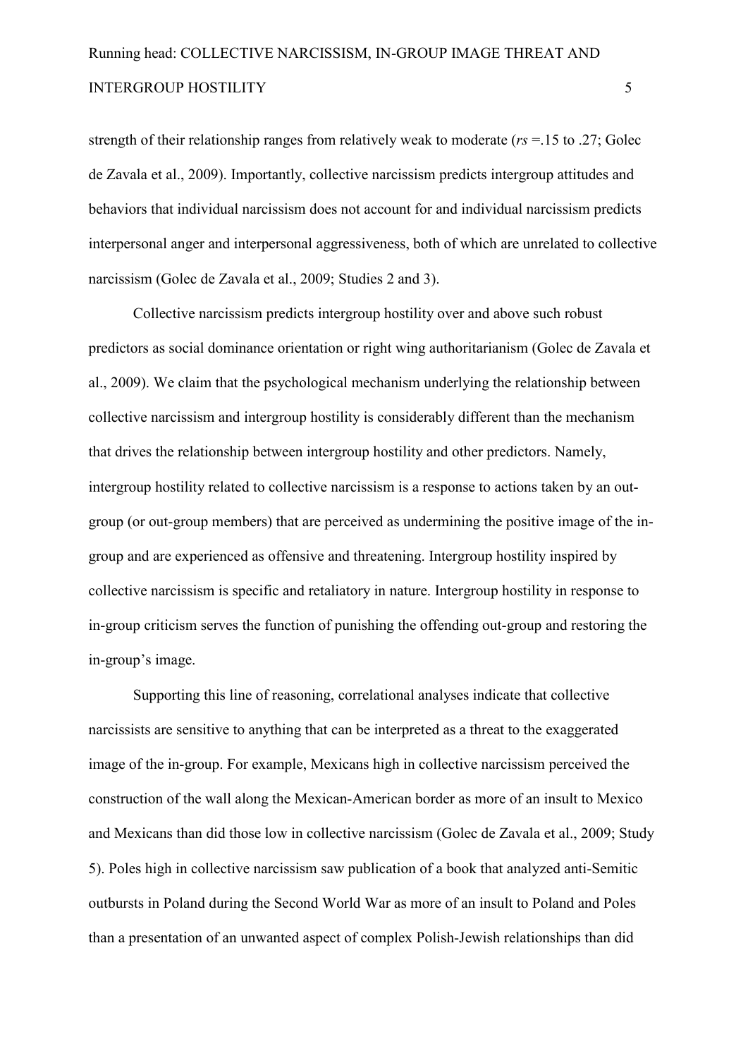strength of their relationship ranges from relatively weak to moderate (*rs* =.15 to .27; Golec de Zavala et al., 2009). Importantly, collective narcissism predicts intergroup attitudes and behaviors that individual narcissism does not account for and individual narcissism predicts interpersonal anger and interpersonal aggressiveness, both of which are unrelated to collective narcissism (Golec de Zavala et al., 2009; Studies 2 and 3).

Collective narcissism predicts intergroup hostility over and above such robust predictors as social dominance orientation or right wing authoritarianism (Golec de Zavala et al., 2009). We claim that the psychological mechanism underlying the relationship between collective narcissism and intergroup hostility is considerably different than the mechanism that drives the relationship between intergroup hostility and other predictors. Namely, intergroup hostility related to collective narcissism is a response to actions taken by an out-group (or out-group members) that are perceived as undermining the positive image of the in-group and are experienced as offensive and threatening. Intergroup hostility inspired by collective narcissism is specific and retaliatory in nature. Intergroup hostility in response to in-group criticism serves the function of punishing the offending out-group and restoring the in-group's image.

Supporting this line of reasoning, correlational analyses indicate that collective narcissists are sensitive to anything that can be interpreted as a threat to the exaggerated image of the in-group. For example, Mexicans high in collective narcissism perceived the construction of the wall along the Mexican-American border as more of an insult to Mexico and Mexicans than did those low in collective narcissism (Golec de Zavala et al., 2009; Study 5). Poles high in collective narcissism saw publication of a book that analyzed anti-Semitic outbursts in Poland during the Second World War as more of an insult to Poland and Poles than a presentation of an unwanted aspect of complex Polish-Jewish relationships than did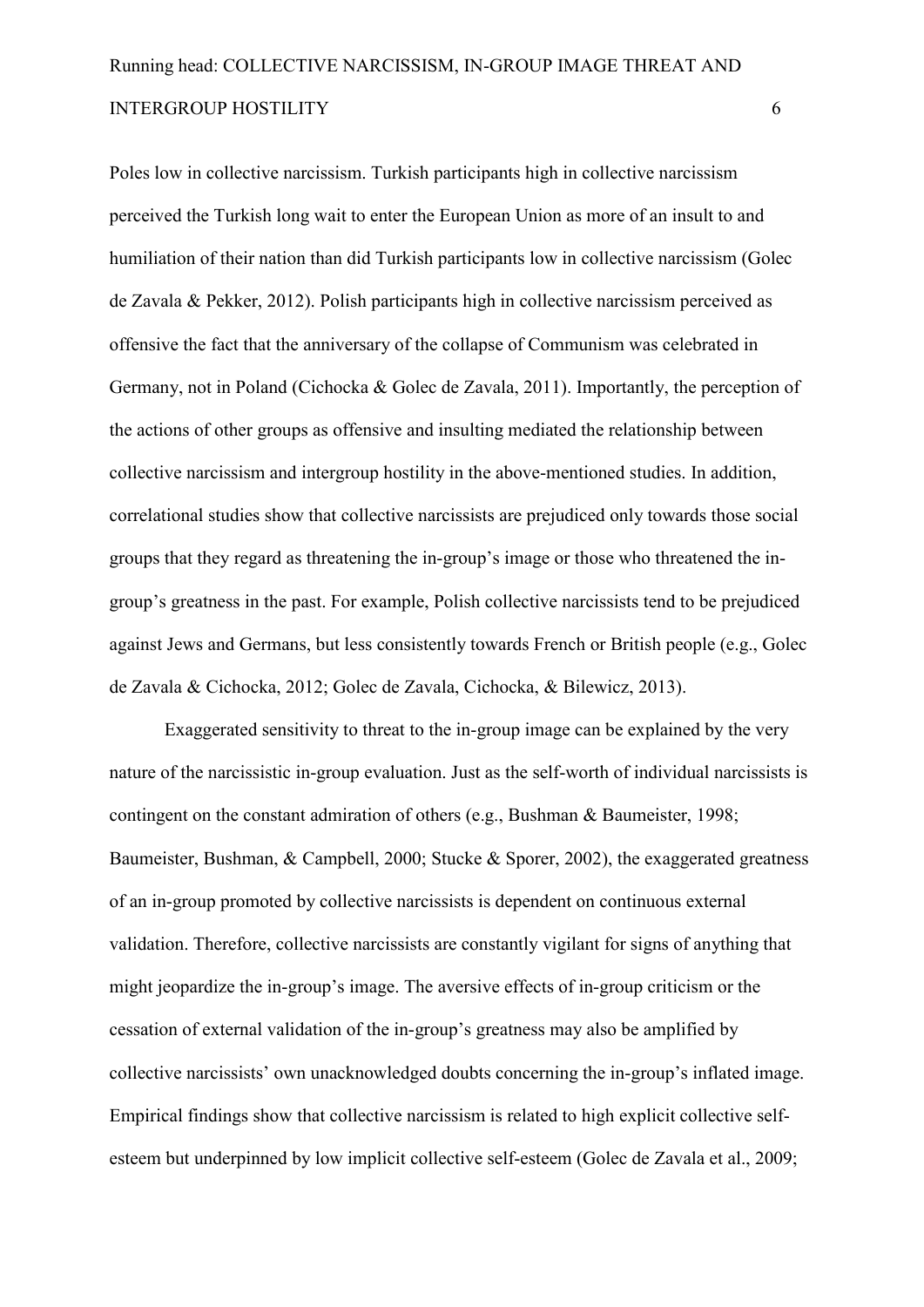Poles low in collective narcissism. Turkish participants high in collective narcissism perceived the Turkish long wait to enter the European Union as more of an insult to and humiliation of their nation than did Turkish participants low in collective narcissism (Golec de Zavala & Pekker, 2012). Polish participants high in collective narcissism perceived as offensive the fact that the anniversary of the collapse of Communism was celebrated in Germany, not in Poland (Cichocka & Golec de Zavala, 2011). Importantly, the perception of the actions of other groups as offensive and insulting mediated the relationship between collective narcissism and intergroup hostility in the above-mentioned studies. In addition, correlational studies show that collective narcissists are prejudiced only towards those social groups that they regard as threatening the in-group's image or those who threatened the in-group's greatness in the past. For example, Polish collective narcissists tend to be prejudiced against Jews and Germans, but less consistently towards French or British people (e.g., Golec de Zavala & Cichocka, 2012; Golec de Zavala, Cichocka, & Bilewicz, 2013).

Exaggerated sensitivity to threat to the in-group image can be explained by the very nature of the narcissistic in-group evaluation. Just as the self-worth of individual narcissists is contingent on the constant admiration of others (e.g., Bushman & Baumeister, 1998; Baumeister, Bushman, & Campbell, 2000; Stucke & Sporer, 2002), the exaggerated greatness of an in-group promoted by collective narcissists is dependent on continuous external validation. Therefore, collective narcissists are constantly vigilant for signs of anything that might jeopardize the in-group's image. The aversive effects of in-group criticism or the cessation of external validation of the in-group's greatness may also be amplified by collective narcissists' own unacknowledged doubts concerning the in-group's inflated image. Empirical findings show that collective narcissism is related to high explicit collective self-esteem but underpinned by low implicit collective self-esteem (Golec de Zavala et al., 2009;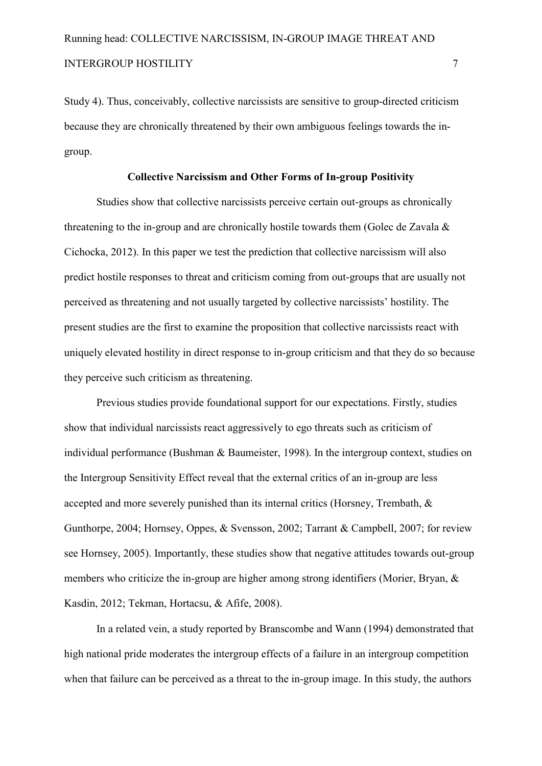Study 4). Thus, conceivably, collective narcissists are sensitive to group-directed criticism because they are chronically threatened by their own ambiguous feelings towards the in-group.

## Collective Narcissism and Other Forms of In-group Positivity

Studies show that collective narcissists perceive certain out-groups as chronically threatening to the in-group and are chronically hostile towards them (Golec de Zavala & Cichocka, 2012). In this paper we test the prediction that collective narcissism will also predict hostile responses to threat and criticism coming from out-groups that are usually not perceived as threatening and not usually targeted by collective narcissists' hostility. The present studies are the first to examine the proposition that collective narcissists react with uniquely elevated hostility in direct response to in-group criticism and that they do so because they perceive such criticism as threatening.

Previous studies provide foundational support for our expectations. Firstly, studies show that individual narcissists react aggressively to ego threats such as criticism of individual performance (Bushman & Baumeister, 1998). In the intergroup context, studies on the Intergroup Sensitivity Effect reveal that the external critics of an in-group are less accepted and more severely punished than its internal critics (Horsney, Trembath, & Gunthorpe, 2004; Hornsey, Oppes, & Svensson, 2002; Tarrant & Campbell, 2007; for review see Hornsey, 2005). Importantly, these studies show that negative attitudes towards out-group members who criticize the in-group are higher among strong identifiers (Morier, Bryan, & Kasdin, 2012; Tekman, Hortacsu, & Afife, 2008).

In a related vein, a study reported by Branscombe and Wann (1994) demonstrated that high national pride moderates the intergroup effects of a failure in an intergroup competition when that failure can be perceived as a threat to the in-group image. In this study, the authors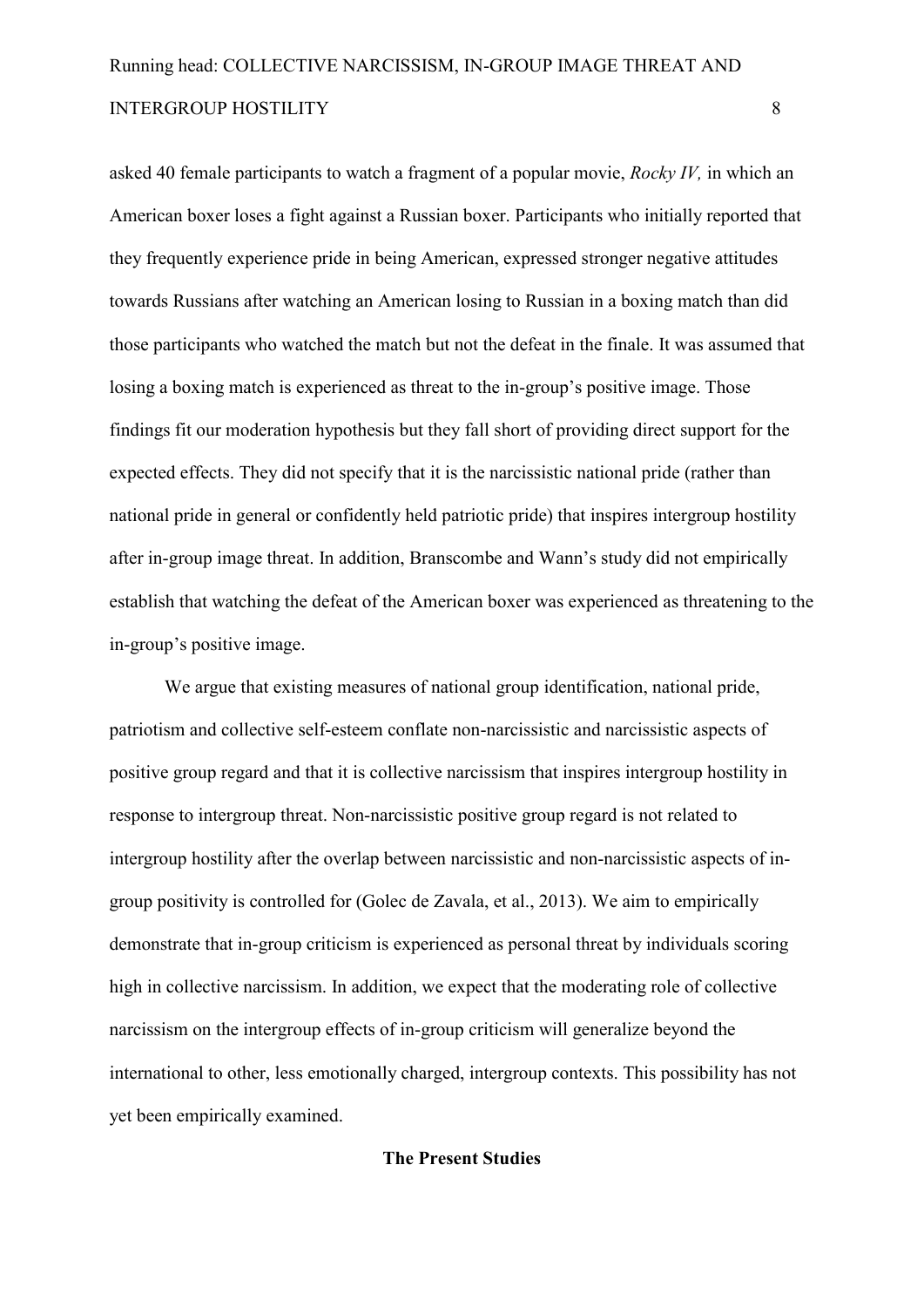asked 40 female participants to watch a fragment of a popular movie, *Rocky IV,* in which an American boxer loses a fight against a Russian boxer. Participants who initially reported that they frequently experience pride in being American, expressed stronger negative attitudes towards Russians after watching an American losing to Russian in a boxing match than did those participants who watched the match but not the defeat in the finale. It was assumed that losing a boxing match is experienced as threat to the in-group's positive image. Those findings fit our moderation hypothesis but they fall short of providing direct support for the expected effects. They did not specify that it is the narcissistic national pride (rather than national pride in general or confidently held patriotic pride) that inspires intergroup hostility after in-group image threat. In addition, Branscombe and Wann's study did not empirically establish that watching the defeat of the American boxer was experienced as threatening to the in-group's positive image.

We argue that existing measures of national group identification, national pride, patriotism and collective self-esteem conflate non-narcissistic and narcissistic aspects of positive group regard and that it is collective narcissism that inspires intergroup hostility in response to intergroup threat. Non-narcissistic positive group regard is not related to intergroup hostility after the overlap between narcissistic and non-narcissistic aspects of in-group positivity is controlled for (Golec de Zavala, et al., 2013). We aim to empirically demonstrate that in-group criticism is experienced as personal threat by individuals scoring high in collective narcissism. In addition, we expect that the moderating role of collective narcissism on the intergroup effects of in-group criticism will generalize beyond the international to other, less emotionally charged, intergroup contexts. This possibility has not yet been empirically examined.

## The Present Studies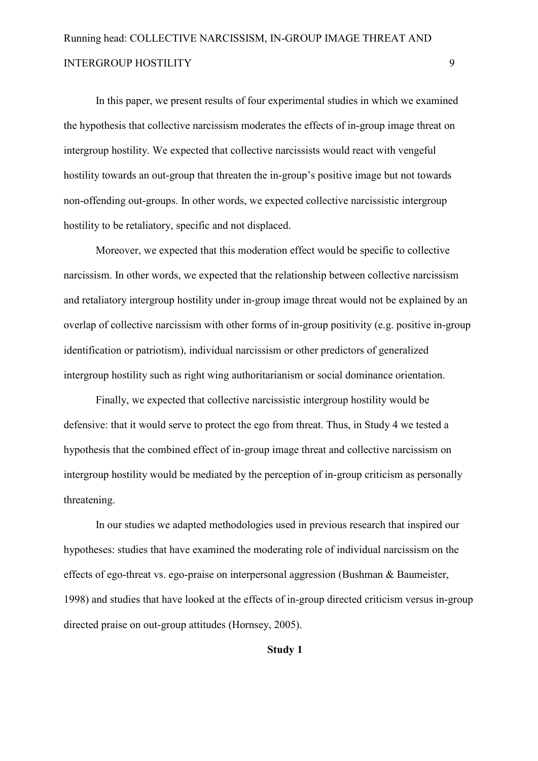In this paper, we present results of four experimental studies in which we examined the hypothesis that collective narcissism moderates the effects of in-group image threat on intergroup hostility. We expected that collective narcissists would react with vengeful hostility towards an out-group that threaten the in-group's positive image but not towards non-offending out-groups. In other words, we expected collective narcissistic intergroup hostility to be retaliatory, specific and not displaced.

Moreover, we expected that this moderation effect would be specific to collective narcissism. In other words, we expected that the relationship between collective narcissism and retaliatory intergroup hostility under in-group image threat would not be explained by an overlap of collective narcissism with other forms of in-group positivity (e.g. positive in-group identification or patriotism), individual narcissism or other predictors of generalized intergroup hostility such as right wing authoritarianism or social dominance orientation.

Finally, we expected that collective narcissistic intergroup hostility would be defensive: that it would serve to protect the ego from threat. Thus, in Study 4 we tested a hypothesis that the combined effect of in-group image threat and collective narcissism on intergroup hostility would be mediated by the perception of in-group criticism as personally threatening.

In our studies we adapted methodologies used in previous research that inspired our hypotheses: studies that have examined the moderating role of individual narcissism on the effects of ego-threat vs. ego-praise on interpersonal aggression (Bushman & Baumeister, 1998) and studies that have looked at the effects of in-group directed criticism versus in-group directed praise on out-group attitudes (Hornsey, 2005).

## Study 1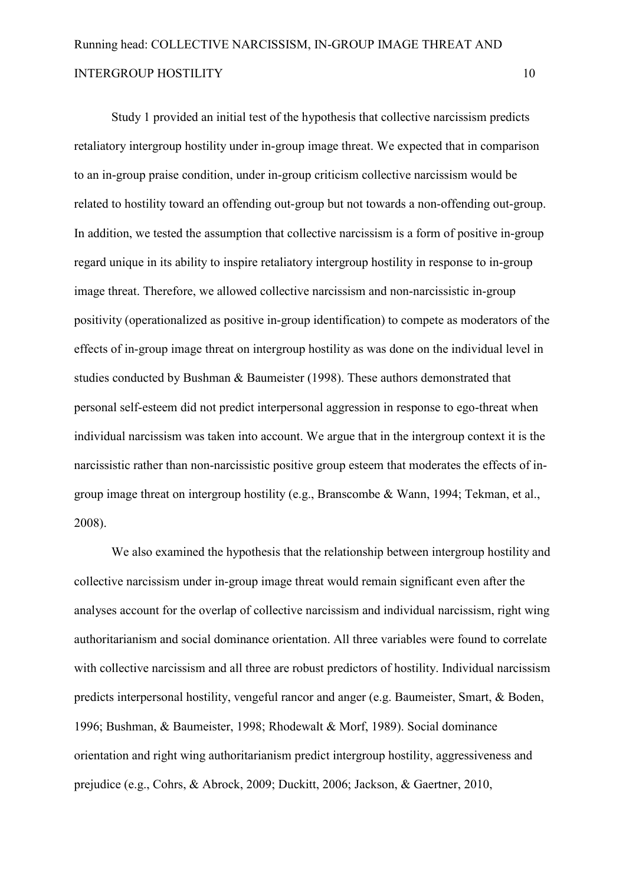Study 1 provided an initial test of the hypothesis that collective narcissism predicts retaliatory intergroup hostility under in-group image threat. We expected that in comparison to an in-group praise condition, under in-group criticism collective narcissism would be related to hostility toward an offending out-group but not towards a non-offending out-group. In addition, we tested the assumption that collective narcissism is a form of positive in-group regard unique in its ability to inspire retaliatory intergroup hostility in response to in-group image threat. Therefore, we allowed collective narcissism and non-narcissistic in-group positivity (operationalized as positive in-group identification) to compete as moderators of the effects of in-group image threat on intergroup hostility as was done on the individual level in studies conducted by Bushman & Baumeister (1998). These authors demonstrated that personal self-esteem did not predict interpersonal aggression in response to ego-threat when individual narcissism was taken into account. We argue that in the intergroup context it is the narcissistic rather than non-narcissistic positive group esteem that moderates the effects of in-group image threat on intergroup hostility (e.g., Branscombe & Wann, 1994; Tekman, et al., 2008).

We also examined the hypothesis that the relationship between intergroup hostility and collective narcissism under in-group image threat would remain significant even after the analyses account for the overlap of collective narcissism and individual narcissism, right wing authoritarianism and social dominance orientation. All three variables were found to correlate with collective narcissism and all three are robust predictors of hostility. Individual narcissism predicts interpersonal hostility, vengeful rancor and anger (e.g. Baumeister, Smart, & Boden, 1996; Bushman, & Baumeister, 1998; Rhodewalt & Morf, 1989). Social dominance orientation and right wing authoritarianism predict intergroup hostility, aggressiveness and prejudice (e.g., Cohrs, & Abrock, 2009; Duckitt, 2006; Jackson, & Gaertner, 2010,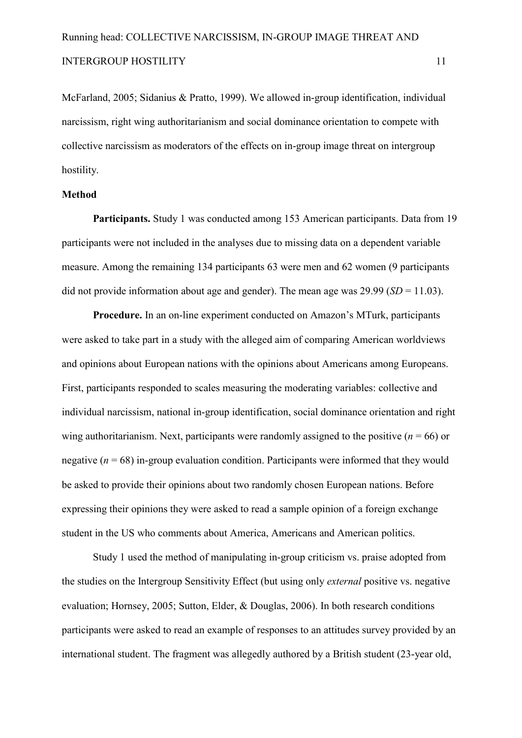McFarland, 2005; Sidanius & Pratto, 1999). We allowed in-group identification, individual narcissism, right wing authoritarianism and social dominance orientation to compete with collective narcissism as moderators of the effects on in-group image threat on intergroup hostility.

## Method

**Participants.** Study 1 was conducted among 153 American participants. Data from 19 participants were not included in the analyses due to missing data on a dependent variable measure. Among the remaining 134 participants 63 were men and 62 women (9 participants did not provide information about age and gender). The mean age was 29.99 ($SD$ = 11.03).

**Procedure.** In an on-line experiment conducted on Amazon's MTurk, participants were asked to take part in a study with the alleged aim of comparing American worldviews and opinions about European nations with the opinions about Americans among Europeans. First, participants responded to scales measuring the moderating variables: collective and individual narcissism, national in-group identification, social dominance orientation and right wing authoritarianism. Next, participants were randomly assigned to the positive ($n$ = 66) or negative ($n$ = 68) in-group evaluation condition. Participants were informed that they would be asked to provide their opinions about two randomly chosen European nations. Before expressing their opinions they were asked to read a sample opinion of a foreign exchange student in the US who comments about America, Americans and American politics.

Study 1 used the method of manipulating in-group criticism vs. praise adopted from the studies on the Intergroup Sensitivity Effect (but using only *external* positive vs. negative evaluation; Hornsey, 2005; Sutton, Elder, & Douglas, 2006). In both research conditions participants were asked to read an example of responses to an attitudes survey provided by an international student. The fragment was allegedly authored by a British student (23-year old,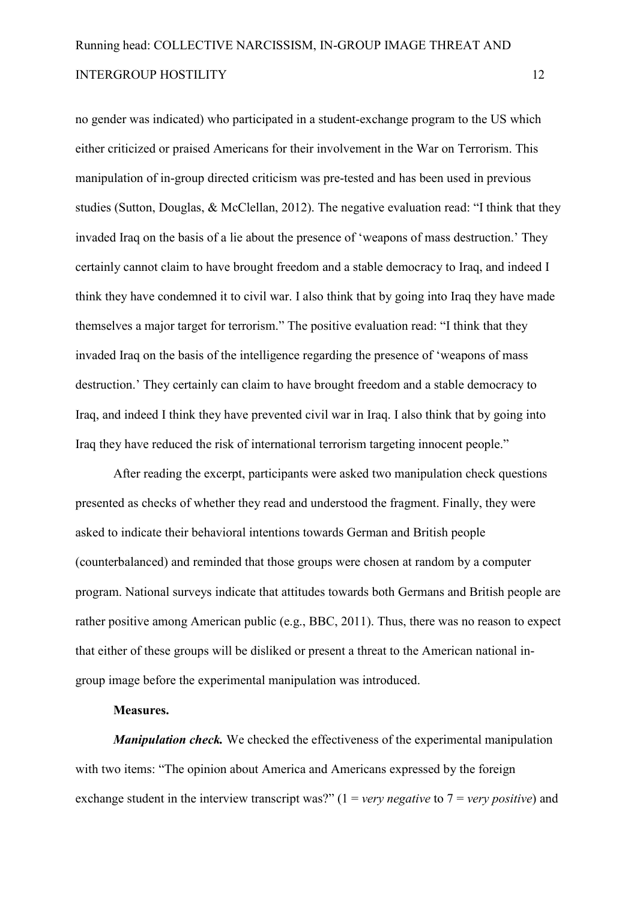no gender was indicated) who participated in a student-exchange program to the US which either criticized or praised Americans for their involvement in the War on Terrorism. This manipulation of in-group directed criticism was pre-tested and has been used in previous studies (Sutton, Douglas, & McClellan, 2012). The negative evaluation read: "I think that they invaded Iraq on the basis of a lie about the presence of 'weapons of mass destruction.' They certainly cannot claim to have brought freedom and a stable democracy to Iraq, and indeed I think they have condemned it to civil war. I also think that by going into Iraq they have made themselves a major target for terrorism." The positive evaluation read: "I think that they invaded Iraq on the basis of the intelligence regarding the presence of 'weapons of mass destruction.' They certainly can claim to have brought freedom and a stable democracy to Iraq, and indeed I think they have prevented civil war in Iraq. I also think that by going into Iraq they have reduced the risk of international terrorism targeting innocent people."

After reading the excerpt, participants were asked two manipulation check questions presented as checks of whether they read and understood the fragment. Finally, they were asked to indicate their behavioral intentions towards German and British people (counterbalanced) and reminded that those groups were chosen at random by a computer program. National surveys indicate that attitudes towards both Germans and British people are rather positive among American public (e.g., BBC, 2011). Thus, there was no reason to expect that either of these groups will be disliked or present a threat to the American national in-group image before the experimental manipulation was introduced.

**Measures.**

***Manipulation check.*** We checked the effectiveness of the experimental manipulation with two items: "The opinion about America and Americans expressed by the foreign exchange student in the interview transcript was?" (1 = *very negative* to 7 = *very positive*) and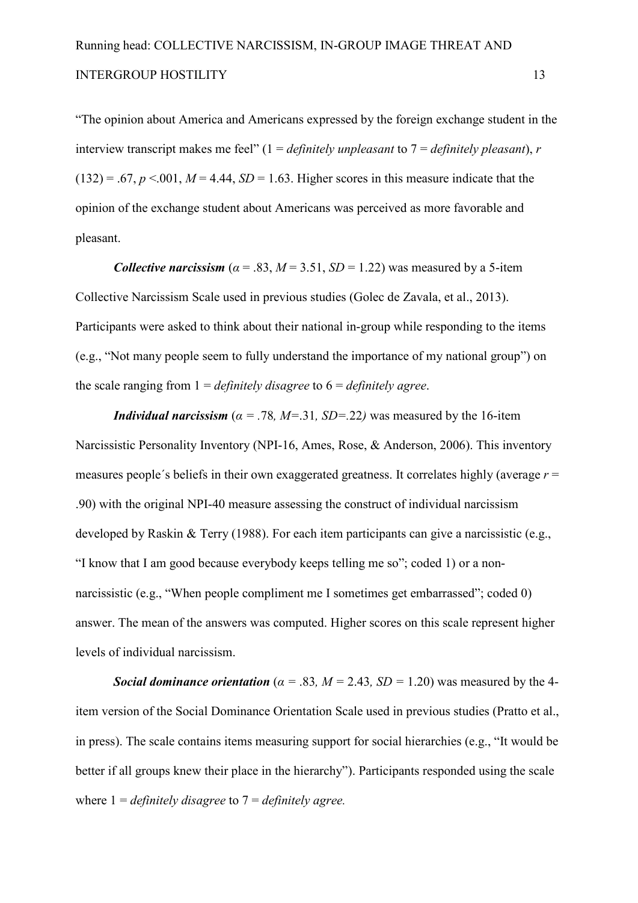"The opinion about America and Americans expressed by the foreign exchange student in the interview transcript makes me feel" (1 = *definitely unpleasant* to 7 = *definitely pleasant*), $r$ $(132) = .67$, $p < .001$, $M = 4.44$, $SD = 1.63$. Higher scores in this measure indicate that the opinion of the exchange student about Americans was perceived as more favorable and pleasant.

***Collective narcissism*** ($\alpha = .83$, $M = 3.51$, $SD = 1.22$) was measured by a 5-item Collective Narcissism Scale used in previous studies (Golec de Zavala, et al., 2013). Participants were asked to think about their national in-group while responding to the items (e.g., "Not many people seem to fully understand the importance of my national group") on the scale ranging from 1 = *definitely disagree* to 6 = *definitely agree*.

***Individual narcissism*** ($\alpha = .78$, $M=.31$, $SD=.22$) was measured by the 16-item Narcissistic Personality Inventory (NPI-16, Ames, Rose, & Anderson, 2006). This inventory measures people´s beliefs in their own exaggerated greatness. It correlates highly (average $r =$ $.90$) with the original NPI-40 measure assessing the construct of individual narcissism developed by Raskin & Terry (1988). For each item participants can give a narcissistic (e.g., "I know that I am good because everybody keeps telling me so"; coded 1) or a non-narcissistic (e.g., "When people compliment me I sometimes get embarrassed"; coded 0) answer. The mean of the answers was computed. Higher scores on this scale represent higher levels of individual narcissism.

***Social dominance orientation*** ($\alpha = .83$, $M = 2.43$, $SD = 1.20$) was measured by the 4-item version of the Social Dominance Orientation Scale used in previous studies (Pratto et al., in press). The scale contains items measuring support for social hierarchies (e.g., "It would be better if all groups knew their place in the hierarchy"). Participants responded using the scale where 1 = *definitely disagree* to 7 = *definitely agree.*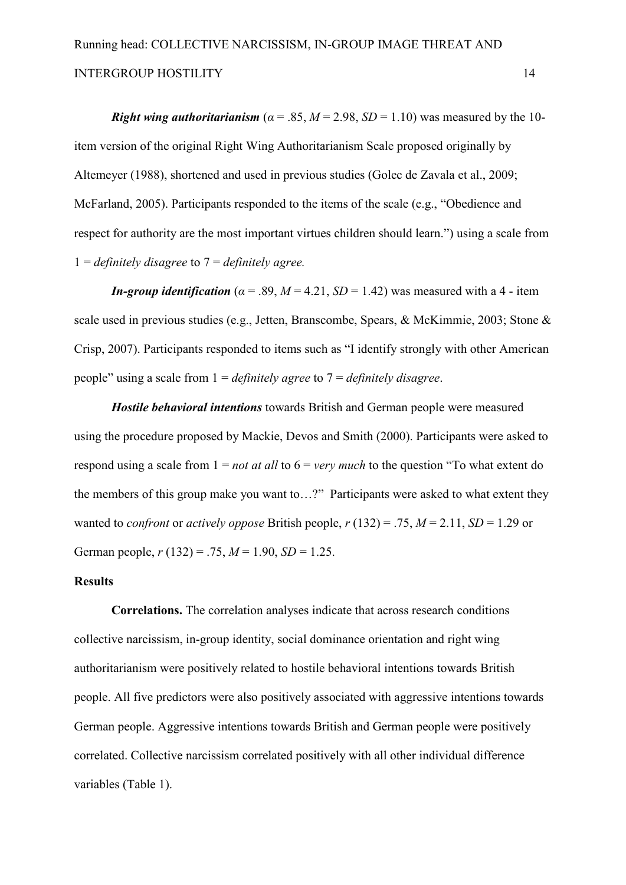***Right wing authoritarianism*** ($\alpha$ = .85, $M$ = 2.98, $SD$ = 1.10) was measured by the 10-item version of the original Right Wing Authoritarianism Scale proposed originally by Altemeyer (1988), shortened and used in previous studies (Golec de Zavala et al., 2009; McFarland, 2005). Participants responded to the items of the scale (e.g., "Obedience and respect for authority are the most important virtues children should learn.") using a scale from 1 = *definitely disagree* to 7 = *definitely agree.*

***In-group identification*** ($\alpha$ = .89, $M$ = 4.21, $SD$ = 1.42) was measured with a 4 - item scale used in previous studies (e.g., Jetten, Branscombe, Spears, & McKimmie, 2003; Stone & Crisp, 2007). Participants responded to items such as "I identify strongly with other American people" using a scale from 1 = *definitely agree* to 7 = *definitely disagree*.

***Hostile behavioral intentions*** towards British and German people were measured using the procedure proposed by Mackie, Devos and Smith (2000). Participants were asked to respond using a scale from 1 = *not at all* to 6 = *very much* to the question "To what extent do the members of this group make you want to…?" Participants were asked to what extent they wanted to *confront* or *actively oppose* British people, $r$ (132) = .75, $M$ = 2.11, $SD$ = 1.29 or German people, $r$ (132) = .75, $M$ = 1.90, $SD$ = 1.25.

**Results**

**Correlations.** The correlation analyses indicate that across research conditions collective narcissism, in-group identity, social dominance orientation and right wing authoritarianism were positively related to hostile behavioral intentions towards British people. All five predictors were also positively associated with aggressive intentions towards German people. Aggressive intentions towards British and German people were positively correlated. Collective narcissism correlated positively with all other individual difference variables (Table 1).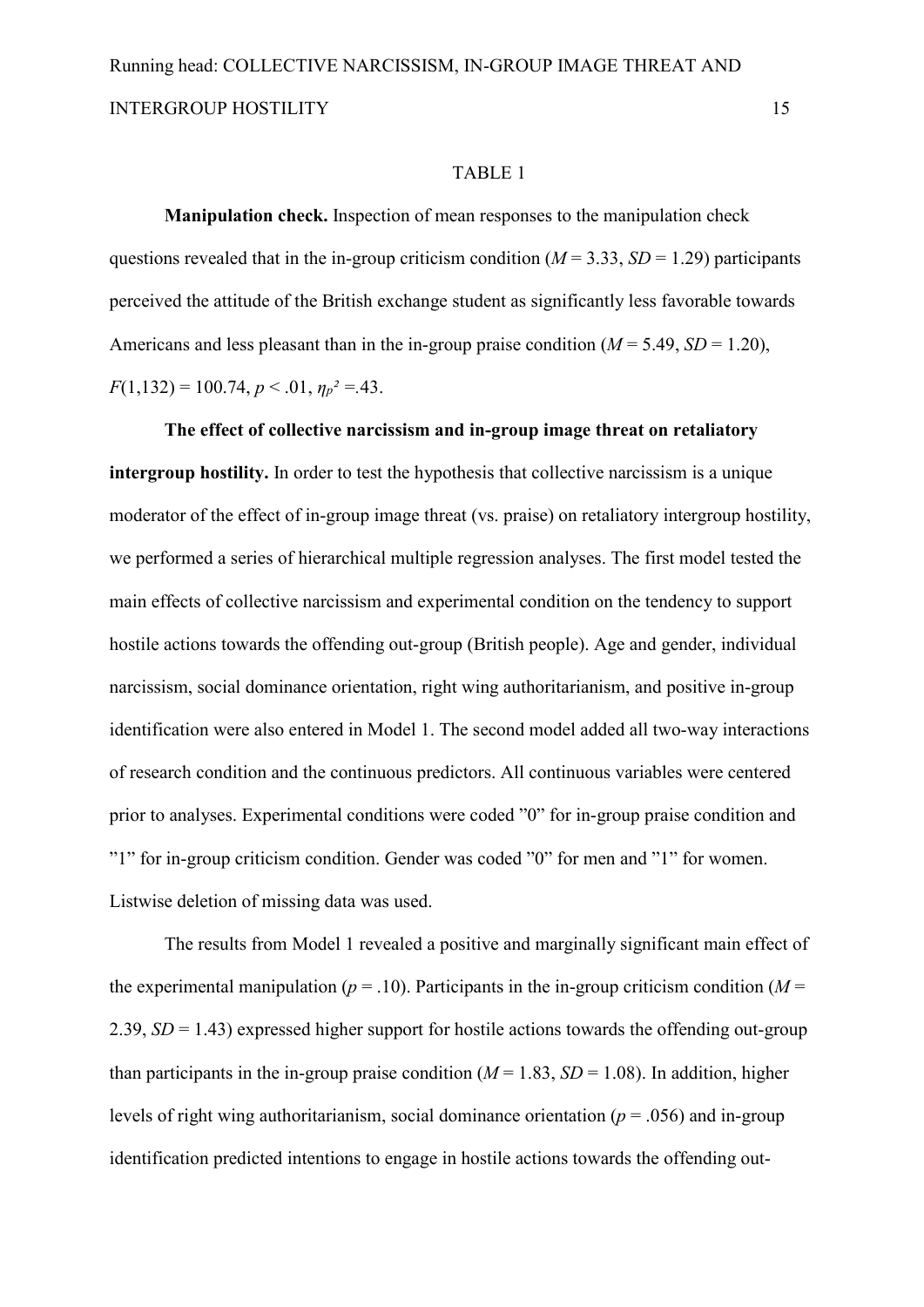TABLE 1

**Manipulation check.** Inspection of mean responses to the manipulation check questions revealed that in the in-group criticism condition ($M$ = 3.33, $SD$ = 1.29) participants perceived the attitude of the British exchange student as significantly less favorable towards Americans and less pleasant than in the in-group praise condition ($M$ = 5.49, $SD$ = 1.20), $F(1,132) = 100.74$, $p < .01$, $\eta_p^2 = .43$.

**The effect of collective narcissism and in-group image threat on retaliatory intergroup hostility.** In order to test the hypothesis that collective narcissism is a unique moderator of the effect of in-group image threat (vs. praise) on retaliatory intergroup hostility, we performed a series of hierarchical multiple regression analyses. The first model tested the main effects of collective narcissism and experimental condition on the tendency to support hostile actions towards the offending out-group (British people). Age and gender, individual narcissism, social dominance orientation, right wing authoritarianism, and positive in-group identification were also entered in Model 1. The second model added all two-way interactions of research condition and the continuous predictors. All continuous variables were centered prior to analyses. Experimental conditions were coded "0" for in-group praise condition and "1" for in-group criticism condition. Gender was coded "0" for men and "1" for women. Listwise deletion of missing data was used.

The results from Model 1 revealed a positive and marginally significant main effect of the experimental manipulation ($p = .10$). Participants in the in-group criticism condition ($M$ = 2.39, $SD$ = 1.43) expressed higher support for hostile actions towards the offending out-group than participants in the in-group praise condition ($M$ = 1.83, $SD$ = 1.08). In addition, higher levels of right wing authoritarianism, social dominance orientation ($p = .056$) and in-group identification predicted intentions to engage in hostile actions towards the offending out-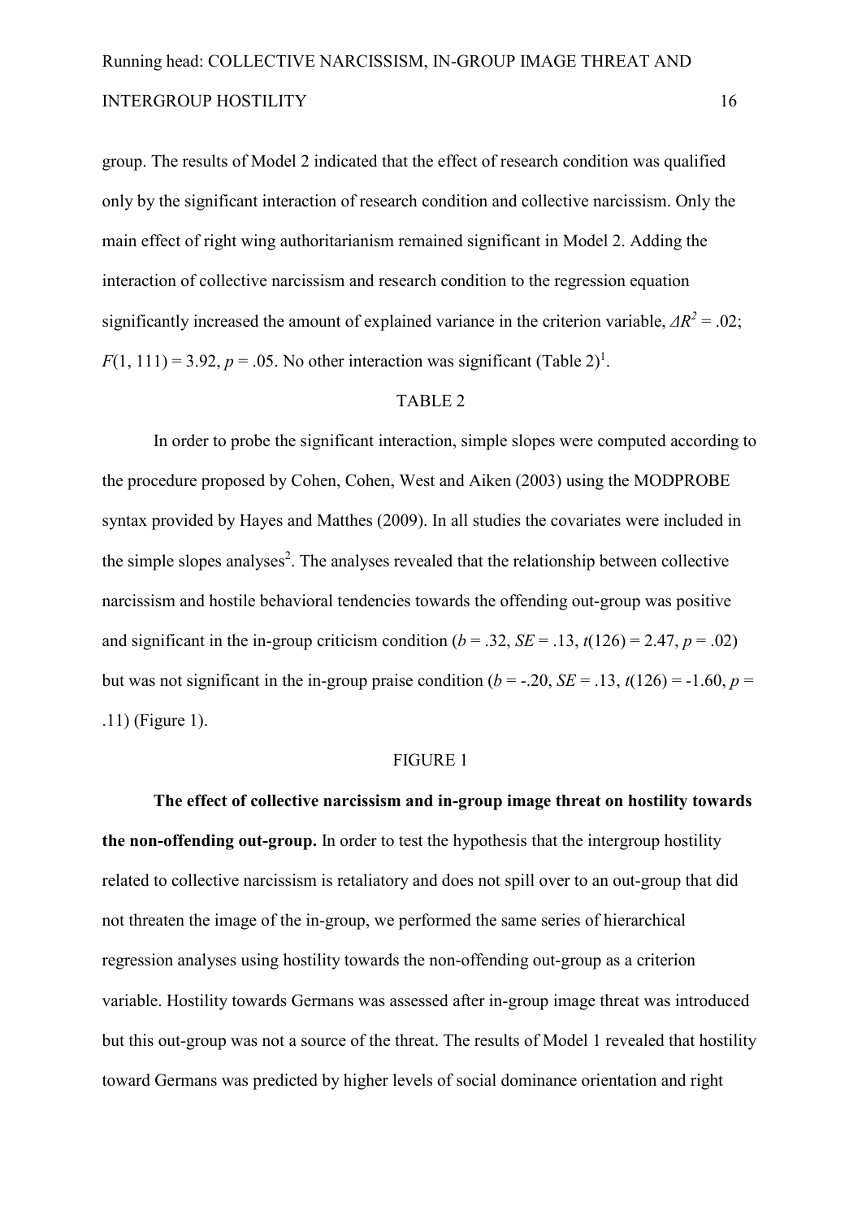group. The results of Model 2 indicated that the effect of research condition was qualified only by the significant interaction of research condition and collective narcissism. Only the main effect of right wing authoritarianism remained significant in Model 2. Adding the interaction of collective narcissism and research condition to the regression equation significantly increased the amount of explained variance in the criterion variable, $\Delta R^2 = .02$; $F(1, 111) = 3.92$, $p = .05$. No other interaction was significant (Table 2)[1].

TABLE 2

In order to probe the significant interaction, simple slopes were computed according to the procedure proposed by Cohen, Cohen, West and Aiken (2003) using the MODPROBE syntax provided by Hayes and Matthes (2009). In all studies the covariates were included in the simple slopes analyses[2]. The analyses revealed that the relationship between collective narcissism and hostile behavioral tendencies towards the offending out-group was positive and significant in the in-group criticism condition ($b = .32$, $SE = .13$, $t(126) = 2.47$, $p = .02$) but was not significant in the in-group praise condition ($b = -.20$, $SE = .13$, $t(126) = -1.60$, $p = .11$) (Figure 1).

FIGURE 1

**The effect of collective narcissism and in-group image threat on hostility towards the non-offending out-group.** In order to test the hypothesis that the intergroup hostility related to collective narcissism is retaliatory and does not spill over to an out-group that did not threaten the image of the in-group, we performed the same series of hierarchical regression analyses using hostility towards the non-offending out-group as a criterion variable. Hostility towards Germans was assessed after in-group image threat was introduced but this out-group was not a source of the threat. The results of Model 1 revealed that hostility toward Germans was predicted by higher levels of social dominance orientation and right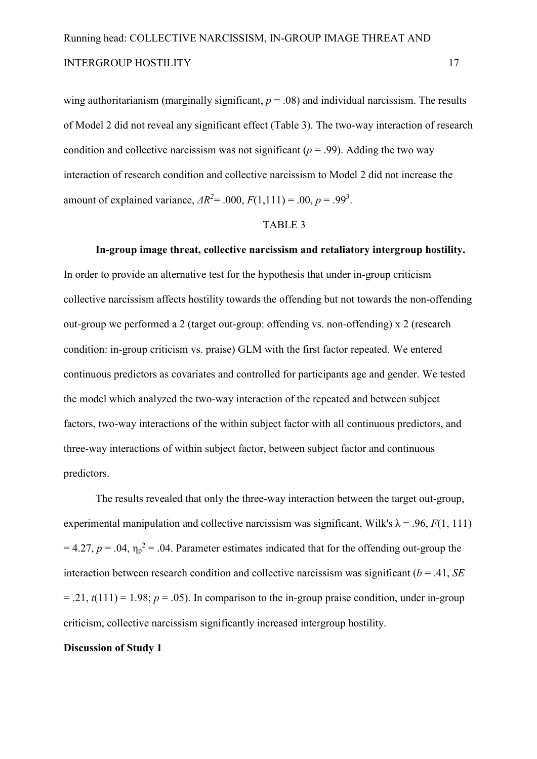wing authoritarianism (marginally significant, $p = .08$) and individual narcissism. The results of Model 2 did not reveal any significant effect (Table 3). The two-way interaction of research condition and collective narcissism was not significant ($p = .99$). Adding the two way interaction of research condition and collective narcissism to Model 2 did not increase the amount of explained variance, $\Delta R^2 = .000$, $F(1,111) = .00$, $p = .99$[3].

TABLE 3

**In-group image threat, collective narcissism and retaliatory intergroup hostility.** In order to provide an alternative test for the hypothesis that under in-group criticism collective narcissism affects hostility towards the offending but not towards the non-offending out-group we performed a 2 (target out-group: offending vs. non-offending) x 2 (research condition: in-group criticism vs. praise) GLM with the first factor repeated. We entered continuous predictors as covariates and controlled for participants age and gender. We tested the model which analyzed the two-way interaction of the repeated and between subject factors, two-way interactions of the within subject factor with all continuous predictors, and three-way interactions of within subject factor, between subject factor and continuous predictors.

The results revealed that only the three-way interaction between the target out-group, experimental manipulation and collective narcissism was significant, Wilk's $\lambda = .96$, $F(1, 111) = 4.27$, $p = .04$, $\eta_p^2 = .04$. Parameter estimates indicated that for the offending out-group the interaction between research condition and collective narcissism was significant ($b = .41$, $SE = .21$, $t(111) = 1.98$; $p = .05$). In comparison to the in-group praise condition, under in-group criticism, collective narcissism significantly increased intergroup hostility.

**Discussion of Study 1**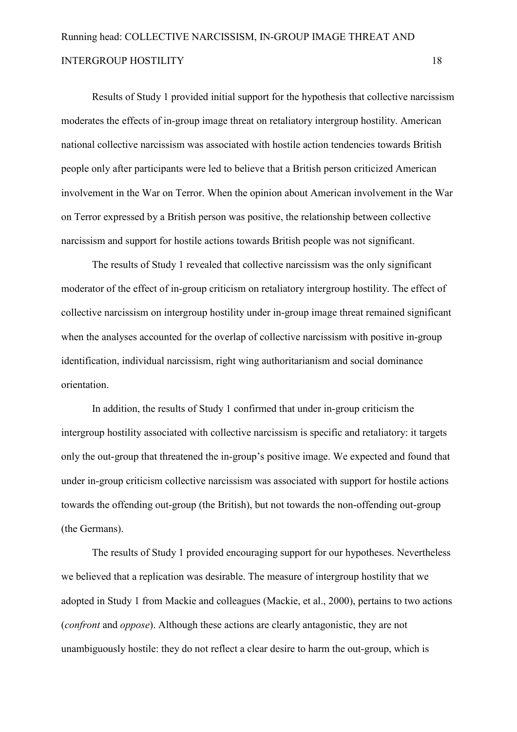Results of Study 1 provided initial support for the hypothesis that collective narcissism moderates the effects of in-group image threat on retaliatory intergroup hostility. American national collective narcissism was associated with hostile action tendencies towards British people only after participants were led to believe that a British person criticized American involvement in the War on Terror. When the opinion about American involvement in the War on Terror expressed by a British person was positive, the relationship between collective narcissism and support for hostile actions towards British people was not significant.

The results of Study 1 revealed that collective narcissism was the only significant moderator of the effect of in-group criticism on retaliatory intergroup hostility. The effect of collective narcissism on intergroup hostility under in-group image threat remained significant when the analyses accounted for the overlap of collective narcissism with positive in-group identification, individual narcissism, right wing authoritarianism and social dominance orientation.

In addition, the results of Study 1 confirmed that under in-group criticism the intergroup hostility associated with collective narcissism is specific and retaliatory: it targets only the out-group that threatened the in-group's positive image. We expected and found that under in-group criticism collective narcissism was associated with support for hostile actions towards the offending out-group (the British), but not towards the non-offending out-group (the Germans).

The results of Study 1 provided encouraging support for our hypotheses. Nevertheless we believed that a replication was desirable. The measure of intergroup hostility that we adopted in Study 1 from Mackie and colleagues (Mackie, et al., 2000), pertains to two actions (*confront* and *oppose*). Although these actions are clearly antagonistic, they are not unambiguously hostile: they do not reflect a clear desire to harm the out-group, which is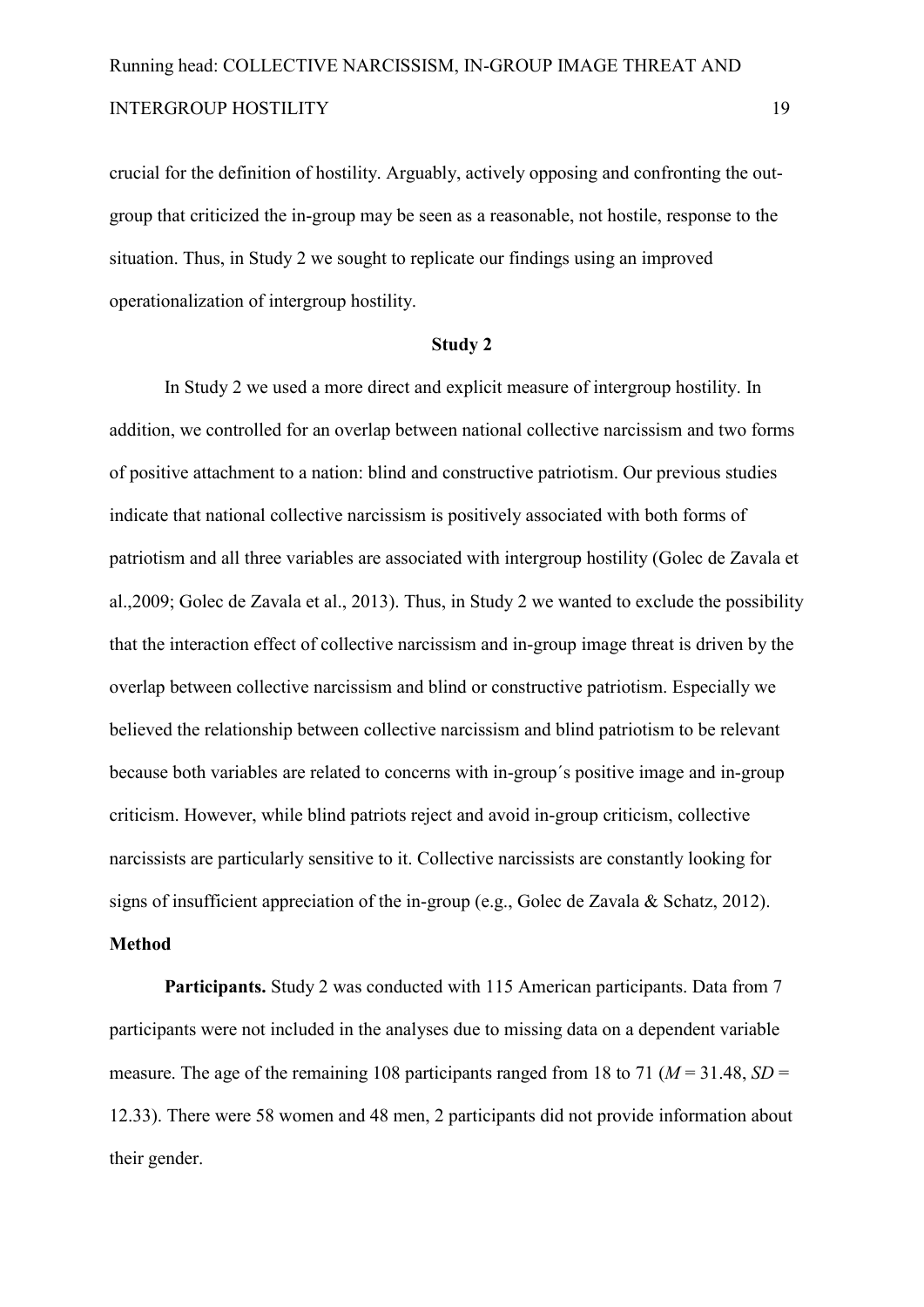crucial for the definition of hostility. Arguably, actively opposing and confronting the out-group that criticized the in-group may be seen as a reasonable, not hostile, response to the situation. Thus, in Study 2 we sought to replicate our findings using an improved operationalization of intergroup hostility.

## Study 2

In Study 2 we used a more direct and explicit measure of intergroup hostility. In addition, we controlled for an overlap between national collective narcissism and two forms of positive attachment to a nation: blind and constructive patriotism. Our previous studies indicate that national collective narcissism is positively associated with both forms of patriotism and all three variables are associated with intergroup hostility (Golec de Zavala et al.,2009; Golec de Zavala et al., 2013). Thus, in Study 2 we wanted to exclude the possibility that the interaction effect of collective narcissism and in-group image threat is driven by the overlap between collective narcissism and blind or constructive patriotism. Especially we believed the relationship between collective narcissism and blind patriotism to be relevant because both variables are related to concerns with in-group´s positive image and in-group criticism. However, while blind patriots reject and avoid in-group criticism, collective narcissists are particularly sensitive to it. Collective narcissists are constantly looking for signs of insufficient appreciation of the in-group (e.g., Golec de Zavala & Schatz, 2012).

### Method

**Participants.** Study 2 was conducted with 115 American participants. Data from 7 participants were not included in the analyses due to missing data on a dependent variable measure. The age of the remaining 108 participants ranged from 18 to 71 ($M$ = 31.48, $SD$ = 12.33). There were 58 women and 48 men, 2 participants did not provide information about their gender.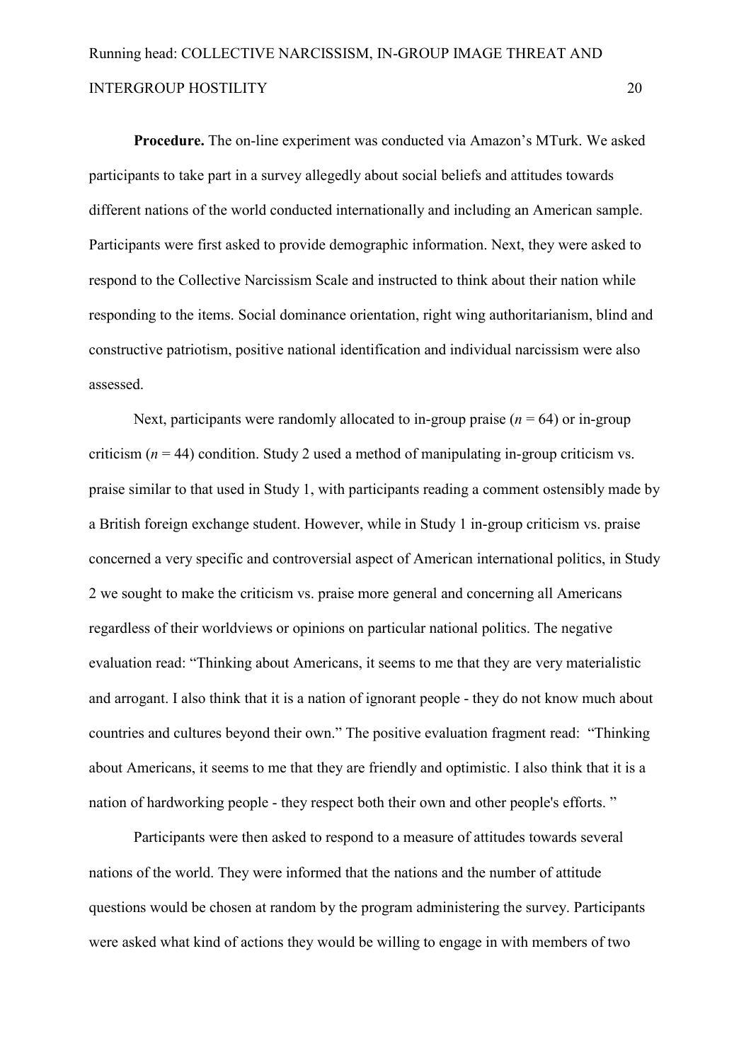**Procedure.** The on-line experiment was conducted via Amazon's MTurk. We asked participants to take part in a survey allegedly about social beliefs and attitudes towards different nations of the world conducted internationally and including an American sample. Participants were first asked to provide demographic information. Next, they were asked to respond to the Collective Narcissism Scale and instructed to think about their nation while responding to the items. Social dominance orientation, right wing authoritarianism, blind and constructive patriotism, positive national identification and individual narcissism were also assessed.

Next, participants were randomly allocated to in-group praise ($n$ = 64) or in-group criticism ($n$ = 44) condition. Study 2 used a method of manipulating in-group criticism vs. praise similar to that used in Study 1, with participants reading a comment ostensibly made by a British foreign exchange student. However, while in Study 1 in-group criticism vs. praise concerned a very specific and controversial aspect of American international politics, in Study 2 we sought to make the criticism vs. praise more general and concerning all Americans regardless of their worldviews or opinions on particular national politics. The negative evaluation read: "Thinking about Americans, it seems to me that they are very materialistic and arrogant. I also think that it is a nation of ignorant people - they do not know much about countries and cultures beyond their own." The positive evaluation fragment read: "Thinking about Americans, it seems to me that they are friendly and optimistic. I also think that it is a nation of hardworking people - they respect both their own and other people's efforts. "

Participants were then asked to respond to a measure of attitudes towards several nations of the world. They were informed that the nations and the number of attitude questions would be chosen at random by the program administering the survey. Participants were asked what kind of actions they would be willing to engage in with members of two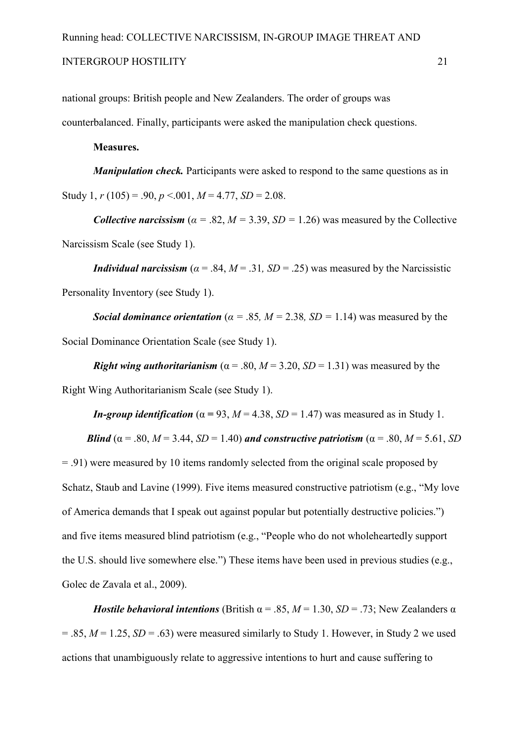national groups: British people and New Zealanders. The order of groups was counterbalanced. Finally, participants were asked the manipulation check questions.

**Measures.**

***Manipulation check.*** Participants were asked to respond to the same questions as in Study 1, $r$ (105) = .90, $p$ <.001, $M$ = 4.77, $SD$ = 2.08.

***Collective narcissism*** ($\alpha$ = .82, $M$ = 3.39, $SD$ = 1.26) was measured by the Collective Narcissism Scale (see Study 1).

***Individual narcissism*** ($\alpha$ = .84, $M$ = .31, $SD$ = .25) was measured by the Narcissistic Personality Inventory (see Study 1).

***Social dominance orientation*** ($\alpha$ = .85, $M$ = 2.38, $SD$ = 1.14) was measured by the Social Dominance Orientation Scale (see Study 1).

***Right wing authoritarianism*** ($\alpha$ = .80, $M$ = 3.20, $SD$ = 1.31) was measured by the Right Wing Authoritarianism Scale (see Study 1).

***In-group identification*** ($\alpha$ = 93, $M$ = 4.38, $SD$ = 1.47) was measured as in Study 1.

***Blind*** ($\alpha$ = .80, $M$ = 3.44, $SD$ = 1.40) ***and constructive patriotism*** ($\alpha$ = .80, $M$ = 5.61, $SD$ = .91) were measured by 10 items randomly selected from the original scale proposed by Schatz, Staub and Lavine (1999). Five items measured constructive patriotism (e.g., "My love of America demands that I speak out against popular but potentially destructive policies.") and five items measured blind patriotism (e.g., "People who do not wholeheartedly support the U.S. should live somewhere else.") These items have been used in previous studies (e.g., Golec de Zavala et al., 2009).

***Hostile behavioral intentions*** (British $\alpha$ = .85, $M$ = 1.30, $SD$ = .73; New Zealanders $\alpha$ = .85, $M$ = 1.25, $SD$ = .63) were measured similarly to Study 1. However, in Study 2 we used actions that unambiguously relate to aggressive intentions to hurt and cause suffering to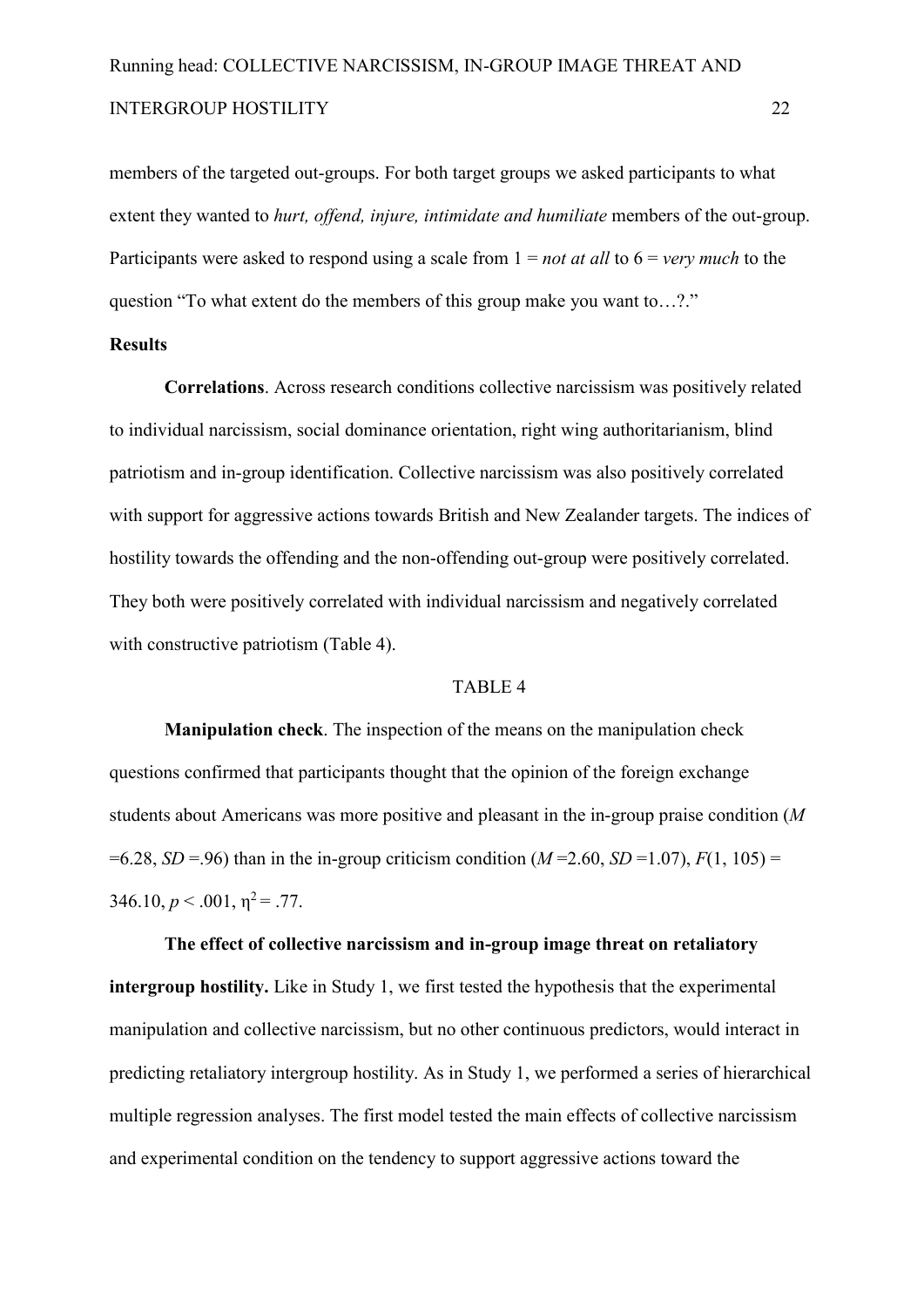members of the targeted out-groups. For both target groups we asked participants to what extent they wanted to *hurt, offend, injure, intimidate and humiliate* members of the out-group. Participants were asked to respond using a scale from 1 = *not at all* to 6 = *very much* to the question "To what extent do the members of this group make you want to…?."

**Results**

**Correlations**. Across research conditions collective narcissism was positively related to individual narcissism, social dominance orientation, right wing authoritarianism, blind patriotism and in-group identification. Collective narcissism was also positively correlated with support for aggressive actions towards British and New Zealander targets. The indices of hostility towards the offending and the non-offending out-group were positively correlated. They both were positively correlated with individual narcissism and negatively correlated with constructive patriotism (Table 4).

TABLE 4

**Manipulation check**. The inspection of the means on the manipulation check questions confirmed that participants thought that the opinion of the foreign exchange students about Americans was more positive and pleasant in the in-group praise condition ($M$ =6.28, $SD$ =.96) than in the in-group criticism condition ($M$ =2.60, $SD$ =1.07), $F(1, 105)$ = 346.10, $p < .001$, $\eta^2 = .77$.

**The effect of collective narcissism and in-group image threat on retaliatory intergroup hostility.** Like in Study 1, we first tested the hypothesis that the experimental manipulation and collective narcissism, but no other continuous predictors, would interact in predicting retaliatory intergroup hostility. As in Study 1, we performed a series of hierarchical multiple regression analyses. The first model tested the main effects of collective narcissism and experimental condition on the tendency to support aggressive actions toward the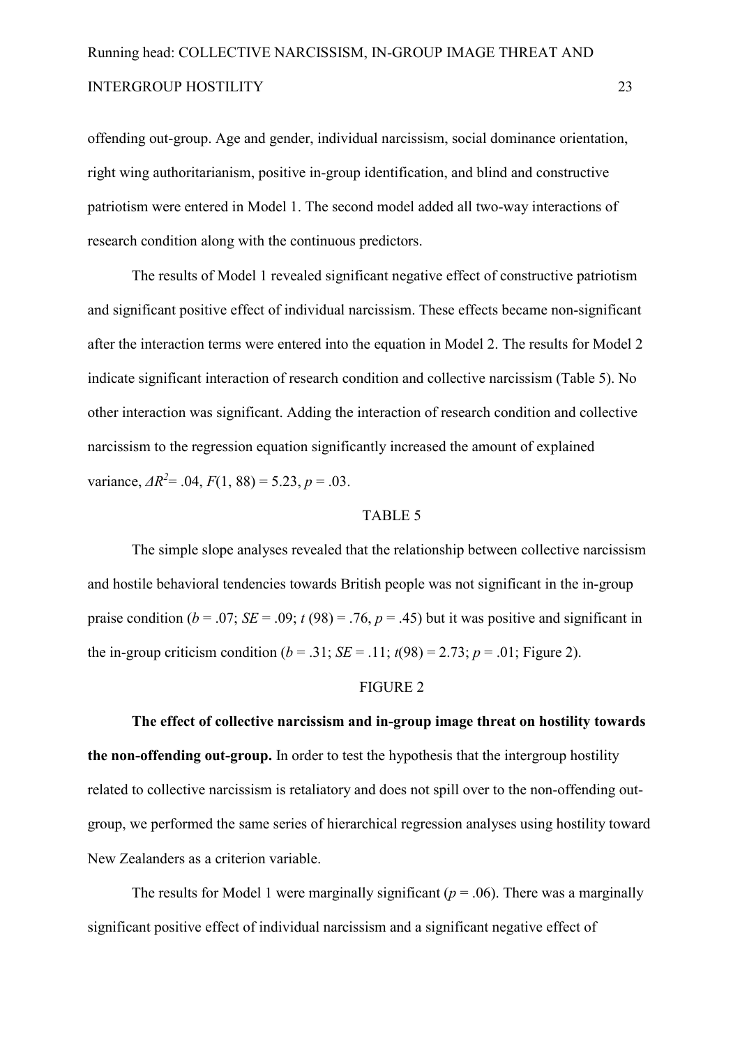offending out-group. Age and gender, individual narcissism, social dominance orientation, right wing authoritarianism, positive in-group identification, and blind and constructive patriotism were entered in Model 1. The second model added all two-way interactions of research condition along with the continuous predictors.

The results of Model 1 revealed significant negative effect of constructive patriotism and significant positive effect of individual narcissism. These effects became non-significant after the interaction terms were entered into the equation in Model 2. The results for Model 2 indicate significant interaction of research condition and collective narcissism (Table 5). No other interaction was significant. Adding the interaction of research condition and collective narcissism to the regression equation significantly increased the amount of explained variance, $\Delta R^2 = .04$, $F(1, 88) = 5.23$, $p = .03$.

TABLE 5

The simple slope analyses revealed that the relationship between collective narcissism and hostile behavioral tendencies towards British people was not significant in the in-group praise condition ($b = .07$; $SE = .09$; $t(98) = .76$, $p = .45$) but it was positive and significant in the in-group criticism condition ($b = .31$; $SE = .11$; $t(98) = 2.73$; $p = .01$; Figure 2).

FIGURE 2

**The effect of collective narcissism and in-group image threat on hostility towards the non-offending out-group.** In order to test the hypothesis that the intergroup hostility related to collective narcissism is retaliatory and does not spill over to the non-offending out-group, we performed the same series of hierarchical regression analyses using hostility toward New Zealanders as a criterion variable.

The results for Model 1 were marginally significant ($p = .06$). There was a marginally significant positive effect of individual narcissism and a significant negative effect of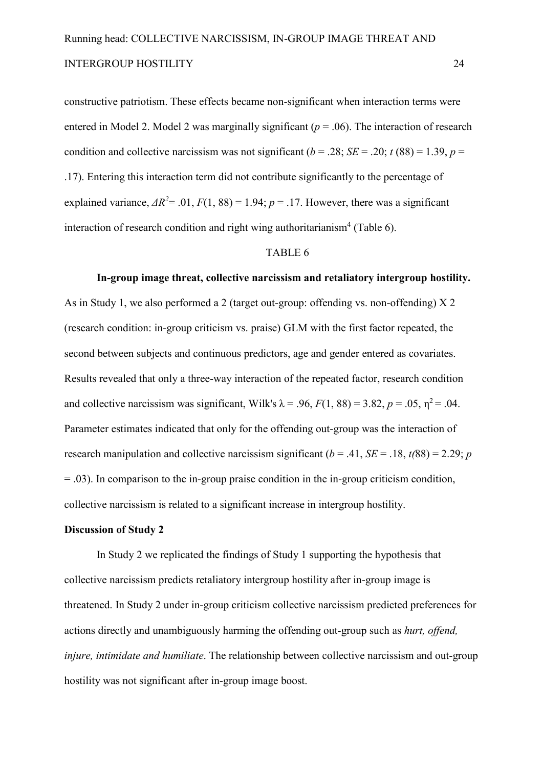constructive patriotism. These effects became non-significant when interaction terms were entered in Model 2. Model 2 was marginally significant ($p = .06$). The interaction of research condition and collective narcissism was not significant ($b = .28$; $SE = .20$; $t$ (88) = 1.39, $p$ = .17). Entering this interaction term did not contribute significantly to the percentage of explained variance, $\Delta R^2 = .01$, $F(1, 88) = 1.94$; $p = .17$. However, there was a significant interaction of research condition and right wing authoritarianism[4] (Table 6).

TABLE 6

**In-group image threat, collective narcissism and retaliatory intergroup hostility.** As in Study 1, we also performed a 2 (target out-group: offending vs. non-offending) X 2 (research condition: in-group criticism vs. praise) GLM with the first factor repeated, the second between subjects and continuous predictors, age and gender entered as covariates. Results revealed that only a three-way interaction of the repeated factor, research condition and collective narcissism was significant, Wilk's $\lambda = .96$, $F(1, 88) = 3.82$, $p = .05$, $\eta^2 = .04$. Parameter estimates indicated that only for the offending out-group was the interaction of research manipulation and collective narcissism significant ($b = .41$, $SE = .18$, $t(88) = 2.29$; $p = .03$). In comparison to the in-group praise condition in the in-group criticism condition, collective narcissism is related to a significant increase in intergroup hostility.

**Discussion of Study 2**

In Study 2 we replicated the findings of Study 1 supporting the hypothesis that collective narcissism predicts retaliatory intergroup hostility after in-group image is threatened. In Study 2 under in-group criticism collective narcissism predicted preferences for actions directly and unambiguously harming the offending out-group such as *hurt, offend, injure, intimidate and humiliate*. The relationship between collective narcissism and out-group hostility was not significant after in-group image boost.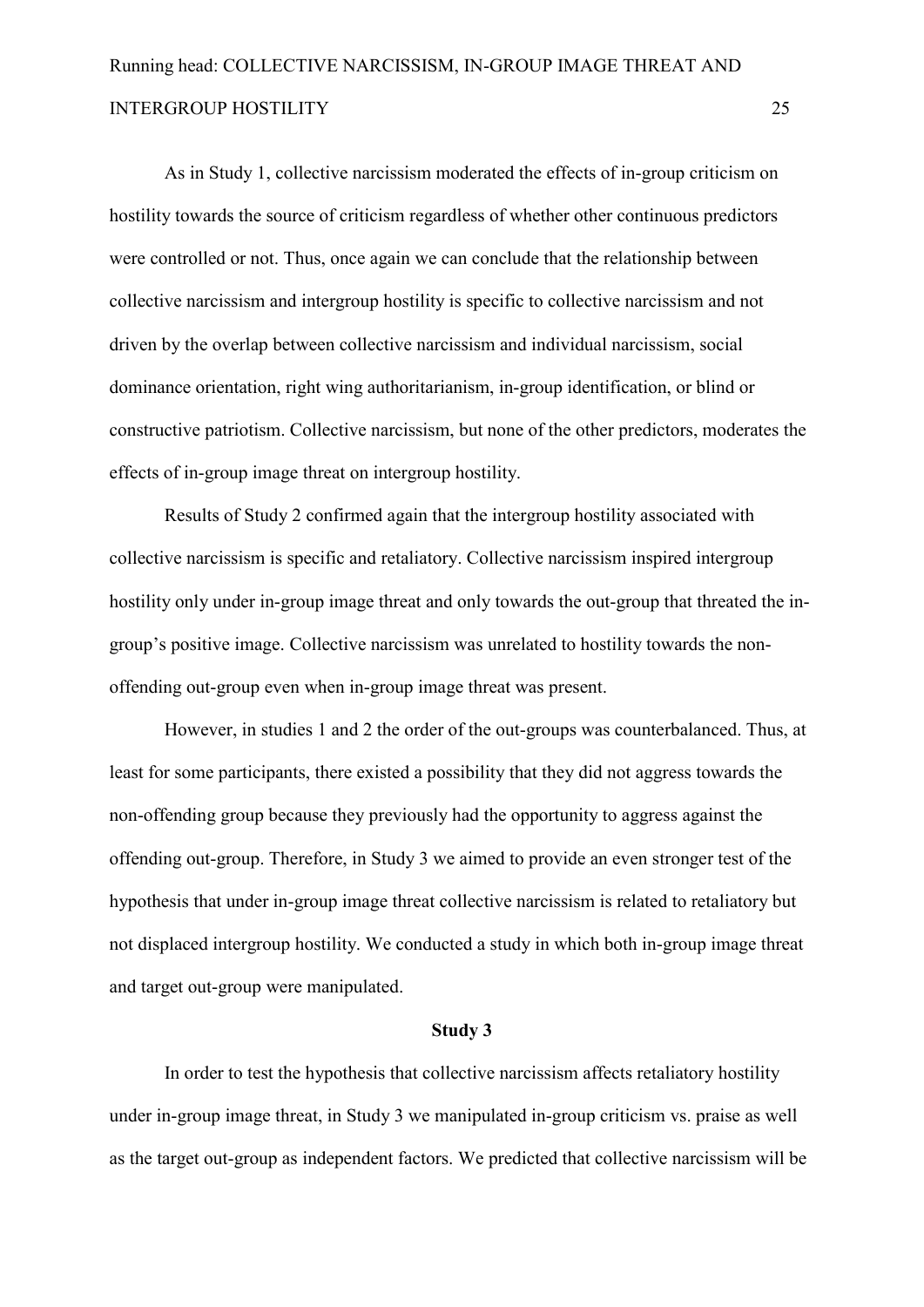As in Study 1, collective narcissism moderated the effects of in-group criticism on hostility towards the source of criticism regardless of whether other continuous predictors were controlled or not. Thus, once again we can conclude that the relationship between collective narcissism and intergroup hostility is specific to collective narcissism and not driven by the overlap between collective narcissism and individual narcissism, social dominance orientation, right wing authoritarianism, in-group identification, or blind or constructive patriotism. Collective narcissism, but none of the other predictors, moderates the effects of in-group image threat on intergroup hostility.

Results of Study 2 confirmed again that the intergroup hostility associated with collective narcissism is specific and retaliatory. Collective narcissism inspired intergroup hostility only under in-group image threat and only towards the out-group that threated the in-group's positive image. Collective narcissism was unrelated to hostility towards the non-offending out-group even when in-group image threat was present.

However, in studies 1 and 2 the order of the out-groups was counterbalanced. Thus, at least for some participants, there existed a possibility that they did not aggress towards the non-offending group because they previously had the opportunity to aggress against the offending out-group. Therefore, in Study 3 we aimed to provide an even stronger test of the hypothesis that under in-group image threat collective narcissism is related to retaliatory but not displaced intergroup hostility. We conducted a study in which both in-group image threat and target out-group were manipulated.

## Study 3

In order to test the hypothesis that collective narcissism affects retaliatory hostility under in-group image threat, in Study 3 we manipulated in-group criticism vs. praise as well as the target out-group as independent factors. We predicted that collective narcissism will be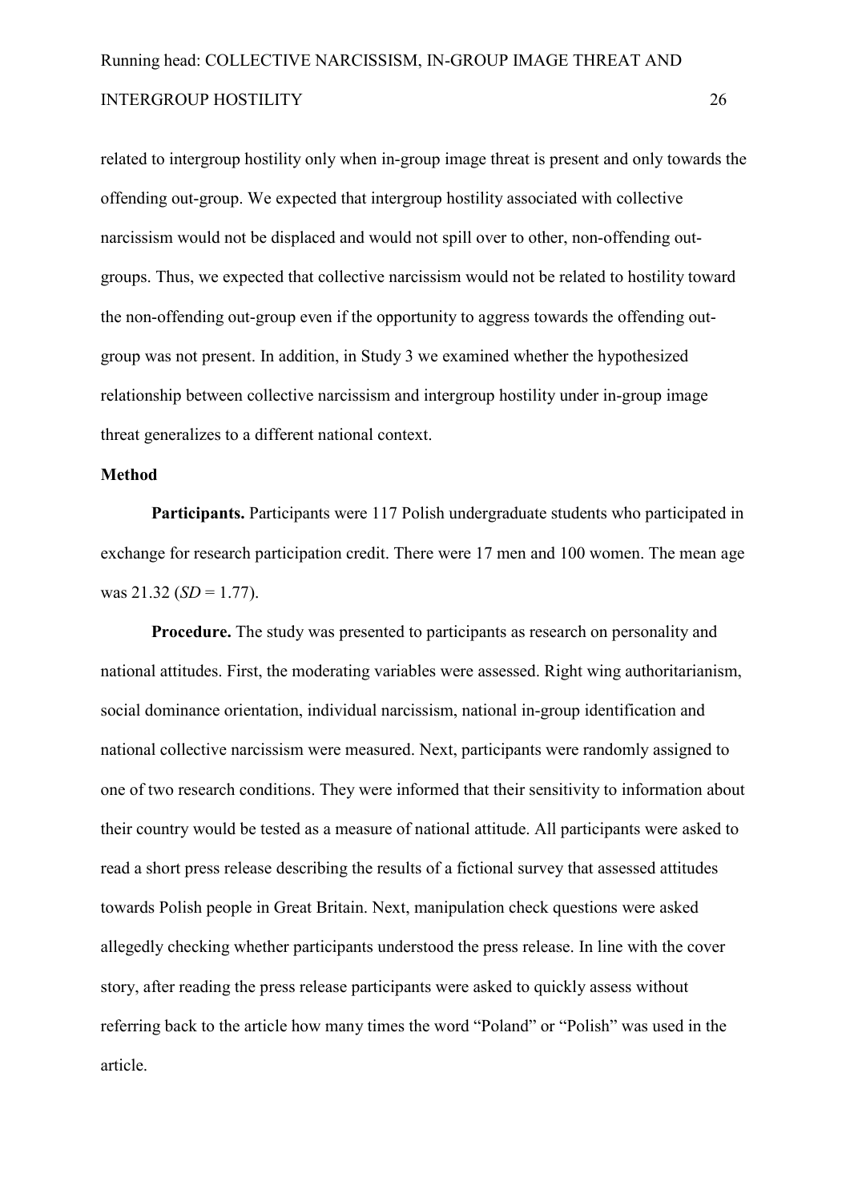related to intergroup hostility only when in-group image threat is present and only towards the offending out-group. We expected that intergroup hostility associated with collective narcissism would not be displaced and would not spill over to other, non-offending out-groups. Thus, we expected that collective narcissism would not be related to hostility toward the non-offending out-group even if the opportunity to aggress towards the offending out-group was not present. In addition, in Study 3 we examined whether the hypothesized relationship between collective narcissism and intergroup hostility under in-group image threat generalizes to a different national context.

**Method**

**Participants.** Participants were 117 Polish undergraduate students who participated in exchange for research participation credit. There were 17 men and 100 women. The mean age was 21.32 (*SD* = 1.77).

**Procedure.** The study was presented to participants as research on personality and national attitudes. First, the moderating variables were assessed. Right wing authoritarianism, social dominance orientation, individual narcissism, national in-group identification and national collective narcissism were measured. Next, participants were randomly assigned to one of two research conditions. They were informed that their sensitivity to information about their country would be tested as a measure of national attitude. All participants were asked to read a short press release describing the results of a fictional survey that assessed attitudes towards Polish people in Great Britain. Next, manipulation check questions were asked allegedly checking whether participants understood the press release. In line with the cover story, after reading the press release participants were asked to quickly assess without referring back to the article how many times the word "Poland" or "Polish" was used in the article.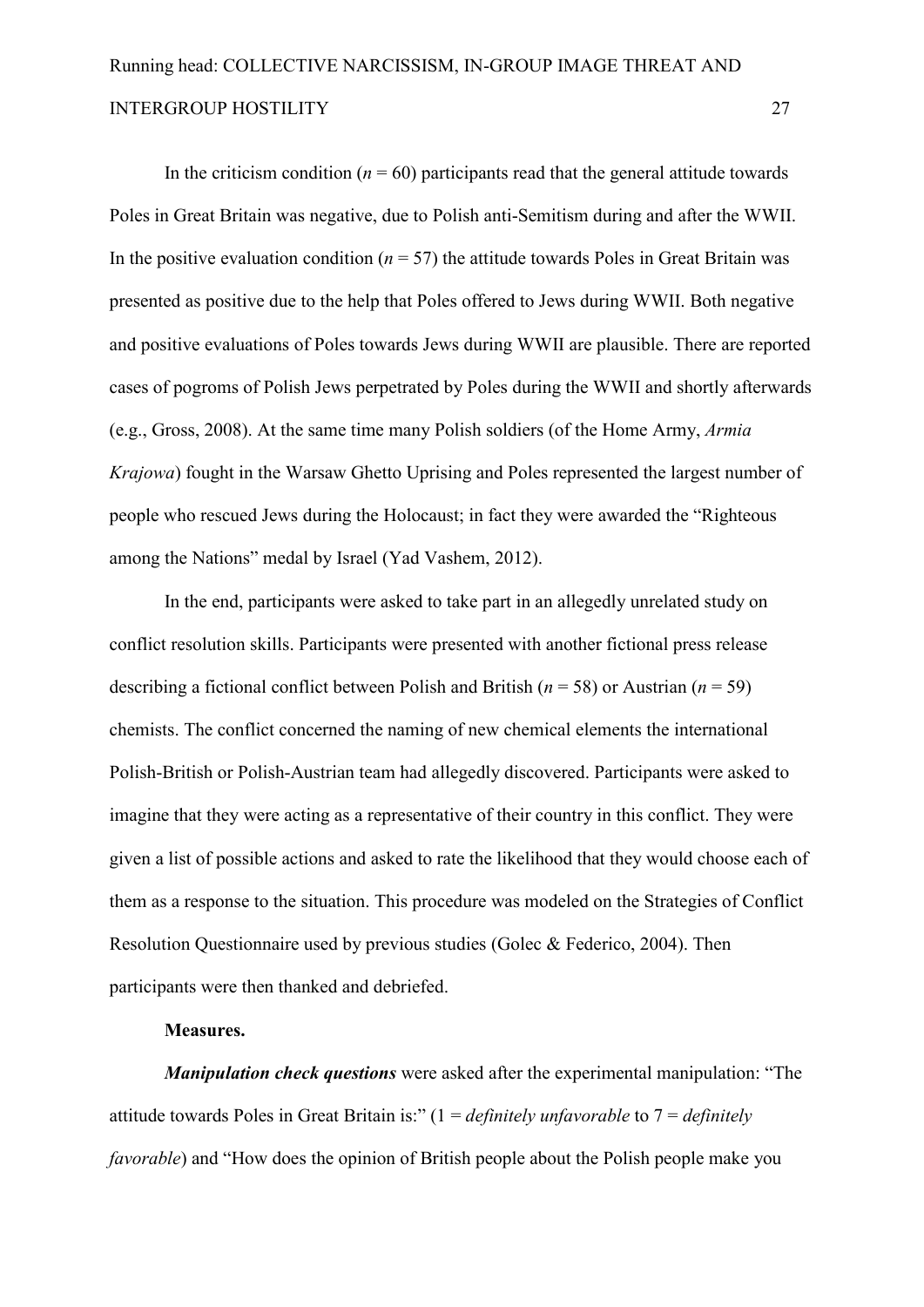In the criticism condition ($n = 60$) participants read that the general attitude towards Poles in Great Britain was negative, due to Polish anti-Semitism during and after the WWII. In the positive evaluation condition ($n = 57$) the attitude towards Poles in Great Britain was presented as positive due to the help that Poles offered to Jews during WWII. Both negative and positive evaluations of Poles towards Jews during WWII are plausible. There are reported cases of pogroms of Polish Jews perpetrated by Poles during the WWII and shortly afterwards (e.g., Gross, 2008). At the same time many Polish soldiers (of the Home Army, *Armia Krajowa*) fought in the Warsaw Ghetto Uprising and Poles represented the largest number of people who rescued Jews during the Holocaust; in fact they were awarded the "Righteous among the Nations" medal by Israel (Yad Vashem, 2012).

In the end, participants were asked to take part in an allegedly unrelated study on conflict resolution skills. Participants were presented with another fictional press release describing a fictional conflict between Polish and British ($n = 58$) or Austrian ($n = 59$) chemists. The conflict concerned the naming of new chemical elements the international Polish-British or Polish-Austrian team had allegedly discovered. Participants were asked to imagine that they were acting as a representative of their country in this conflict. They were given a list of possible actions and asked to rate the likelihood that they would choose each of them as a response to the situation. This procedure was modeled on the Strategies of Conflict Resolution Questionnaire used by previous studies (Golec & Federico, 2004). Then participants were then thanked and debriefed.

**Measures.**

***Manipulation check questions*** were asked after the experimental manipulation: "The attitude towards Poles in Great Britain is:" (1 = *definitely unfavorable* to 7 = *definitely favorable*) and "How does the opinion of British people about the Polish people make you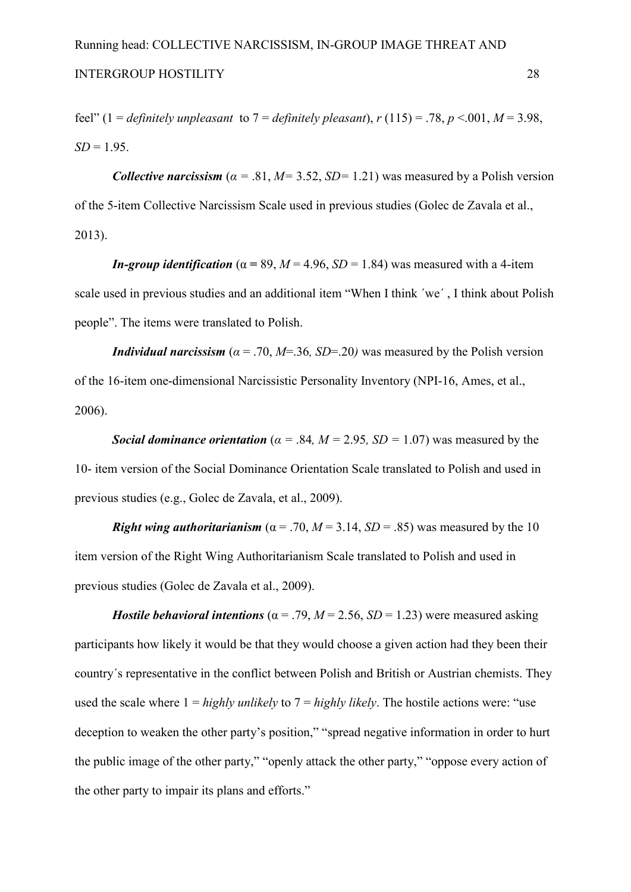feel" (1 = *definitely unpleasant* to 7 = *definitely pleasant*), $r$ (115) = .78, $p$ <.001, $M$ = 3.98, $SD$ = 1.95.

***Collective narcissism*** ($\alpha$ = .81, $M$= 3.52, $SD$= 1.21) was measured by a Polish version of the 5-item Collective Narcissism Scale used in previous studies (Golec de Zavala et al., 2013).

***In-group identification*** ($\alpha$ = 89, $M$ = 4.96, $SD$ = 1.84) was measured with a 4-item scale used in previous studies and an additional item "When I think ´we´ , I think about Polish people". The items were translated to Polish.

***Individual narcissism*** ($\alpha$ = .70, $M$=.36, $SD$=.20) was measured by the Polish version of the 16-item one-dimensional Narcissistic Personality Inventory (NPI-16, Ames, et al., 2006).

***Social dominance orientation*** ($\alpha$ = .84, $M$ = 2.95, $SD$ = 1.07) was measured by the 10- item version of the Social Dominance Orientation Scale translated to Polish and used in previous studies (e.g., Golec de Zavala, et al., 2009).

***Right wing authoritarianism*** ($\alpha$ = .70, $M$ = 3.14, $SD$ = .85) was measured by the 10 item version of the Right Wing Authoritarianism Scale translated to Polish and used in previous studies (Golec de Zavala et al., 2009).

***Hostile behavioral intentions*** ($\alpha$ = .79, $M$ = 2.56, $SD$ = 1.23) were measured asking participants how likely it would be that they would choose a given action had they been their country´s representative in the conflict between Polish and British or Austrian chemists. They used the scale where 1 = *highly unlikely* to 7 = *highly likely*. The hostile actions were: "use deception to weaken the other party's position," "spread negative information in order to hurt the public image of the other party," "openly attack the other party," "oppose every action of the other party to impair its plans and efforts."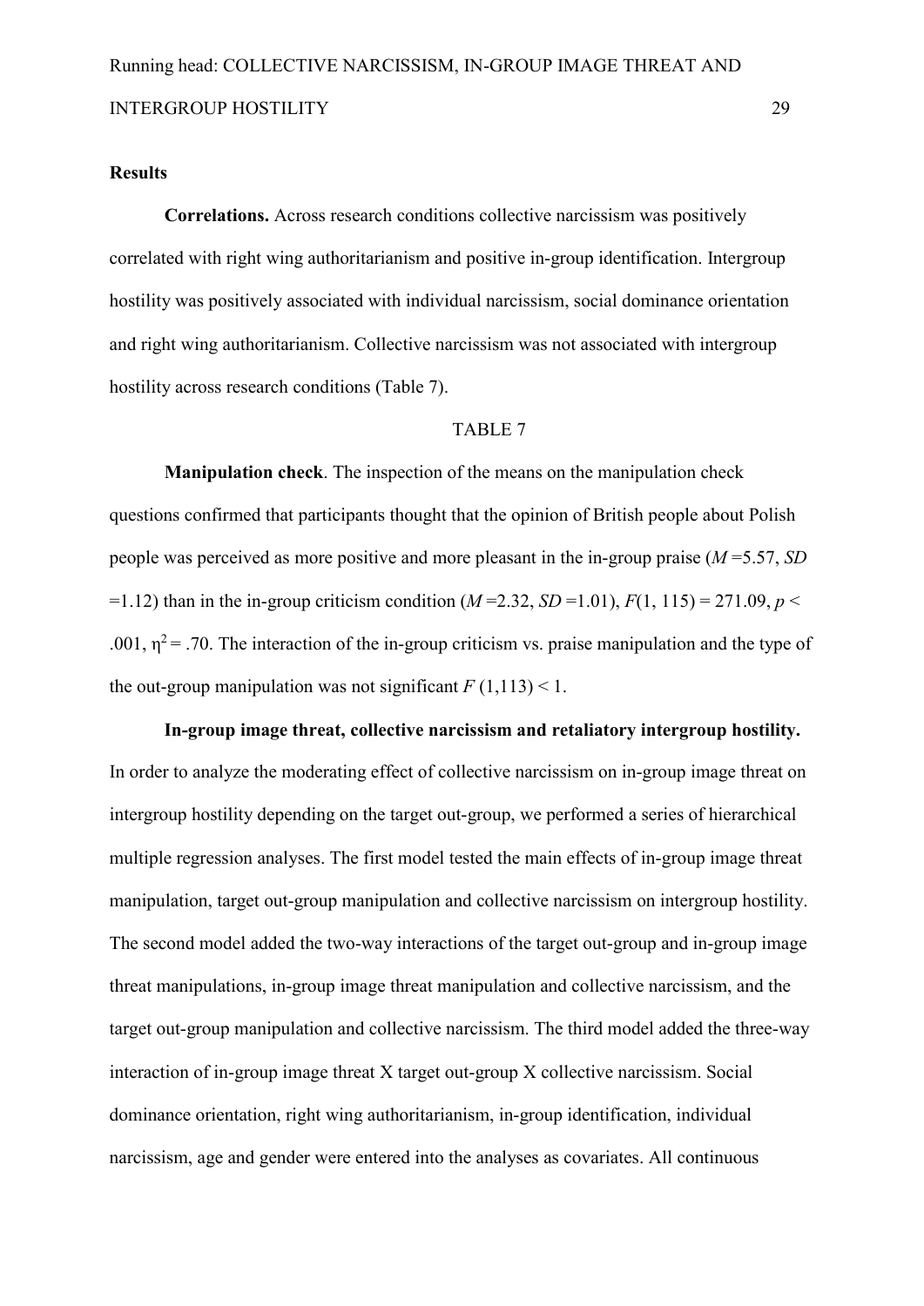**Results**

**Correlations.** Across research conditions collective narcissism was positively correlated with right wing authoritarianism and positive in-group identification. Intergroup hostility was positively associated with individual narcissism, social dominance orientation and right wing authoritarianism. Collective narcissism was not associated with intergroup hostility across research conditions (Table 7).

TABLE 7

**Manipulation check**. The inspection of the means on the manipulation check questions confirmed that participants thought that the opinion of British people about Polish people was perceived as more positive and more pleasant in the in-group praise ($M$ =5.57, $SD$ =1.12) than in the in-group criticism condition ($M$ =2.32, $SD$ =1.01), $F(1, 115) = 271.09$, $p < .001$, $\eta^2 = .70$. The interaction of the in-group criticism vs. praise manipulation and the type of the out-group manipulation was not significant $F(1,113) < 1$.

**In-group image threat, collective narcissism and retaliatory intergroup hostility.** In order to analyze the moderating effect of collective narcissism on in-group image threat on intergroup hostility depending on the target out-group, we performed a series of hierarchical multiple regression analyses. The first model tested the main effects of in-group image threat manipulation, target out-group manipulation and collective narcissism on intergroup hostility. The second model added the two-way interactions of the target out-group and in-group image threat manipulations, in-group image threat manipulation and collective narcissism, and the target out-group manipulation and collective narcissism. The third model added the three-way interaction of in-group image threat X target out-group X collective narcissism. Social dominance orientation, right wing authoritarianism, in-group identification, individual narcissism, age and gender were entered into the analyses as covariates. All continuous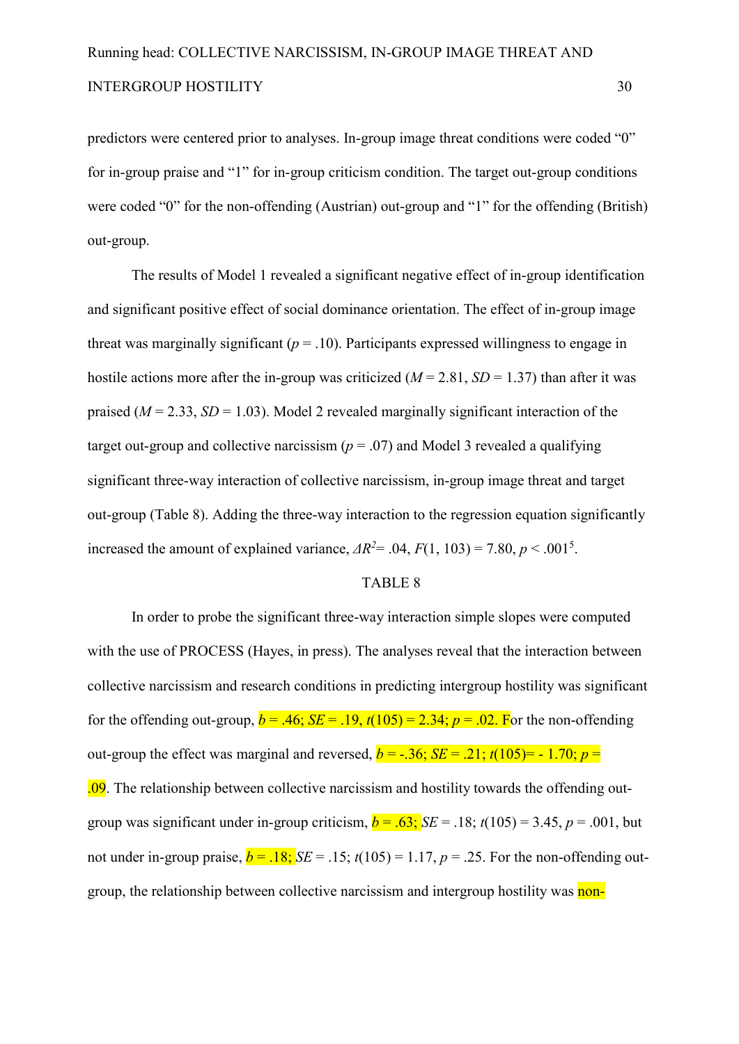predictors were centered prior to analyses. In-group image threat conditions were coded "0" for in-group praise and "1" for in-group criticism condition. The target out-group conditions were coded "0" for the non-offending (Austrian) out-group and "1" for the offending (British) out-group.

The results of Model 1 revealed a significant negative effect of in-group identification and significant positive effect of social dominance orientation. The effect of in-group image threat was marginally significant ($p = .10$). Participants expressed willingness to engage in hostile actions more after the in-group was criticized ($M = 2.81$, $SD = 1.37$) than after it was praised ($M = 2.33$, $SD = 1.03$). Model 2 revealed marginally significant interaction of the target out-group and collective narcissism ($p = .07$) and Model 3 revealed a qualifying significant three-way interaction of collective narcissism, in-group image threat and target out-group (Table 8). Adding the three-way interaction to the regression equation significantly increased the amount of explained variance, $\Delta R^2 = .04$, $F(1, 103) = 7.80$, $p < .001$[5].

TABLE 8

In order to probe the significant three-way interaction simple slopes were computed with the use of PROCESS (Hayes, in press). The analyses reveal that the interaction between collective narcissism and research conditions in predicting intergroup hostility was significant for the offending out-group, $b = .46$; $SE = .19$, $t(105) = 2.34$; $p = .02$. For the non-offending out-group the effect was marginal and reversed, $b = -.36$; $SE = .21$; $t(105) = -1.70$; $p = .09$. The relationship between collective narcissism and hostility towards the offending out-group was significant under in-group criticism, $b = .63$; $SE = .18$; $t(105) = 3.45$, $p = .001$, but not under in-group praise, $b = .18$; $SE = .15$; $t(105) = 1.17$, $p = .25$. For the non-offending out-group, the relationship between collective narcissism and intergroup hostility was non-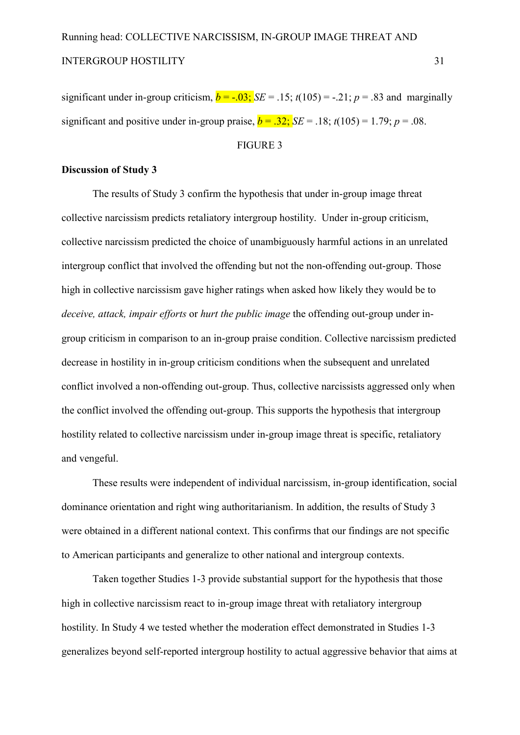significant under in-group criticism, $b = -.03$; $SE = .15$; $t(105) = -.21$; $p = .83$ and marginally significant and positive under in-group praise, $b = .32$; $SE = .18$; $t(105) = 1.79$; $p = .08$.

FIGURE 3

**Discussion of Study 3**

The results of Study 3 confirm the hypothesis that under in-group image threat collective narcissism predicts retaliatory intergroup hostility. Under in-group criticism, collective narcissism predicted the choice of unambiguously harmful actions in an unrelated intergroup conflict that involved the offending but not the non-offending out-group. Those high in collective narcissism gave higher ratings when asked how likely they would be to *deceive, attack, impair efforts* or *hurt the public image* the offending out-group under in-group criticism in comparison to an in-group praise condition. Collective narcissism predicted decrease in hostility in in-group criticism conditions when the subsequent and unrelated conflict involved a non-offending out-group. Thus, collective narcissists aggressed only when the conflict involved the offending out-group. This supports the hypothesis that intergroup hostility related to collective narcissism under in-group image threat is specific, retaliatory and vengeful.

These results were independent of individual narcissism, in-group identification, social dominance orientation and right wing authoritarianism. In addition, the results of Study 3 were obtained in a different national context. This confirms that our findings are not specific to American participants and generalize to other national and intergroup contexts.

Taken together Studies 1-3 provide substantial support for the hypothesis that those high in collective narcissism react to in-group image threat with retaliatory intergroup hostility. In Study 4 we tested whether the moderation effect demonstrated in Studies 1-3 generalizes beyond self-reported intergroup hostility to actual aggressive behavior that aims at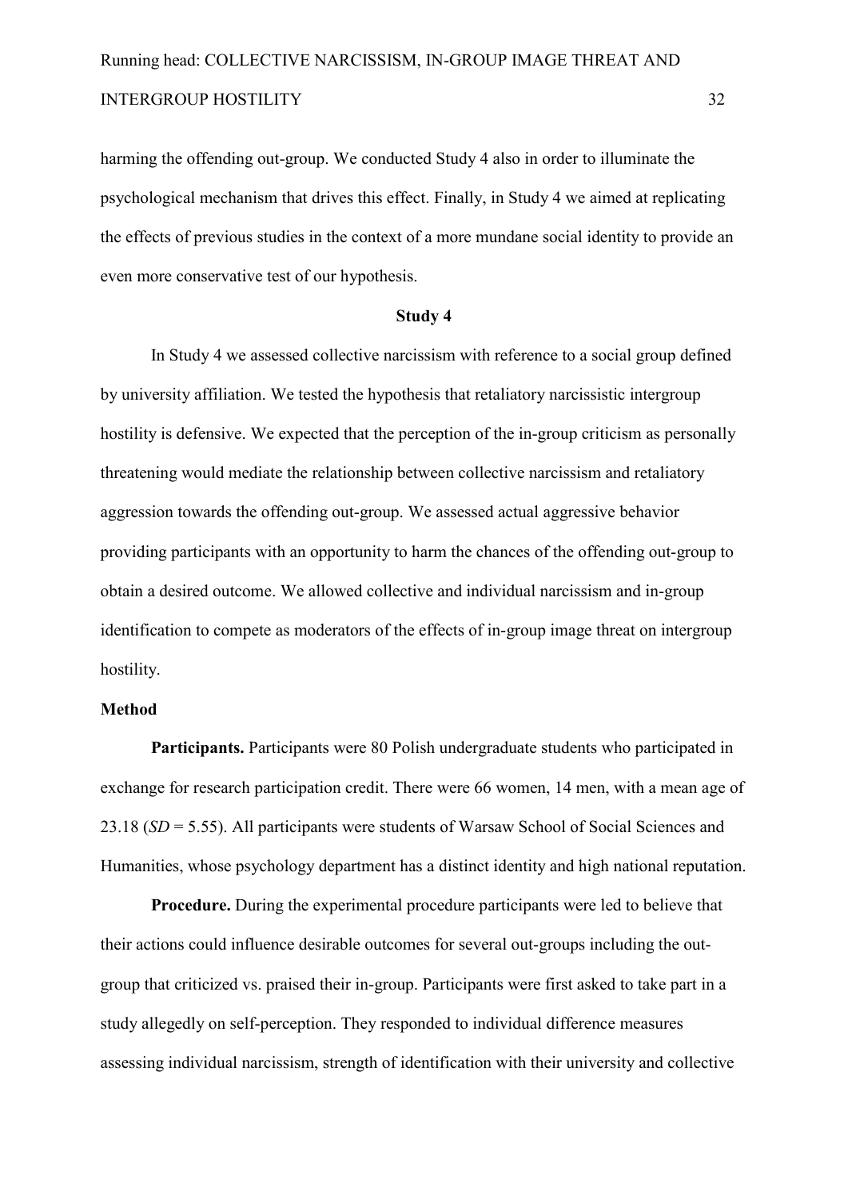harming the offending out-group. We conducted Study 4 also in order to illuminate the psychological mechanism that drives this effect. Finally, in Study 4 we aimed at replicating the effects of previous studies in the context of a more mundane social identity to provide an even more conservative test of our hypothesis.

## Study 4

In Study 4 we assessed collective narcissism with reference to a social group defined by university affiliation. We tested the hypothesis that retaliatory narcissistic intergroup hostility is defensive. We expected that the perception of the in-group criticism as personally threatening would mediate the relationship between collective narcissism and retaliatory aggression towards the offending out-group. We assessed actual aggressive behavior providing participants with an opportunity to harm the chances of the offending out-group to obtain a desired outcome. We allowed collective and individual narcissism and in-group identification to compete as moderators of the effects of in-group image threat on intergroup hostility.

### Method

**Participants.** Participants were 80 Polish undergraduate students who participated in exchange for research participation credit. There were 66 women, 14 men, with a mean age of 23.18 (*SD* = 5.55). All participants were students of Warsaw School of Social Sciences and Humanities, whose psychology department has a distinct identity and high national reputation.

**Procedure.** During the experimental procedure participants were led to believe that their actions could influence desirable outcomes for several out-groups including the out-group that criticized vs. praised their in-group. Participants were first asked to take part in a study allegedly on self-perception. They responded to individual difference measures assessing individual narcissism, strength of identification with their university and collective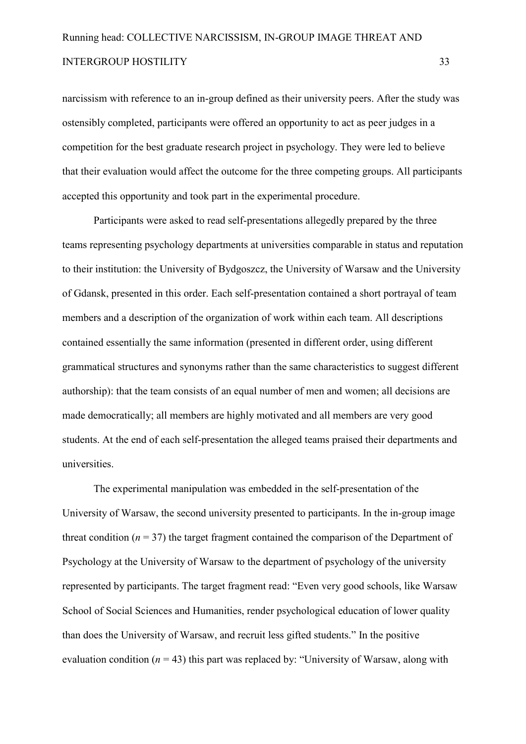narcissism with reference to an in-group defined as their university peers. After the study was ostensibly completed, participants were offered an opportunity to act as peer judges in a competition for the best graduate research project in psychology. They were led to believe that their evaluation would affect the outcome for the three competing groups. All participants accepted this opportunity and took part in the experimental procedure.

Participants were asked to read self-presentations allegedly prepared by the three teams representing psychology departments at universities comparable in status and reputation to their institution: the University of Bydgoszcz, the University of Warsaw and the University of Gdansk, presented in this order. Each self-presentation contained a short portrayal of team members and a description of the organization of work within each team. All descriptions contained essentially the same information (presented in different order, using different grammatical structures and synonyms rather than the same characteristics to suggest different authorship): that the team consists of an equal number of men and women; all decisions are made democratically; all members are highly motivated and all members are very good students. At the end of each self-presentation the alleged teams praised their departments and universities.

The experimental manipulation was embedded in the self-presentation of the University of Warsaw, the second university presented to participants. In the in-group image threat condition ($n$ = 37) the target fragment contained the comparison of the Department of Psychology at the University of Warsaw to the department of psychology of the university represented by participants. The target fragment read: "Even very good schools, like Warsaw School of Social Sciences and Humanities, render psychological education of lower quality than does the University of Warsaw, and recruit less gifted students." In the positive evaluation condition ($n$ = 43) this part was replaced by: "University of Warsaw, along with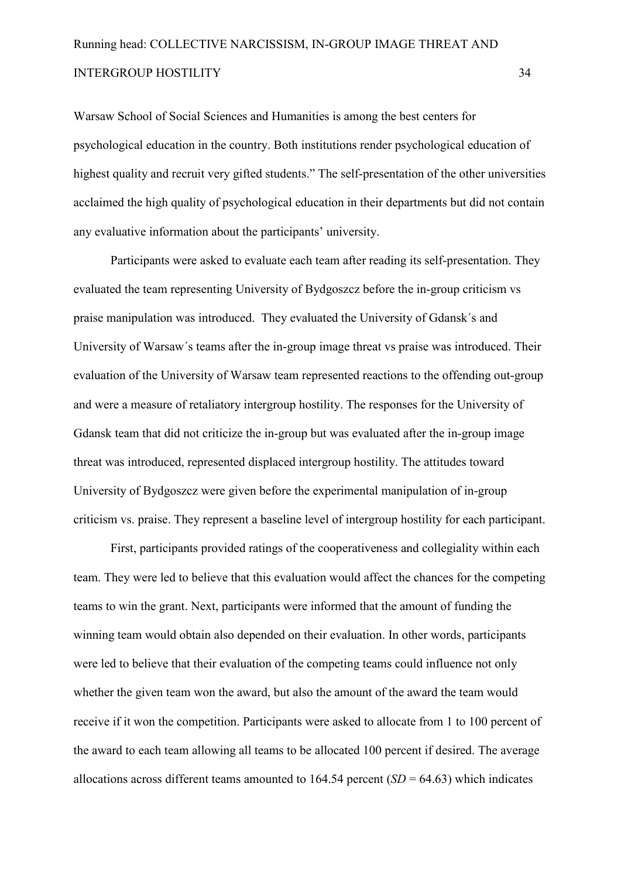Warsaw School of Social Sciences and Humanities is among the best centers for psychological education in the country. Both institutions render psychological education of highest quality and recruit very gifted students." The self-presentation of the other universities acclaimed the high quality of psychological education in their departments but did not contain any evaluative information about the participants' university.

Participants were asked to evaluate each team after reading its self-presentation. They evaluated the team representing University of Bydgoszcz before the in-group criticism vs praise manipulation was introduced. They evaluated the University of Gdansk´s and University of Warsaw´s teams after the in-group image threat vs praise was introduced. Their evaluation of the University of Warsaw team represented reactions to the offending out-group and were a measure of retaliatory intergroup hostility. The responses for the University of Gdansk team that did not criticize the in-group but was evaluated after the in-group image threat was introduced, represented displaced intergroup hostility. The attitudes toward University of Bydgoszcz were given before the experimental manipulation of in-group criticism vs. praise. They represent a baseline level of intergroup hostility for each participant.

First, participants provided ratings of the cooperativeness and collegiality within each team. They were led to believe that this evaluation would affect the chances for the competing teams to win the grant. Next, participants were informed that the amount of funding the winning team would obtain also depended on their evaluation. In other words, participants were led to believe that their evaluation of the competing teams could influence not only whether the given team won the award, but also the amount of the award the team would receive if it won the competition. Participants were asked to allocate from 1 to 100 percent of the award to each team allowing all teams to be allocated 100 percent if desired. The average allocations across different teams amounted to 164.54 percent ($SD$ = 64.63) which indicates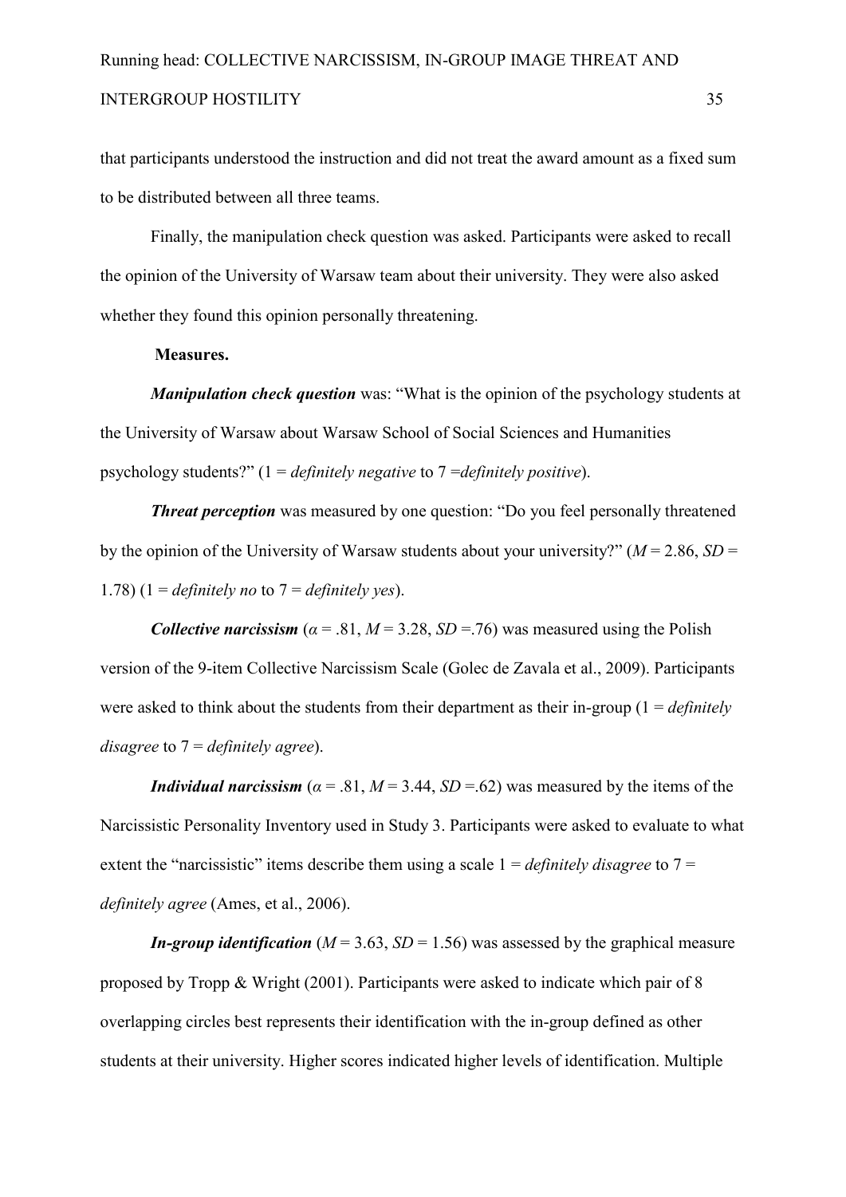that participants understood the instruction and did not treat the award amount as a fixed sum to be distributed between all three teams.

Finally, the manipulation check question was asked. Participants were asked to recall the opinion of the University of Warsaw team about their university. They were also asked whether they found this opinion personally threatening.

**Measures.**

***Manipulation check question*** was: "What is the opinion of the psychology students at the University of Warsaw about Warsaw School of Social Sciences and Humanities psychology students?" (1 = *definitely negative* to 7 =*definitely positive*).

***Threat perception*** was measured by one question: "Do you feel personally threatened by the opinion of the University of Warsaw students about your university?" ($M$ = 2.86, $SD$ = 1.78) (1 = *definitely no* to 7 = *definitely yes*).

***Collective narcissism*** ($\alpha$ = .81, $M$ = 3.28, $SD$ =.76) was measured using the Polish version of the 9-item Collective Narcissism Scale (Golec de Zavala et al., 2009). Participants were asked to think about the students from their department as their in-group (1 = *definitely disagree* to 7 = *definitely agree*).

***Individual narcissism*** ($\alpha$ = .81, $M$ = 3.44, $SD$ =.62) was measured by the items of the Narcissistic Personality Inventory used in Study 3. Participants were asked to evaluate to what extent the "narcissistic" items describe them using a scale 1 = *definitely disagree* to 7 = *definitely agree* (Ames, et al., 2006).

***In-group identification*** ($M$ = 3.63, $SD$ = 1.56) was assessed by the graphical measure proposed by Tropp & Wright (2001). Participants were asked to indicate which pair of 8 overlapping circles best represents their identification with the in-group defined as other students at their university. Higher scores indicated higher levels of identification. Multiple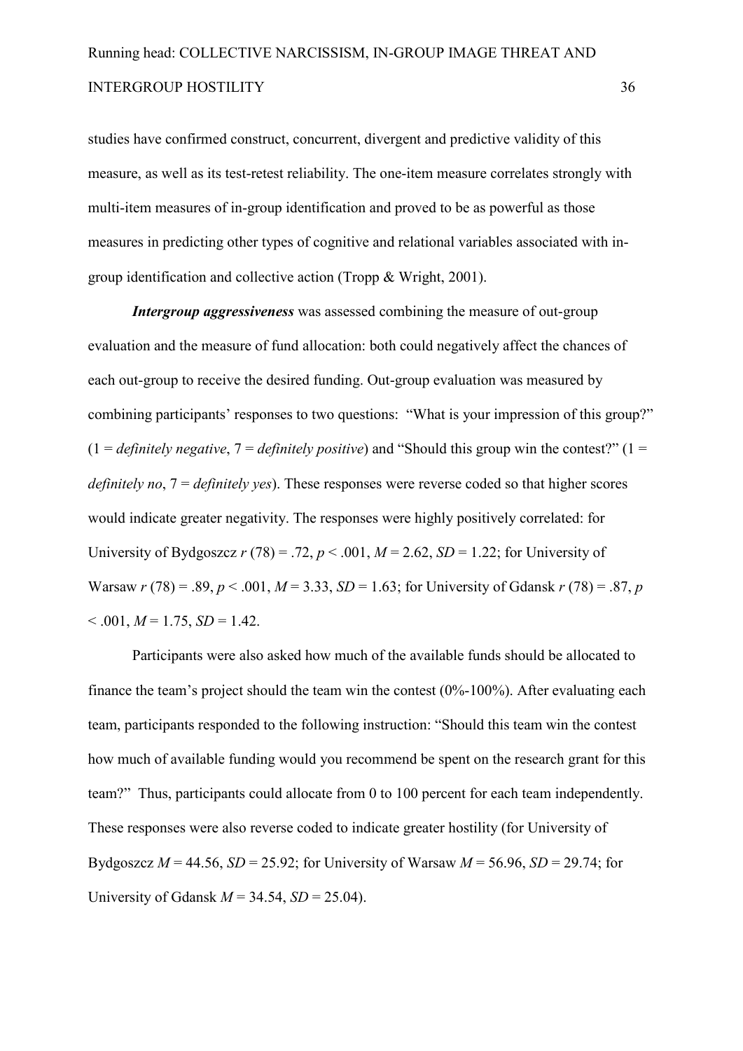studies have confirmed construct, concurrent, divergent and predictive validity of this measure, as well as its test-retest reliability. The one-item measure correlates strongly with multi-item measures of in-group identification and proved to be as powerful as those measures in predicting other types of cognitive and relational variables associated with in-group identification and collective action (Tropp & Wright, 2001).

***Intergroup aggressiveness*** was assessed combining the measure of out-group evaluation and the measure of fund allocation: both could negatively affect the chances of each out-group to receive the desired funding. Out-group evaluation was measured by combining participants' responses to two questions: "What is your impression of this group?" (1 = *definitely negative*, 7 = *definitely positive*) and "Should this group win the contest?" (1 = *definitely no*, 7 = *definitely yes*). These responses were reverse coded so that higher scores would indicate greater negativity. The responses were highly positively correlated: for University of Bydgoszcz $r$ (78) = .72, $p < .001$, $M = 2.62$, $SD = 1.22$; for University of Warsaw $r$ (78) = .89, $p < .001$, $M = 3.33$, $SD = 1.63$; for University of Gdansk $r$ (78) = .87, $p < .001$, $M = 1.75$, $SD = 1.42$.

Participants were also asked how much of the available funds should be allocated to finance the team's project should the team win the contest (0%-100%). After evaluating each team, participants responded to the following instruction: "Should this team win the contest how much of available funding would you recommend be spent on the research grant for this team?" Thus, participants could allocate from 0 to 100 percent for each team independently. These responses were also reverse coded to indicate greater hostility (for University of Bydgoszcz $M = 44.56$, $SD = 25.92$; for University of Warsaw $M = 56.96$, $SD = 29.74$; for University of Gdansk $M = 34.54$, $SD = 25.04$).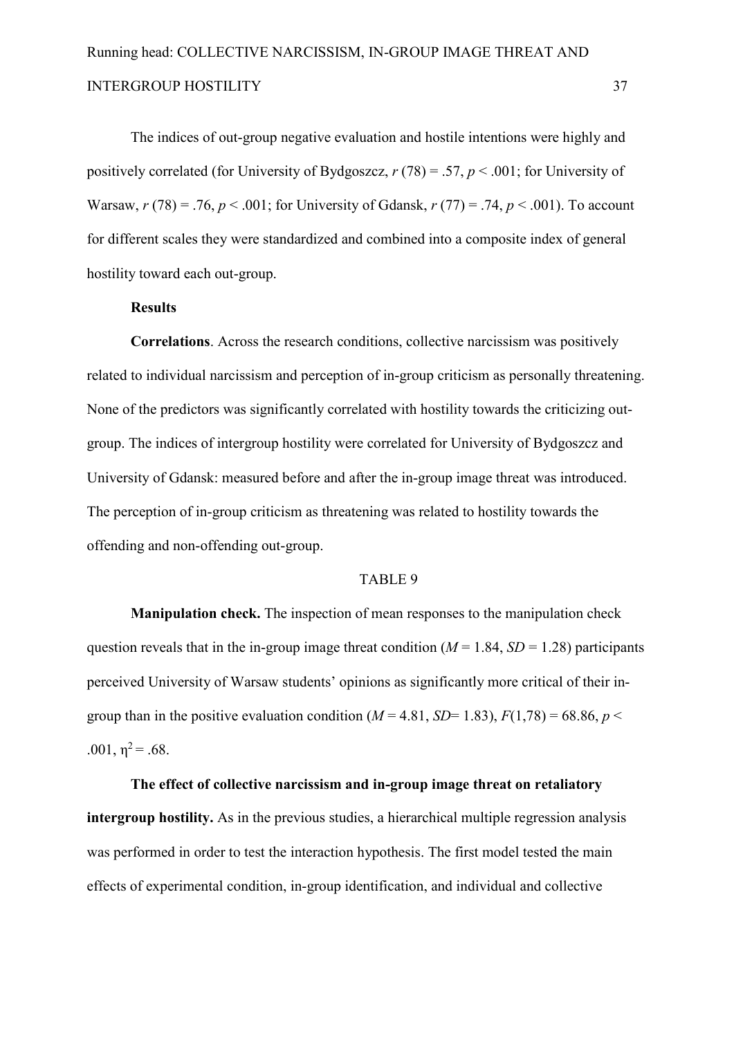The indices of out-group negative evaluation and hostile intentions were highly and positively correlated (for University of Bydgoszcz, $r$ (78) = .57, $p < .001$; for University of Warsaw, $r$ (78) = .76, $p < .001$; for University of Gdansk, $r$ (77) = .74, $p < .001$). To account for different scales they were standardized and combined into a composite index of general hostility toward each out-group.

**Results**

**Correlations**. Across the research conditions, collective narcissism was positively related to individual narcissism and perception of in-group criticism as personally threatening. None of the predictors was significantly correlated with hostility towards the criticizing out-group. The indices of intergroup hostility were correlated for University of Bydgoszcz and University of Gdansk: measured before and after the in-group image threat was introduced. The perception of in-group criticism as threatening was related to hostility towards the offending and non-offending out-group.

TABLE 9

**Manipulation check.** The inspection of mean responses to the manipulation check question reveals that in the in-group image threat condition ($M$ = 1.84, $SD$ = 1.28) participants perceived University of Warsaw students' opinions as significantly more critical of their in-group than in the positive evaluation condition ($M$ = 4.81, $SD$= 1.83), $F(1,78)$ = 68.86, $p <$ .001, $\eta^2$ = .68.

**The effect of collective narcissism and in-group image threat on retaliatory intergroup hostility.** As in the previous studies, a hierarchical multiple regression analysis was performed in order to test the interaction hypothesis. The first model tested the main effects of experimental condition, in-group identification, and individual and collective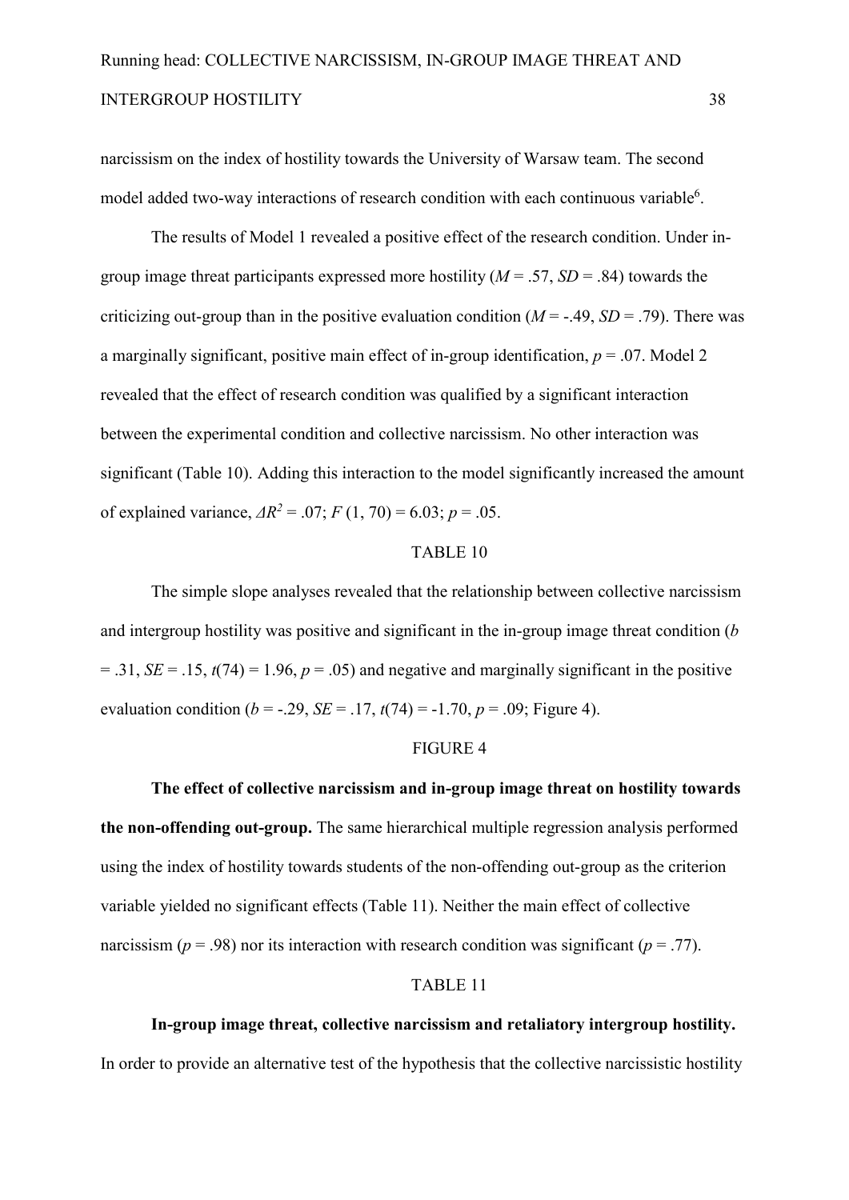narcissism on the index of hostility towards the University of Warsaw team. The second model added two-way interactions of research condition with each continuous variable[6].

The results of Model 1 revealed a positive effect of the research condition. Under in-group image threat participants expressed more hostility ($M$ = .57, $SD$ = .84) towards the criticizing out-group than in the positive evaluation condition ($M$ = -.49, $SD$ = .79). There was a marginally significant, positive main effect of in-group identification, $p$ = .07. Model 2 revealed that the effect of research condition was qualified by a significant interaction between the experimental condition and collective narcissism. No other interaction was significant (Table 10). Adding this interaction to the model significantly increased the amount of explained variance, $\Delta R^2 = .07$; $F$ (1, 70) = 6.03; $p$ = .05.

TABLE 10

The simple slope analyses revealed that the relationship between collective narcissism and intergroup hostility was positive and significant in the in-group image threat condition ($b$ = .31, $SE$ = .15, $t$(74) = 1.96, $p$ = .05) and negative and marginally significant in the positive evaluation condition ($b$ = -.29, $SE$ = .17, $t$(74) = -1.70, $p$ = .09; Figure 4).

FIGURE 4

**The effect of collective narcissism and in-group image threat on hostility towards the non-offending out-group.** The same hierarchical multiple regression analysis performed using the index of hostility towards students of the non-offending out-group as the criterion variable yielded no significant effects (Table 11). Neither the main effect of collective narcissism ($p$ = .98) nor its interaction with research condition was significant ($p$ = .77).

TABLE 11

**In-group image threat, collective narcissism and retaliatory intergroup hostility.** In order to provide an alternative test of the hypothesis that the collective narcissistic hostility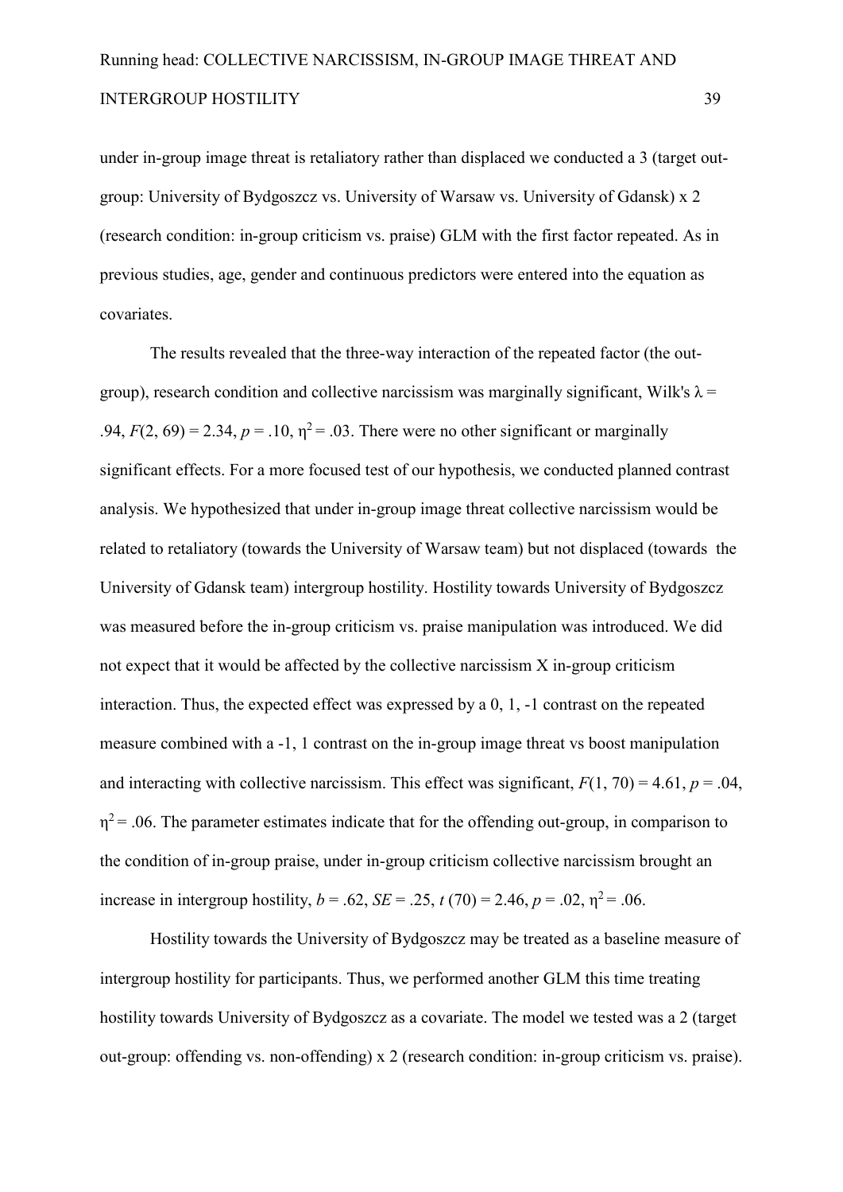under in-group image threat is retaliatory rather than displaced we conducted a 3 (target out-group: University of Bydgoszcz vs. University of Warsaw vs. University of Gdansk) x 2 (research condition: in-group criticism vs. praise) GLM with the first factor repeated. As in previous studies, age, gender and continuous predictors were entered into the equation as covariates.

The results revealed that the three-way interaction of the repeated factor (the out-group), research condition and collective narcissism was marginally significant, Wilk's $\lambda$ = .94, $F(2, 69) = 2.34$, $p = .10$, $\eta^2 = .03$. There were no other significant or marginally significant effects. For a more focused test of our hypothesis, we conducted planned contrast analysis. We hypothesized that under in-group image threat collective narcissism would be related to retaliatory (towards the University of Warsaw team) but not displaced (towards the University of Gdansk team) intergroup hostility. Hostility towards University of Bydgoszcz was measured before the in-group criticism vs. praise manipulation was introduced. We did not expect that it would be affected by the collective narcissism X in-group criticism interaction. Thus, the expected effect was expressed by a 0, 1, -1 contrast on the repeated measure combined with a -1, 1 contrast on the in-group image threat vs boost manipulation and interacting with collective narcissism. This effect was significant, $F(1, 70) = 4.61$, $p = .04$, $\eta^2 = .06$. The parameter estimates indicate that for the offending out-group, in comparison to the condition of in-group praise, under in-group criticism collective narcissism brought an increase in intergroup hostility, $b = .62$, $SE = .25$, $t\ (70) = 2.46$, $p = .02$, $\eta^2 = .06$.

Hostility towards the University of Bydgoszcz may be treated as a baseline measure of intergroup hostility for participants. Thus, we performed another GLM this time treating hostility towards University of Bydgoszcz as a covariate. The model we tested was a 2 (target out-group: offending vs. non-offending) x 2 (research condition: in-group criticism vs. praise).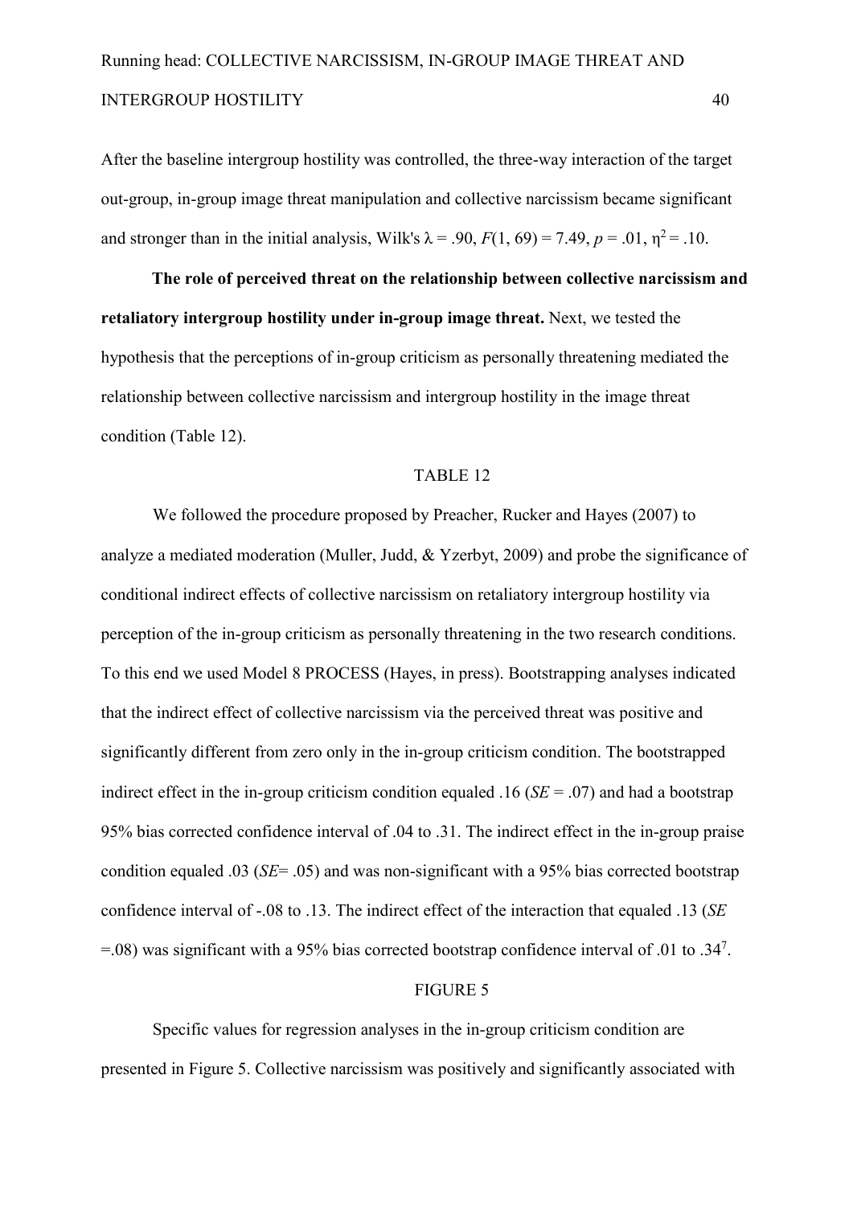After the baseline intergroup hostility was controlled, the three-way interaction of the target out-group, in-group image threat manipulation and collective narcissism became significant and stronger than in the initial analysis, Wilk's $\lambda = .90$, $F(1, 69) = 7.49$, $p = .01$, $\eta^2 = .10$.

**The role of perceived threat on the relationship between collective narcissism and retaliatory intergroup hostility under in-group image threat.** Next, we tested the hypothesis that the perceptions of in-group criticism as personally threatening mediated the relationship between collective narcissism and intergroup hostility in the image threat condition (Table 12).

TABLE 12

We followed the procedure proposed by Preacher, Rucker and Hayes (2007) to analyze a mediated moderation (Muller, Judd, & Yzerbyt, 2009) and probe the significance of conditional indirect effects of collective narcissism on retaliatory intergroup hostility via perception of the in-group criticism as personally threatening in the two research conditions. To this end we used Model 8 PROCESS (Hayes, in press). Bootstrapping analyses indicated that the indirect effect of collective narcissism via the perceived threat was positive and significantly different from zero only in the in-group criticism condition. The bootstrapped indirect effect in the in-group criticism condition equaled .16 (*SE* = .07) and had a bootstrap 95% bias corrected confidence interval of .04 to .31. The indirect effect in the in-group praise condition equaled .03 (*SE*= .05) and was non-significant with a 95% bias corrected bootstrap confidence interval of -.08 to .13. The indirect effect of the interaction that equaled .13 (*SE* =.08) was significant with a 95% bias corrected bootstrap confidence interval of .01 to .34[7].

FIGURE 5

Specific values for regression analyses in the in-group criticism condition are presented in Figure 5. Collective narcissism was positively and significantly associated with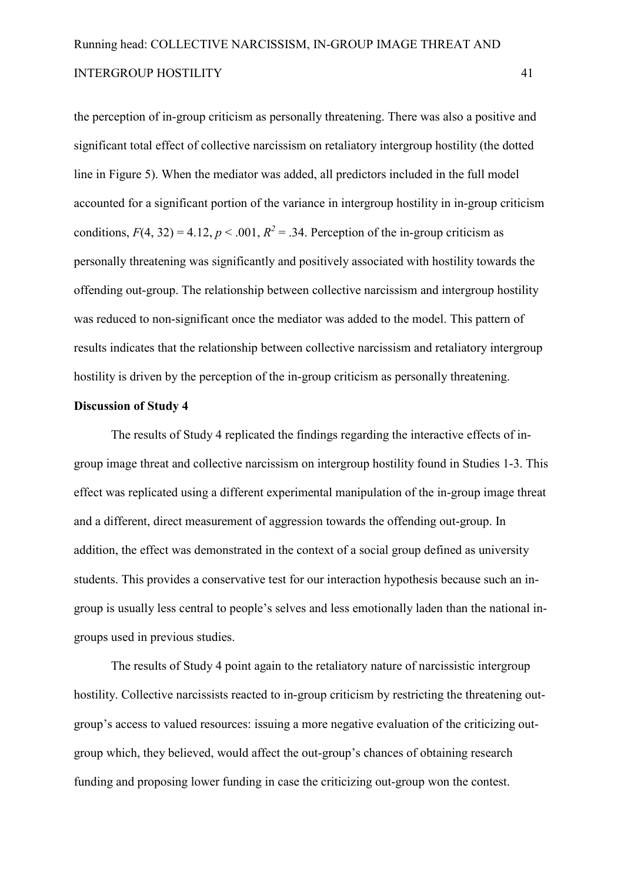the perception of in-group criticism as personally threatening. There was also a positive and significant total effect of collective narcissism on retaliatory intergroup hostility (the dotted line in Figure 5). When the mediator was added, all predictors included in the full model accounted for a significant portion of the variance in intergroup hostility in in-group criticism conditions, $F(4, 32) = 4.12$, $p < .001$, $R^2 = .34$. Perception of the in-group criticism as personally threatening was significantly and positively associated with hostility towards the offending out-group. The relationship between collective narcissism and intergroup hostility was reduced to non-significant once the mediator was added to the model. This pattern of results indicates that the relationship between collective narcissism and retaliatory intergroup hostility is driven by the perception of the in-group criticism as personally threatening.

**Discussion of Study 4**

The results of Study 4 replicated the findings regarding the interactive effects of in-group image threat and collective narcissism on intergroup hostility found in Studies 1-3. This effect was replicated using a different experimental manipulation of the in-group image threat and a different, direct measurement of aggression towards the offending out-group. In addition, the effect was demonstrated in the context of a social group defined as university students. This provides a conservative test for our interaction hypothesis because such an in-group is usually less central to people's selves and less emotionally laden than the national in-groups used in previous studies.

The results of Study 4 point again to the retaliatory nature of narcissistic intergroup hostility. Collective narcissists reacted to in-group criticism by restricting the threatening out-group's access to valued resources: issuing a more negative evaluation of the criticizing out-group which, they believed, would affect the out-group's chances of obtaining research funding and proposing lower funding in case the criticizing out-group won the contest.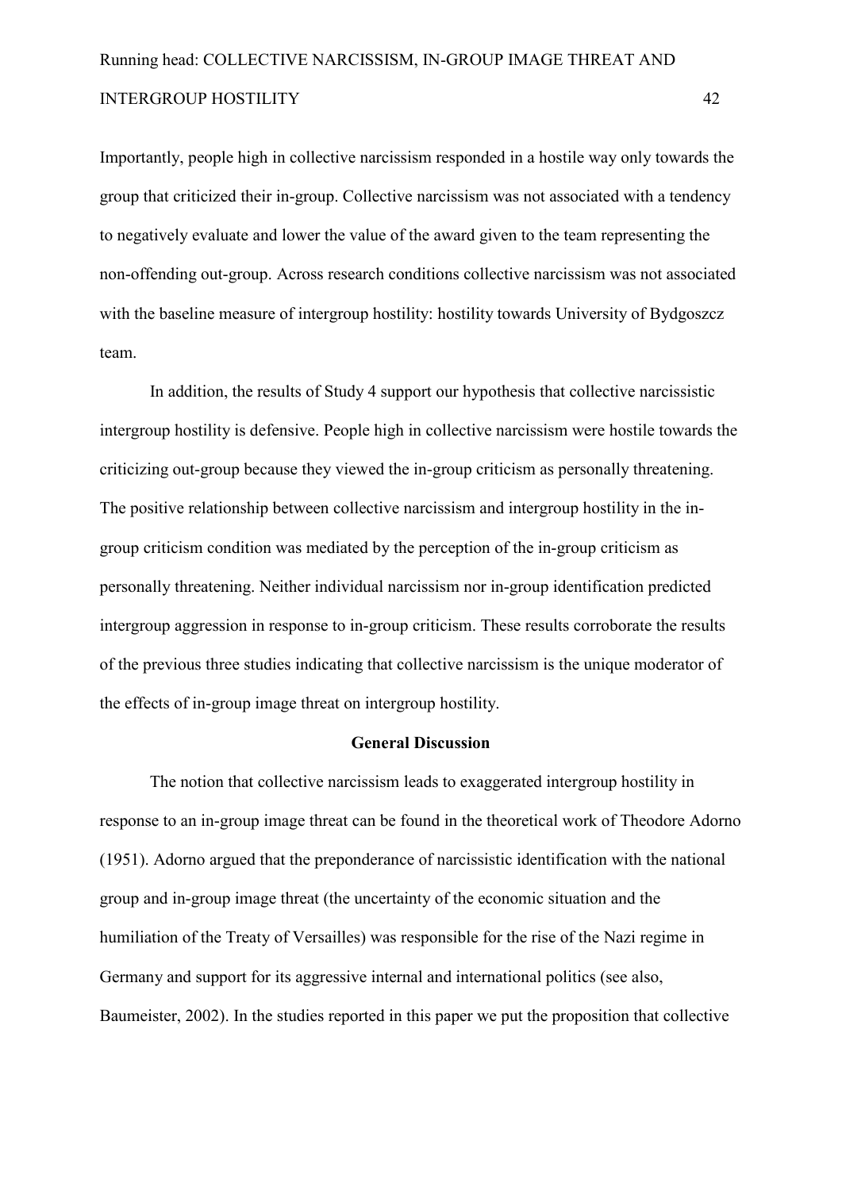Importantly, people high in collective narcissism responded in a hostile way only towards the group that criticized their in-group. Collective narcissism was not associated with a tendency to negatively evaluate and lower the value of the award given to the team representing the non-offending out-group. Across research conditions collective narcissism was not associated with the baseline measure of intergroup hostility: hostility towards University of Bydgoszcz team.

In addition, the results of Study 4 support our hypothesis that collective narcissistic intergroup hostility is defensive. People high in collective narcissism were hostile towards the criticizing out-group because they viewed the in-group criticism as personally threatening. The positive relationship between collective narcissism and intergroup hostility in the in-group criticism condition was mediated by the perception of the in-group criticism as personally threatening. Neither individual narcissism nor in-group identification predicted intergroup aggression in response to in-group criticism. These results corroborate the results of the previous three studies indicating that collective narcissism is the unique moderator of the effects of in-group image threat on intergroup hostility.

## General Discussion

The notion that collective narcissism leads to exaggerated intergroup hostility in response to an in-group image threat can be found in the theoretical work of Theodore Adorno (1951). Adorno argued that the preponderance of narcissistic identification with the national group and in-group image threat (the uncertainty of the economic situation and the humiliation of the Treaty of Versailles) was responsible for the rise of the Nazi regime in Germany and support for its aggressive internal and international politics (see also, Baumeister, 2002). In the studies reported in this paper we put the proposition that collective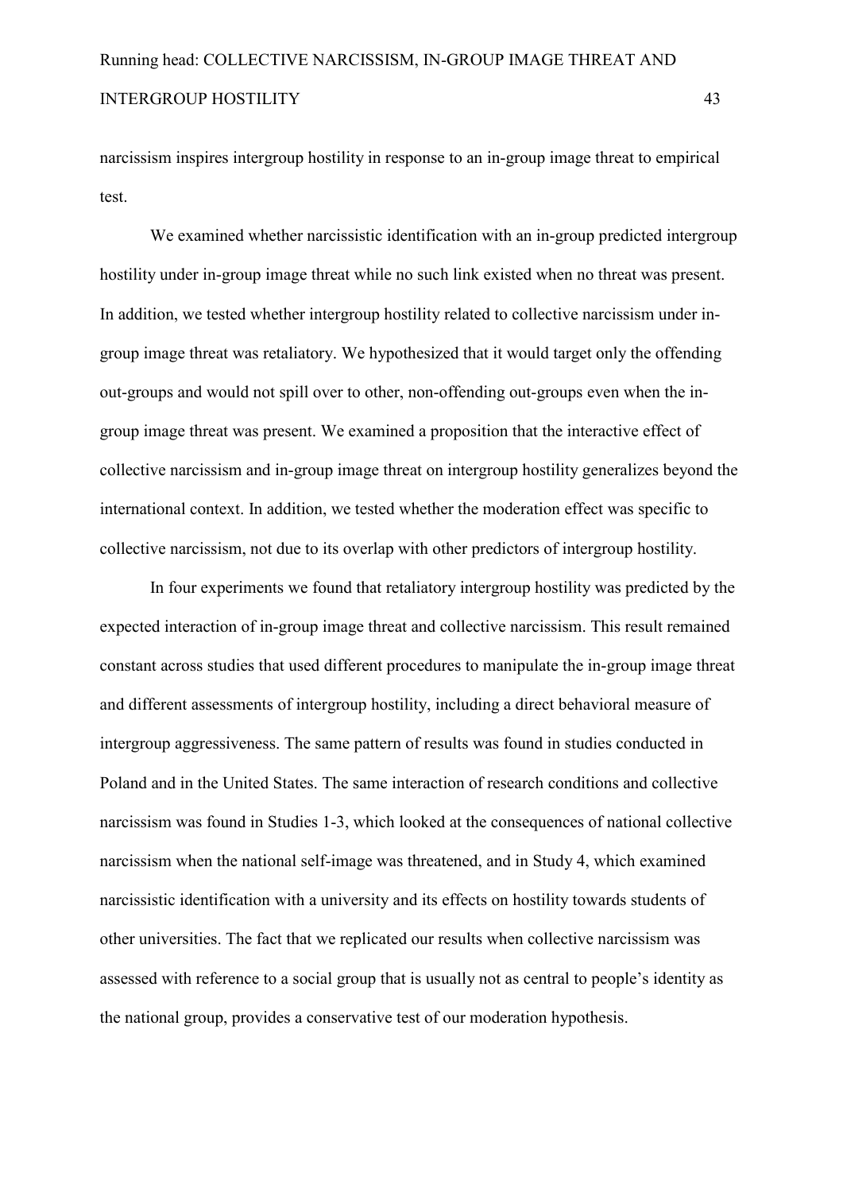narcissism inspires intergroup hostility in response to an in-group image threat to empirical test.

We examined whether narcissistic identification with an in-group predicted intergroup hostility under in-group image threat while no such link existed when no threat was present. In addition, we tested whether intergroup hostility related to collective narcissism under in-group image threat was retaliatory. We hypothesized that it would target only the offending out-groups and would not spill over to other, non-offending out-groups even when the in-group image threat was present. We examined a proposition that the interactive effect of collective narcissism and in-group image threat on intergroup hostility generalizes beyond the international context. In addition, we tested whether the moderation effect was specific to collective narcissism, not due to its overlap with other predictors of intergroup hostility.

In four experiments we found that retaliatory intergroup hostility was predicted by the expected interaction of in-group image threat and collective narcissism. This result remained constant across studies that used different procedures to manipulate the in-group image threat and different assessments of intergroup hostility, including a direct behavioral measure of intergroup aggressiveness. The same pattern of results was found in studies conducted in Poland and in the United States. The same interaction of research conditions and collective narcissism was found in Studies 1-3, which looked at the consequences of national collective narcissism when the national self-image was threatened, and in Study 4, which examined narcissistic identification with a university and its effects on hostility towards students of other universities. The fact that we replicated our results when collective narcissism was assessed with reference to a social group that is usually not as central to people's identity as the national group, provides a conservative test of our moderation hypothesis.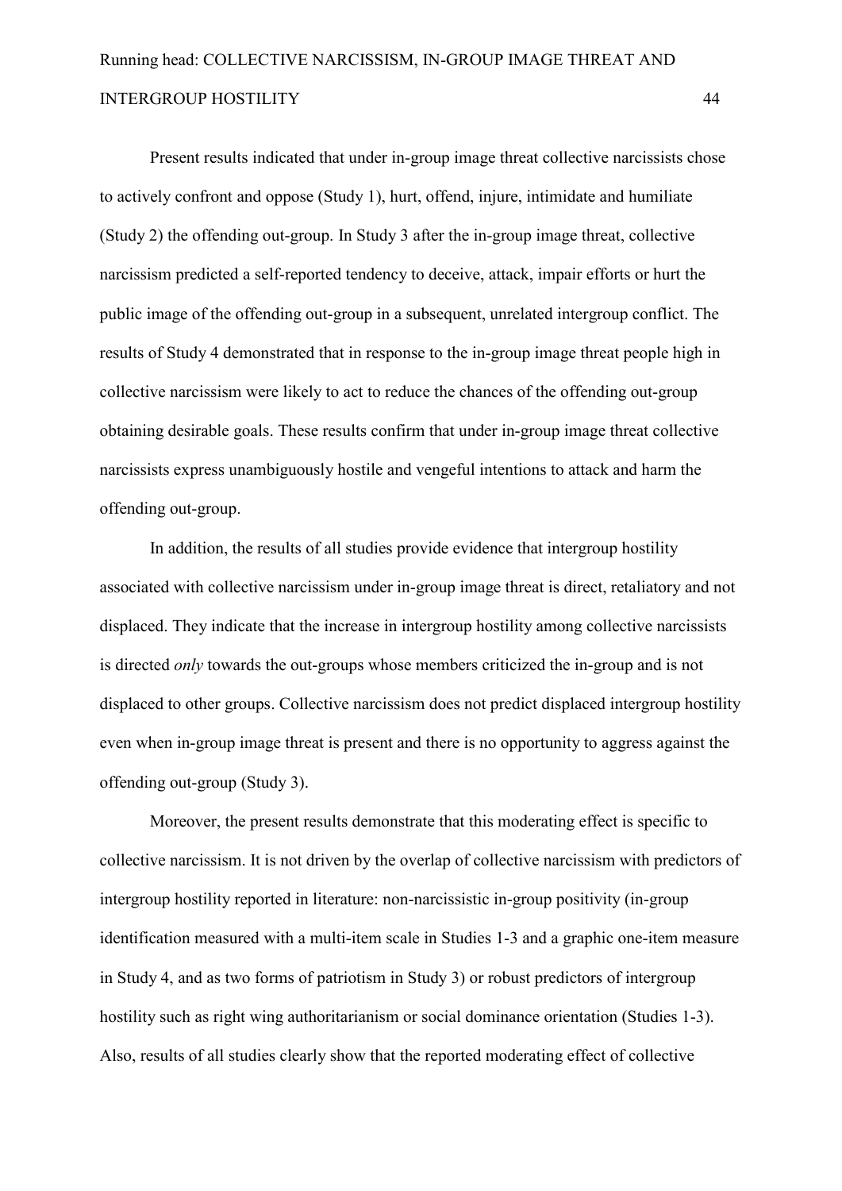Present results indicated that under in-group image threat collective narcissists chose to actively confront and oppose (Study 1), hurt, offend, injure, intimidate and humiliate (Study 2) the offending out-group. In Study 3 after the in-group image threat, collective narcissism predicted a self-reported tendency to deceive, attack, impair efforts or hurt the public image of the offending out-group in a subsequent, unrelated intergroup conflict. The results of Study 4 demonstrated that in response to the in-group image threat people high in collective narcissism were likely to act to reduce the chances of the offending out-group obtaining desirable goals. These results confirm that under in-group image threat collective narcissists express unambiguously hostile and vengeful intentions to attack and harm the offending out-group.

In addition, the results of all studies provide evidence that intergroup hostility associated with collective narcissism under in-group image threat is direct, retaliatory and not displaced. They indicate that the increase in intergroup hostility among collective narcissists is directed *only* towards the out-groups whose members criticized the in-group and is not displaced to other groups. Collective narcissism does not predict displaced intergroup hostility even when in-group image threat is present and there is no opportunity to aggress against the offending out-group (Study 3).

Moreover, the present results demonstrate that this moderating effect is specific to collective narcissism. It is not driven by the overlap of collective narcissism with predictors of intergroup hostility reported in literature: non-narcissistic in-group positivity (in-group identification measured with a multi-item scale in Studies 1-3 and a graphic one-item measure in Study 4, and as two forms of patriotism in Study 3) or robust predictors of intergroup hostility such as right wing authoritarianism or social dominance orientation (Studies 1-3). Also, results of all studies clearly show that the reported moderating effect of collective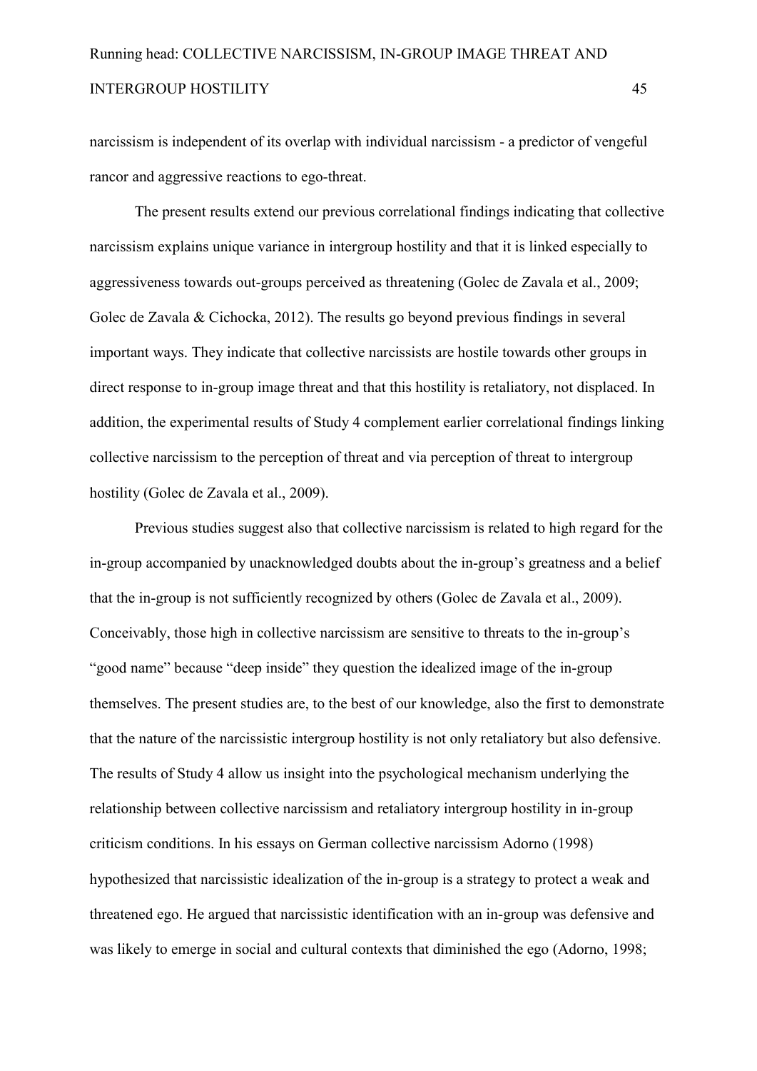narcissism is independent of its overlap with individual narcissism - a predictor of vengeful rancor and aggressive reactions to ego-threat.

The present results extend our previous correlational findings indicating that collective narcissism explains unique variance in intergroup hostility and that it is linked especially to aggressiveness towards out-groups perceived as threatening (Golec de Zavala et al., 2009; Golec de Zavala & Cichocka, 2012). The results go beyond previous findings in several important ways. They indicate that collective narcissists are hostile towards other groups in direct response to in-group image threat and that this hostility is retaliatory, not displaced. In addition, the experimental results of Study 4 complement earlier correlational findings linking collective narcissism to the perception of threat and via perception of threat to intergroup hostility (Golec de Zavala et al., 2009).

Previous studies suggest also that collective narcissism is related to high regard for the in-group accompanied by unacknowledged doubts about the in-group's greatness and a belief that the in-group is not sufficiently recognized by others (Golec de Zavala et al., 2009). Conceivably, those high in collective narcissism are sensitive to threats to the in-group's "good name" because "deep inside" they question the idealized image of the in-group themselves. The present studies are, to the best of our knowledge, also the first to demonstrate that the nature of the narcissistic intergroup hostility is not only retaliatory but also defensive. The results of Study 4 allow us insight into the psychological mechanism underlying the relationship between collective narcissism and retaliatory intergroup hostility in in-group criticism conditions. In his essays on German collective narcissism Adorno (1998) hypothesized that narcissistic idealization of the in-group is a strategy to protect a weak and threatened ego. He argued that narcissistic identification with an in-group was defensive and was likely to emerge in social and cultural contexts that diminished the ego (Adorno, 1998;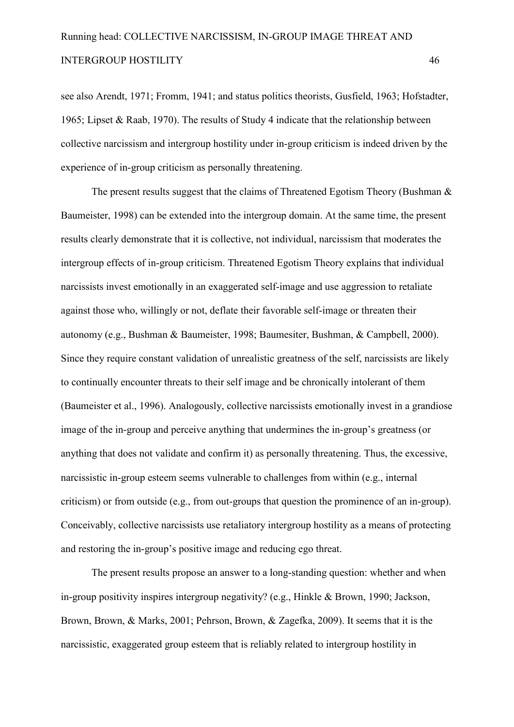see also Arendt, 1971; Fromm, 1941; and status politics theorists, Gusfield, 1963; Hofstadter, 1965; Lipset & Raab, 1970). The results of Study 4 indicate that the relationship between collective narcissism and intergroup hostility under in-group criticism is indeed driven by the experience of in-group criticism as personally threatening.

The present results suggest that the claims of Threatened Egotism Theory (Bushman & Baumeister, 1998) can be extended into the intergroup domain. At the same time, the present results clearly demonstrate that it is collective, not individual, narcissism that moderates the intergroup effects of in-group criticism. Threatened Egotism Theory explains that individual narcissists invest emotionally in an exaggerated self-image and use aggression to retaliate against those who, willingly or not, deflate their favorable self-image or threaten their autonomy (e.g., Bushman & Baumeister, 1998; Baumesiter, Bushman, & Campbell, 2000). Since they require constant validation of unrealistic greatness of the self, narcissists are likely to continually encounter threats to their self image and be chronically intolerant of them (Baumeister et al., 1996). Analogously, collective narcissists emotionally invest in a grandiose image of the in-group and perceive anything that undermines the in-group's greatness (or anything that does not validate and confirm it) as personally threatening. Thus, the excessive, narcissistic in-group esteem seems vulnerable to challenges from within (e.g., internal criticism) or from outside (e.g., from out-groups that question the prominence of an in-group). Conceivably, collective narcissists use retaliatory intergroup hostility as a means of protecting and restoring the in-group's positive image and reducing ego threat.

The present results propose an answer to a long-standing question: whether and when in-group positivity inspires intergroup negativity? (e.g., Hinkle & Brown, 1990; Jackson, Brown, Brown, & Marks, 2001; Pehrson, Brown, & Zagefka, 2009). It seems that it is the narcissistic, exaggerated group esteem that is reliably related to intergroup hostility in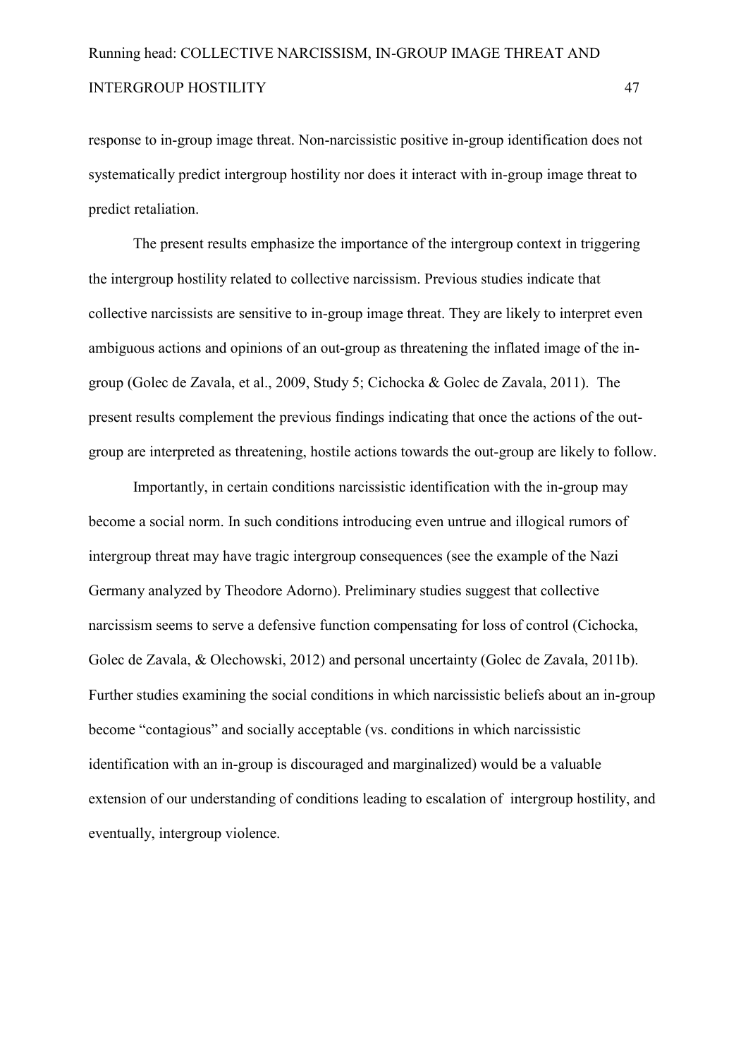response to in-group image threat. Non-narcissistic positive in-group identification does not systematically predict intergroup hostility nor does it interact with in-group image threat to predict retaliation.

The present results emphasize the importance of the intergroup context in triggering the intergroup hostility related to collective narcissism. Previous studies indicate that collective narcissists are sensitive to in-group image threat. They are likely to interpret even ambiguous actions and opinions of an out-group as threatening the inflated image of the in-group (Golec de Zavala, et al., 2009, Study 5; Cichocka & Golec de Zavala, 2011). The present results complement the previous findings indicating that once the actions of the out-group are interpreted as threatening, hostile actions towards the out-group are likely to follow.

Importantly, in certain conditions narcissistic identification with the in-group may become a social norm. In such conditions introducing even untrue and illogical rumors of intergroup threat may have tragic intergroup consequences (see the example of the Nazi Germany analyzed by Theodore Adorno). Preliminary studies suggest that collective narcissism seems to serve a defensive function compensating for loss of control (Cichocka, Golec de Zavala, & Olechowski, 2012) and personal uncertainty (Golec de Zavala, 2011b). Further studies examining the social conditions in which narcissistic beliefs about an in-group become "contagious" and socially acceptable (vs. conditions in which narcissistic identification with an in-group is discouraged and marginalized) would be a valuable extension of our understanding of conditions leading to escalation of intergroup hostility, and eventually, intergroup violence.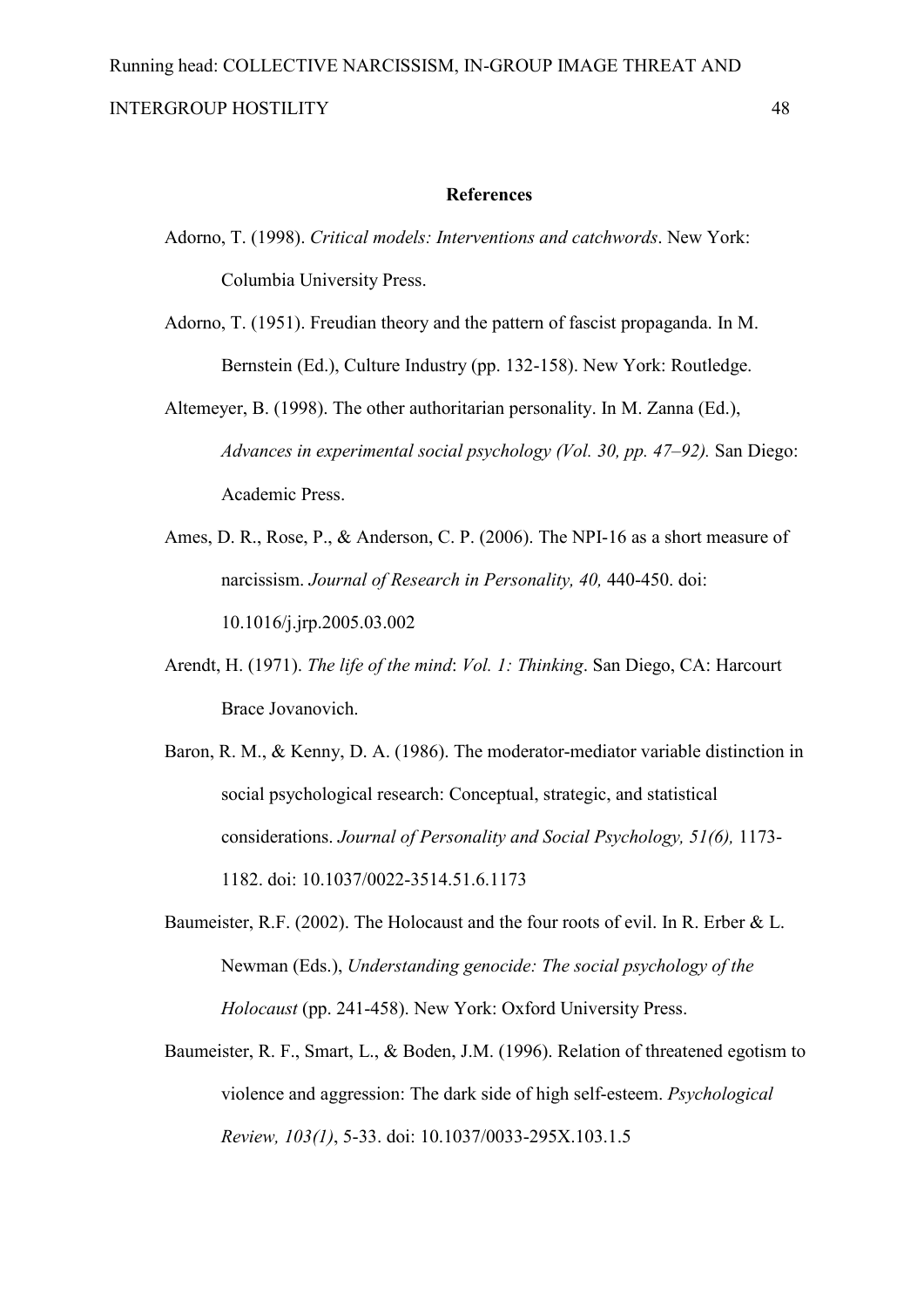**References**

Adorno, T. (1998). *Critical models: Interventions and catchwords*. New York: Columbia University Press.

Adorno, T. (1951). Freudian theory and the pattern of fascist propaganda. In M. Bernstein (Ed.), Culture Industry (pp. 132-158). New York: Routledge.

Altemeyer, B. (1998). The other authoritarian personality. In M. Zanna (Ed.), *Advances in experimental social psychology (Vol. 30, pp. 47–92).* San Diego: Academic Press.

Ames, D. R., Rose, P., & Anderson, C. P. (2006). The NPI-16 as a short measure of narcissism. *Journal of Research in Personality, 40,* 440-450. doi: 10.1016/j.jrp.2005.03.002

Arendt, H. (1971). *The life of the mind*: *Vol. 1: Thinking*. San Diego, CA: Harcourt Brace Jovanovich.

Baron, R. M., & Kenny, D. A. (1986). The moderator-mediator variable distinction in social psychological research: Conceptual, strategic, and statistical considerations. *Journal of Personality and Social Psychology, 51(6),* 1173-1182. doi: 10.1037/0022-3514.51.6.1173

Baumeister, R.F. (2002). The Holocaust and the four roots of evil. In R. Erber & L. Newman (Eds.), *Understanding genocide: The social psychology of the Holocaust* (pp. 241-458). New York: Oxford University Press.

Baumeister, R. F., Smart, L., & Boden, J.M. (1996). Relation of threatened egotism to violence and aggression: The dark side of high self-esteem. *Psychological Review, 103(1)*, 5-33. doi: 10.1037/0033-295X.103.1.5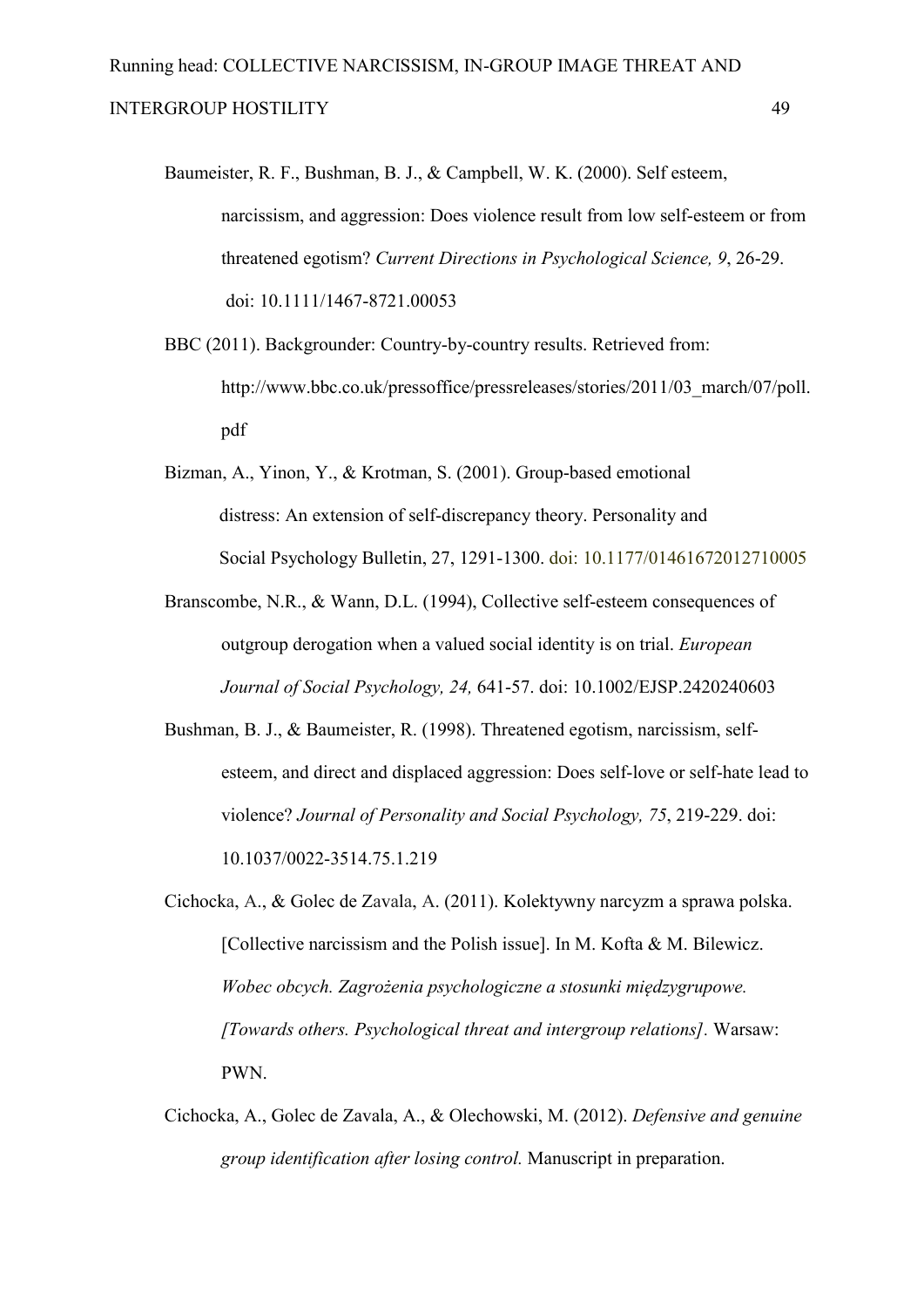Baumeister, R. F., Bushman, B. J., & Campbell, W. K. (2000). Self esteem, narcissism, and aggression: Does violence result from low self-esteem or from threatened egotism? *Current Directions in Psychological Science, 9*, 26-29. doi: 10.1111/1467-8721.00053

BBC (2011). Backgrounder: Country-by-country results. Retrieved from: http://www.bbc.co.uk/pressoffice/pressreleases/stories/2011/03_march/07/poll.pdf

Bizman, A., Yinon, Y., & Krotman, S. (2001). Group-based emotional distress: An extension of self-discrepancy theory. Personality and Social Psychology Bulletin, 27, 1291-1300. doi: 10.1177/01461672012710005

Branscombe, N.R., & Wann, D.L. (1994), Collective self-esteem consequences of outgroup derogation when a valued social identity is on trial. *European Journal of Social Psychology, 24,* 641-57. doi: 10.1002/EJSP.2420240603

Bushman, B. J., & Baumeister, R. (1998). Threatened egotism, narcissism, self-esteem, and direct and displaced aggression: Does self-love or self-hate lead to violence? *Journal of Personality and Social Psychology, 75*, 219-229. doi: 10.1037/0022-3514.75.1.219

Cichocka, A., & Golec de Zavala, A. (2011). Kolektywny narcyzm a sprawa polska. [Collective narcissism and the Polish issue]. In M. Kofta & M. Bilewicz. *Wobec obcych. Zagrożenia psychologiczne a stosunki międzygrupowe. [Towards others. Psychological threat and intergroup relations]*. Warsaw: PWN.

Cichocka, A., Golec de Zavala, A., & Olechowski, M. (2012). *Defensive and genuine group identification after losing control.* Manuscript in preparation.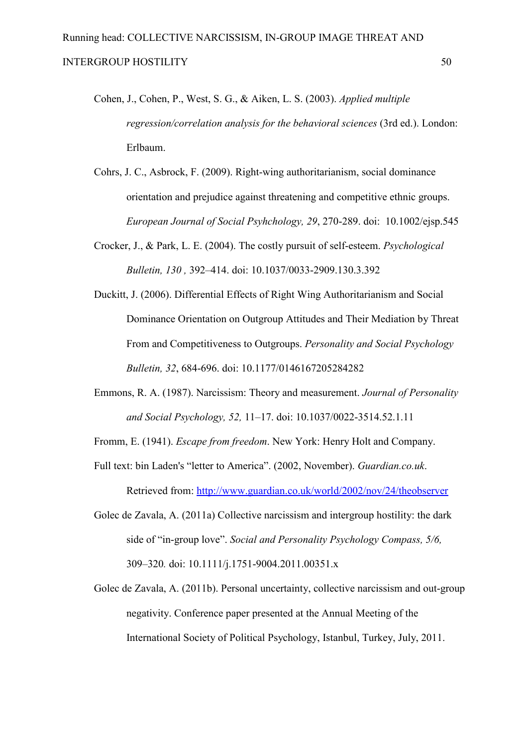Cohen, J., Cohen, P., West, S. G., & Aiken, L. S. (2003). *Applied multiple regression/correlation analysis for the behavioral sciences* (3rd ed.). London: Erlbaum.

Cohrs, J. C., Asbrock, F. (2009). Right-wing authoritarianism, social dominance orientation and prejudice against threatening and competitive ethnic groups. *European Journal of Social Psyhchology, 29*, 270-289. doi: 10.1002/ejsp.545

Crocker, J., & Park, L. E. (2004). The costly pursuit of self-esteem. *Psychological Bulletin, 130 ,* 392–414. doi: 10.1037/0033-2909.130.3.392

Duckitt, J. (2006). Differential Effects of Right Wing Authoritarianism and Social Dominance Orientation on Outgroup Attitudes and Their Mediation by Threat From and Competitiveness to Outgroups. *Personality and Social Psychology Bulletin, 32*, 684-696. doi: 10.1177/0146167205284282

Emmons, R. A. (1987). Narcissism: Theory and measurement. *Journal of Personality and Social Psychology, 52,* 11–17. doi: 10.1037/0022-3514.52.1.11

Fromm, E. (1941). *Escape from freedom*. New York: Henry Holt and Company.

Full text: bin Laden's "letter to America". (2002, November). *Guardian.co.uk*. Retrieved from: http://www.guardian.co.uk/world/2002/nov/24/theobserver

Golec de Zavala, A. (2011a) Collective narcissism and intergroup hostility: the dark side of "in-group love". *Social and Personality Psychology Compass, 5/6,* 309–320*.* doi: 10.1111/j.1751-9004.2011.00351.x

Golec de Zavala, A. (2011b). Personal uncertainty, collective narcissism and out-group negativity. Conference paper presented at the Annual Meeting of the International Society of Political Psychology, Istanbul, Turkey, July, 2011.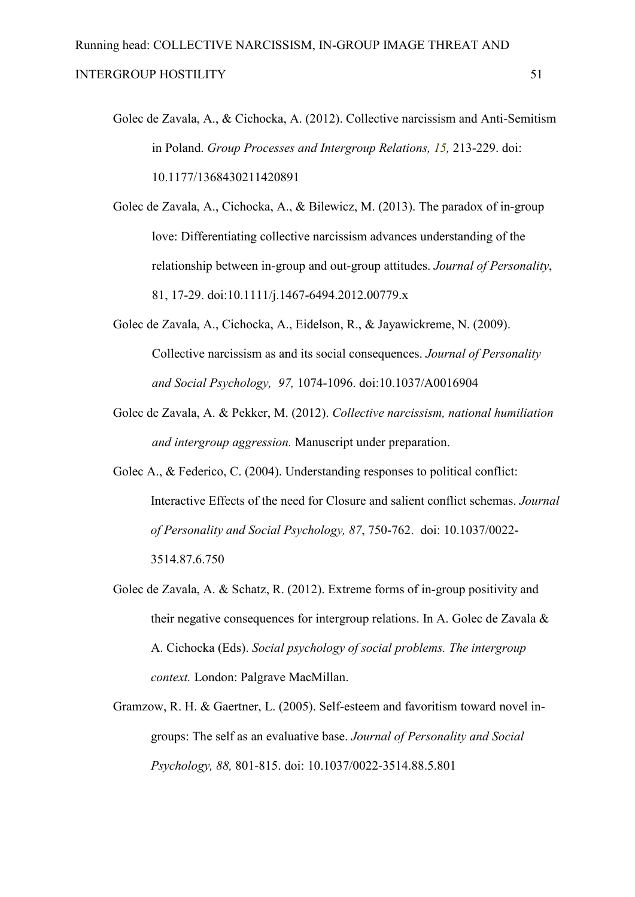Golec de Zavala, A., & Cichocka, A. (2012). Collective narcissism and Anti-Semitism in Poland. *Group Processes and Intergroup Relations, 15,* 213-229. doi: 10.1177/1368430211420891

Golec de Zavala, A., Cichocka, A., & Bilewicz, M. (2013). The paradox of in-group love: Differentiating collective narcissism advances understanding of the relationship between in-group and out-group attitudes. *Journal of Personality*, 81, 17-29. doi:10.1111/j.1467-6494.2012.00779.x

Golec de Zavala, A., Cichocka, A., Eidelson, R., & Jayawickreme, N. (2009). Collective narcissism as and its social consequences. *Journal of Personality and Social Psychology, 97,* 1074-1096. doi:10.1037/A0016904

Golec de Zavala, A. & Pekker, M. (2012). *Collective narcissism, national humiliation and intergroup aggression.* Manuscript under preparation.

Golec A., & Federico, C. (2004). Understanding responses to political conflict: Interactive Effects of the need for Closure and salient conflict schemas. *Journal of Personality and Social Psychology, 87*, 750-762. doi: 10.1037/0022-3514.87.6.750

Golec de Zavala, A. & Schatz, R. (2012). Extreme forms of in-group positivity and their negative consequences for intergroup relations. In A. Golec de Zavala & A. Cichocka (Eds). *Social psychology of social problems. The intergroup context.* London: Palgrave MacMillan.

Gramzow, R. H. & Gaertner, L. (2005). Self-esteem and favoritism toward novel in-groups: The self as an evaluative base. *Journal of Personality and Social Psychology, 88,* 801-815. doi: 10.1037/0022-3514.88.5.801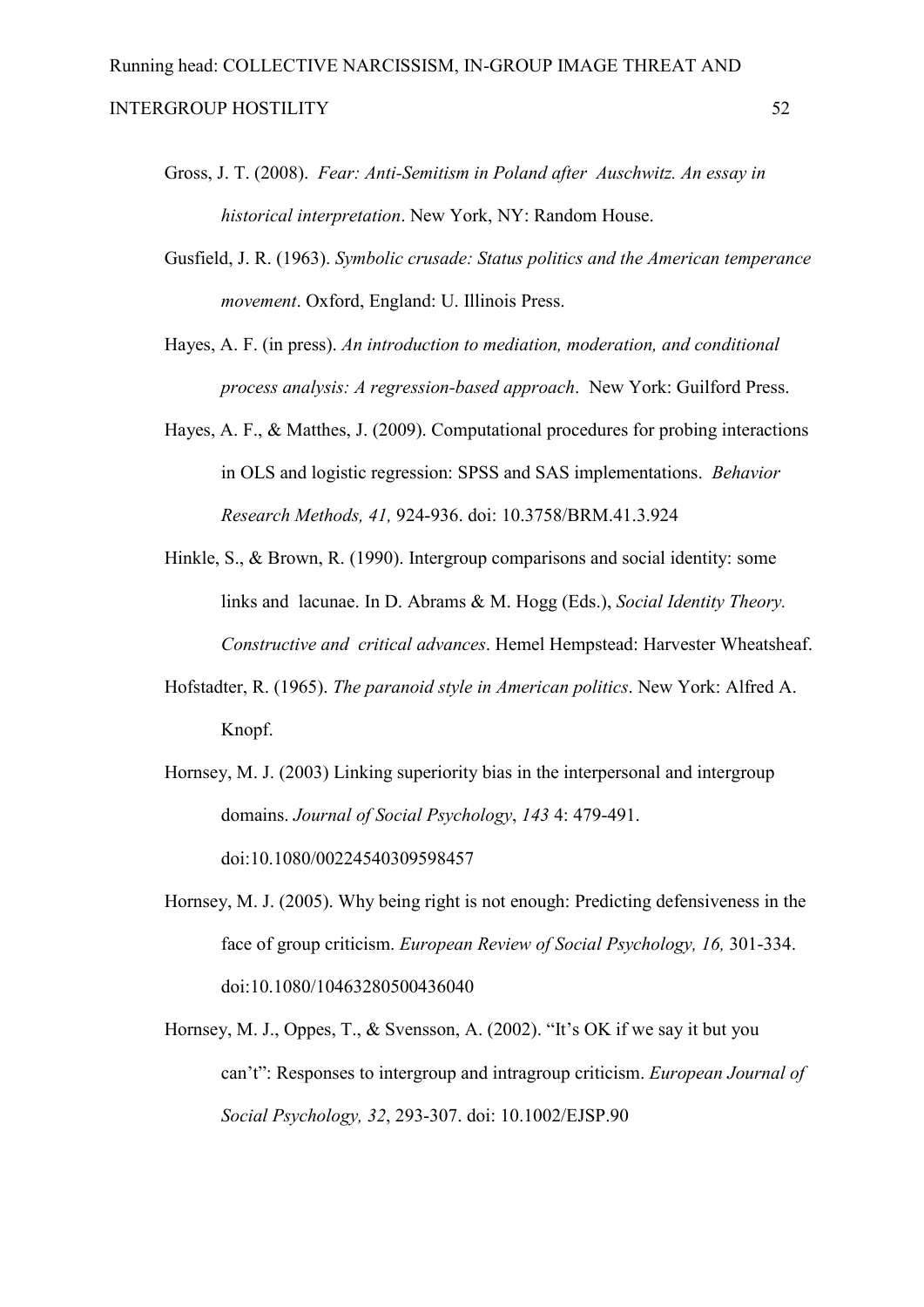Gross, J. T. (2008). *Fear: Anti-Semitism in Poland after Auschwitz. An essay in historical interpretation*. New York, NY: Random House.

Gusfield, J. R. (1963). *Symbolic crusade: Status politics and the American temperance movement*. Oxford, England: U. Illinois Press.

Hayes, A. F. (in press). *An introduction to mediation, moderation, and conditional process analysis: A regression-based approach*. New York: Guilford Press.

Hayes, A. F., & Matthes, J. (2009). Computational procedures for probing interactions in OLS and logistic regression: SPSS and SAS implementations. *Behavior Research Methods, 41,* 924-936. doi: 10.3758/BRM.41.3.924

Hinkle, S., & Brown, R. (1990). Intergroup comparisons and social identity: some links and lacunae. In D. Abrams & M. Hogg (Eds.), *Social Identity Theory. Constructive and critical advances*. Hemel Hempstead: Harvester Wheatsheaf.

Hofstadter, R. (1965). *The paranoid style in American politics*. New York: Alfred A. Knopf.

Hornsey, M. J. (2003) Linking superiority bias in the interpersonal and intergroup domains. *Journal of Social Psychology*, *143* 4: 479-491. doi:10.1080/00224540309598457

Hornsey, M. J. (2005). Why being right is not enough: Predicting defensiveness in the face of group criticism. *European Review of Social Psychology, 16,* 301-334. doi:10.1080/10463280500436040

Hornsey, M. J., Oppes, T., & Svensson, A. (2002). "It's OK if we say it but you can't": Responses to intergroup and intragroup criticism. *European Journal of Social Psychology, 32*, 293-307. doi: 10.1002/EJSP.90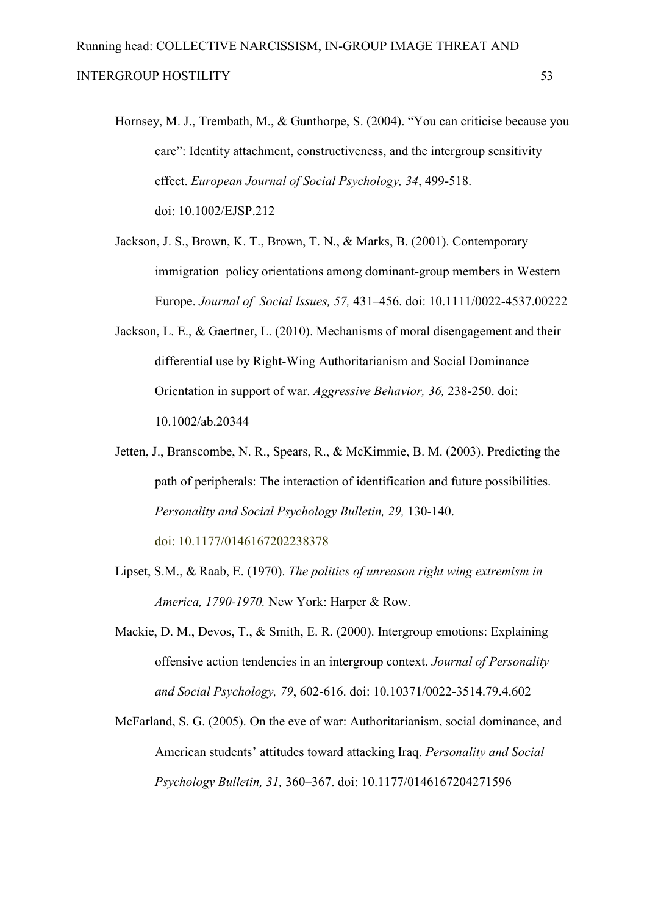Hornsey, M. J., Trembath, M., & Gunthorpe, S. (2004). "You can criticise because you care": Identity attachment, constructiveness, and the intergroup sensitivity effect. *European Journal of Social Psychology, 34*, 499-518. doi: 10.1002/EJSP.212

Jackson, J. S., Brown, K. T., Brown, T. N., & Marks, B. (2001). Contemporary immigration policy orientations among dominant-group members in Western Europe. *Journal of Social Issues, 57,* 431–456. doi: 10.1111/0022-4537.00222

Jackson, L. E., & Gaertner, L. (2010). Mechanisms of moral disengagement and their differential use by Right-Wing Authoritarianism and Social Dominance Orientation in support of war. *Aggressive Behavior, 36,* 238-250. doi: 10.1002/ab.20344

Jetten, J., Branscombe, N. R., Spears, R., & McKimmie, B. M. (2003). Predicting the path of peripherals: The interaction of identification and future possibilities. *Personality and Social Psychology Bulletin, 29,* 130-140. doi: 10.1177/0146167202238378

Lipset, S.M., & Raab, E. (1970). *The politics of unreason right wing extremism in America, 1790-1970.* New York: Harper & Row.

Mackie, D. M., Devos, T., & Smith, E. R. (2000). Intergroup emotions: Explaining offensive action tendencies in an intergroup context. *Journal of Personality and Social Psychology, 79*, 602-616. doi: 10.10371/0022-3514.79.4.602

McFarland, S. G. (2005). On the eve of war: Authoritarianism, social dominance, and American students' attitudes toward attacking Iraq. *Personality and Social Psychology Bulletin, 31,* 360–367. doi: 10.1177/0146167204271596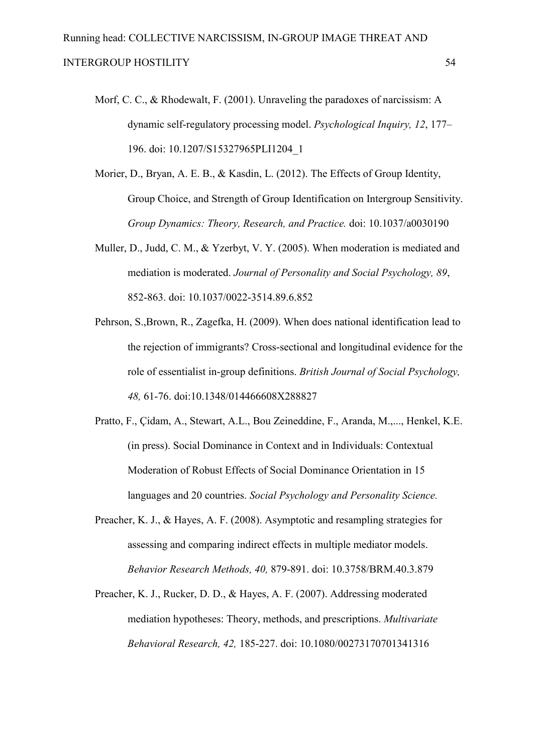Morf, C. C., & Rhodewalt, F. (2001). Unraveling the paradoxes of narcissism: A dynamic self-regulatory processing model. *Psychological Inquiry, 12*, 177–196. doi: 10.1207/S15327965PLI1204_1

Morier, D., Bryan, A. E. B., & Kasdin, L. (2012). The Effects of Group Identity, Group Choice, and Strength of Group Identification on Intergroup Sensitivity. *Group Dynamics: Theory, Research, and Practice.* doi: 10.1037/a0030190

Muller, D., Judd, C. M., & Yzerbyt, V. Y. (2005). When moderation is mediated and mediation is moderated. *Journal of Personality and Social Psychology, 89*, 852-863. doi: 10.1037/0022-3514.89.6.852

Pehrson, S.,Brown, R., Zagefka, H. (2009). When does national identification lead to the rejection of immigrants? Cross-sectional and longitudinal evidence for the role of essentialist in-group definitions. *British Journal of Social Psychology, 48,* 61-76. doi:10.1348/014466608X288827

Pratto, F., Çidam, A., Stewart, A.L., Bou Zeineddine, F., Aranda, M.,..., Henkel, K.E. (in press). Social Dominance in Context and in Individuals: Contextual Moderation of Robust Effects of Social Dominance Orientation in 15 languages and 20 countries. *Social Psychology and Personality Science.*

Preacher, K. J., & Hayes, A. F. (2008). Asymptotic and resampling strategies for assessing and comparing indirect effects in multiple mediator models. *Behavior Research Methods, 40,* 879-891. doi: 10.3758/BRM.40.3.879

Preacher, K. J., Rucker, D. D., & Hayes, A. F. (2007). Addressing moderated mediation hypotheses: Theory, methods, and prescriptions. *Multivariate Behavioral Research, 42,* 185-227. doi: 10.1080/00273170701341316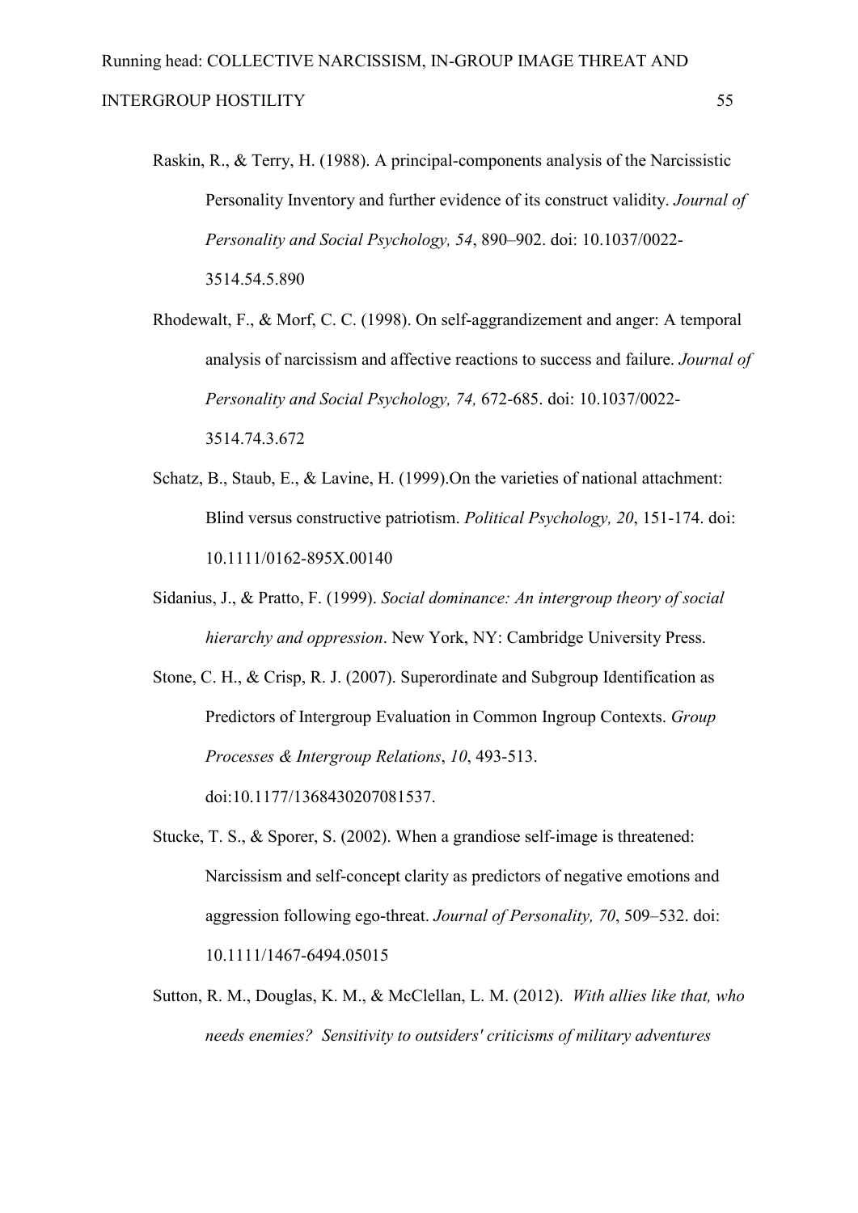Raskin, R., & Terry, H. (1988). A principal-components analysis of the Narcissistic Personality Inventory and further evidence of its construct validity. *Journal of Personality and Social Psychology, 54*, 890–902. doi: 10.1037/0022-3514.54.5.890

Rhodewalt, F., & Morf, C. C. (1998). On self-aggrandizement and anger: A temporal analysis of narcissism and affective reactions to success and failure. *Journal of Personality and Social Psychology, 74,* 672-685. doi: 10.1037/0022-3514.74.3.672

Schatz, B., Staub, E., & Lavine, H. (1999).On the varieties of national attachment: Blind versus constructive patriotism. *Political Psychology, 20*, 151-174. doi: 10.1111/0162-895X.00140

Sidanius, J., & Pratto, F. (1999). *Social dominance: An intergroup theory of social hierarchy and oppression*. New York, NY: Cambridge University Press.

Stone, C. H., & Crisp, R. J. (2007). Superordinate and Subgroup Identification as Predictors of Intergroup Evaluation in Common Ingroup Contexts. *Group Processes & Intergroup Relations*, *10*, 493-513. doi:10.1177/1368430207081537.

Stucke, T. S., & Sporer, S. (2002). When a grandiose self-image is threatened: Narcissism and self-concept clarity as predictors of negative emotions and aggression following ego-threat. *Journal of Personality, 70*, 509–532. doi: 10.1111/1467-6494.05015

Sutton, R. M., Douglas, K. M., & McClellan, L. M. (2012). *With allies like that, who needs enemies? Sensitivity to outsiders' criticisms of military adventures*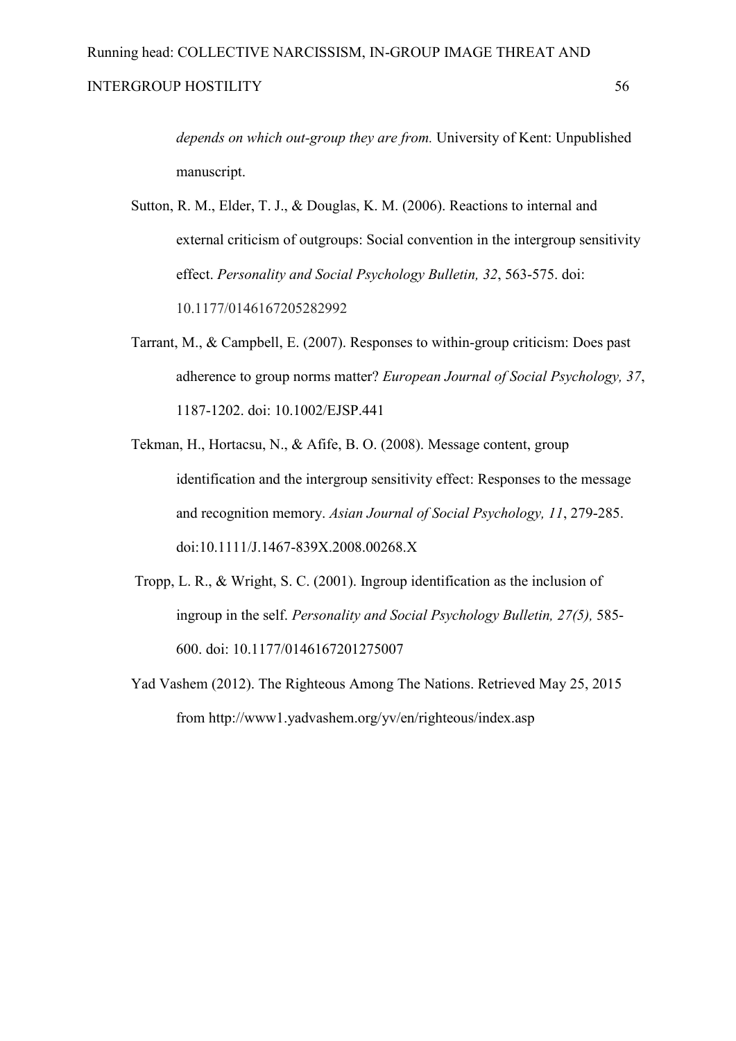*depends on which out-group they are from.* University of Kent: Unpublished manuscript.

Sutton, R. M., Elder, T. J., & Douglas, K. M. (2006). Reactions to internal and external criticism of outgroups: Social convention in the intergroup sensitivity effect. *Personality and Social Psychology Bulletin, 32*, 563-575. doi: 10.1177/0146167205282992

Tarrant, M., & Campbell, E. (2007). Responses to within-group criticism: Does past adherence to group norms matter? *European Journal of Social Psychology, 37*, 1187-1202. doi: 10.1002/EJSP.441

Tekman, H., Hortacsu, N., & Afife, B. O. (2008). Message content, group identification and the intergroup sensitivity effect: Responses to the message and recognition memory. *Asian Journal of Social Psychology, 11*, 279-285. doi:10.1111/J.1467-839X.2008.00268.X

Tropp, L. R., & Wright, S. C. (2001). Ingroup identification as the inclusion of ingroup in the self. *Personality and Social Psychology Bulletin, 27(5),* 585-600. doi: 10.1177/0146167201275007

Yad Vashem (2012). The Righteous Among The Nations. Retrieved May 25, 2015 from http://www1.yadvashem.org/yv/en/righteous/index.asp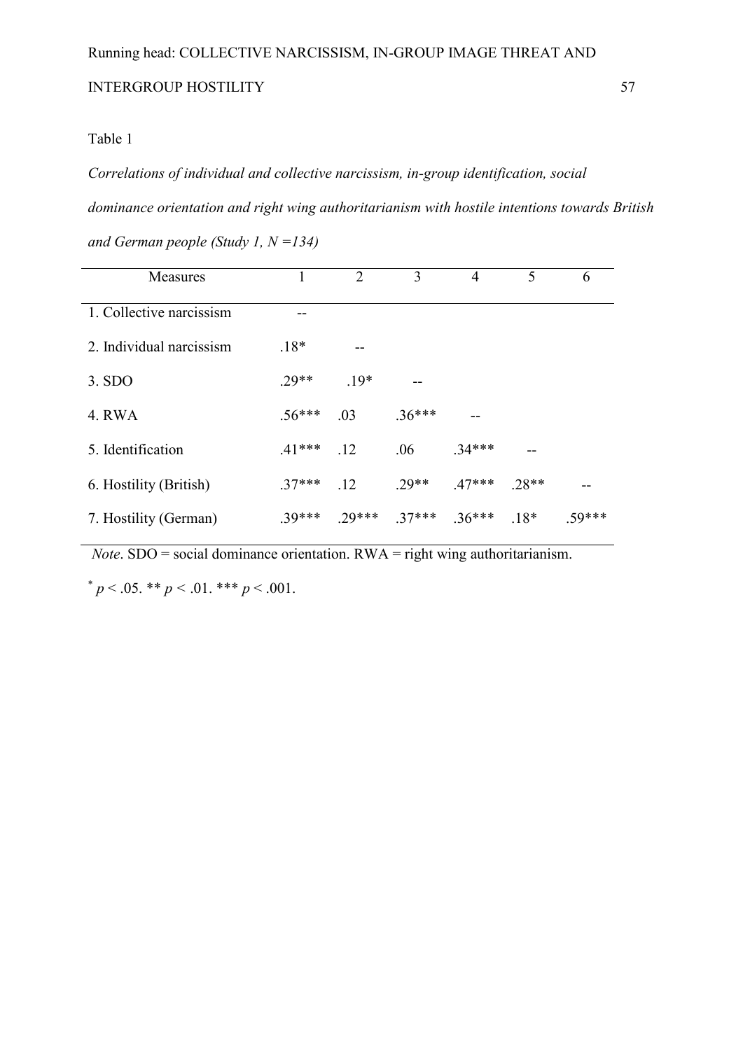Table 1

*Correlations of individual and collective narcissism, in-group identification, social dominance orientation and right wing authoritarianism with hostile intentions towards British and German people (Study 1, N =134)*

| Measures | 1 | 2 | 3 | 4 | 5 | 6 |
|---|---|---|---|---|---|---|
| 1. Collective narcissism | -- | | | | | |
| 2. Individual narcissism | .18* | -- | | | | |
| 3. SDO | .29** | .19* | -- | | | |
| 4. RWA | .56*** | .03 | .36*** | -- | | |
| 5. Identification | .41*** | .12 | .06 | .34*** | -- | |
| 6. Hostility (British) | .37*** | .12 | .29** | .47*** | .28** | -- |
| 7. Hostility (German) | .39*** | .29*** | .37*** | .36*** | .18* | .59*** |

*Note*. SDO = social dominance orientation. RWA = right wing authoritarianism.

\* $p < .05$. ** $p < .01$. *** $p < .001$.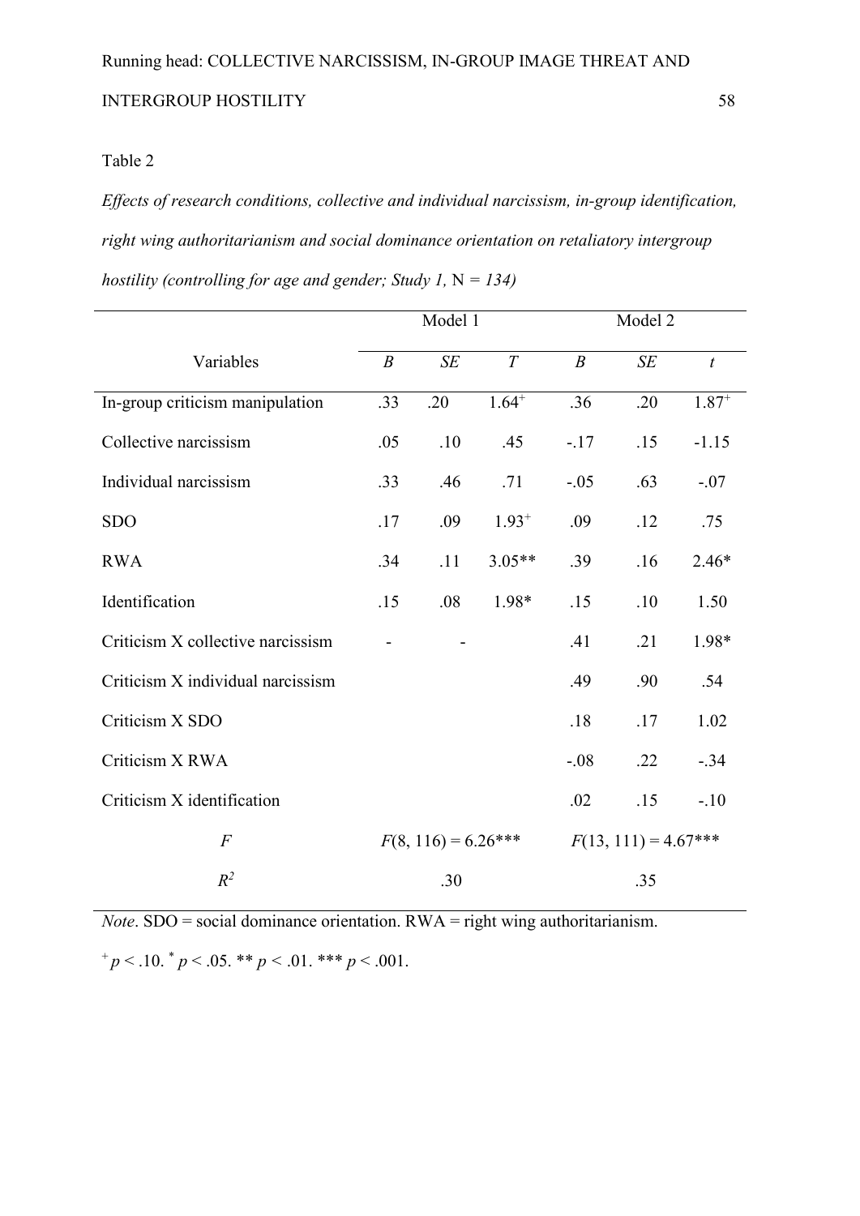Table 2

*Effects of research conditions, collective and individual narcissism, in-group identification, right wing authoritarianism and social dominance orientation on retaliatory intergroup hostility (controlling for age and gender; Study 1,* N *= 134)*

| | Model 1 | | | Model 2 | | |
|---|---|---|---|---|---|---|
| Variables | *B* | *SE* | *T* | *B* | *SE* | *t* |
| In-group criticism manipulation | .33 | .20 | $1.64^{+}$ | .36 | .20 | $1.87^{+}$ |
| Collective narcissism | .05 | .10 | .45 | -.17 | .15 | -1.15 |
| Individual narcissism | .33 | .46 | .71 | -.05 | .63 | -.07 |
| SDO | .17 | .09 | $1.93^{+}$ | .09 | .12 | .75 |
| RWA | .34 | .11 | 3.05** | .39 | .16 | 2.46* |
| Identification | .15 | .08 | 1.98* | .15 | .10 | 1.50 |
| Criticism X collective narcissism | - | - | | .41 | .21 | 1.98* |
| Criticism X individual narcissism | | | | .49 | .90 | .54 |
| Criticism X SDO | | | | .18 | .17 | 1.02 |
| Criticism X RWA | | | | -.08 | .22 | -.34 |
| Criticism X identification | | | | .02 | .15 | -.10 |
| *F* | $F(8, 116) = 6.26$*** | | | $F(13, 111) = 4.67$*** | | |
| $R^2$ | .30 | | | .35 | | |

*Note*. SDO = social dominance orientation. RWA = right wing authoritarianism.

$^{+}p < .10$. $^{*}p < .05$. ** $p < .01$. *** $p < .001$.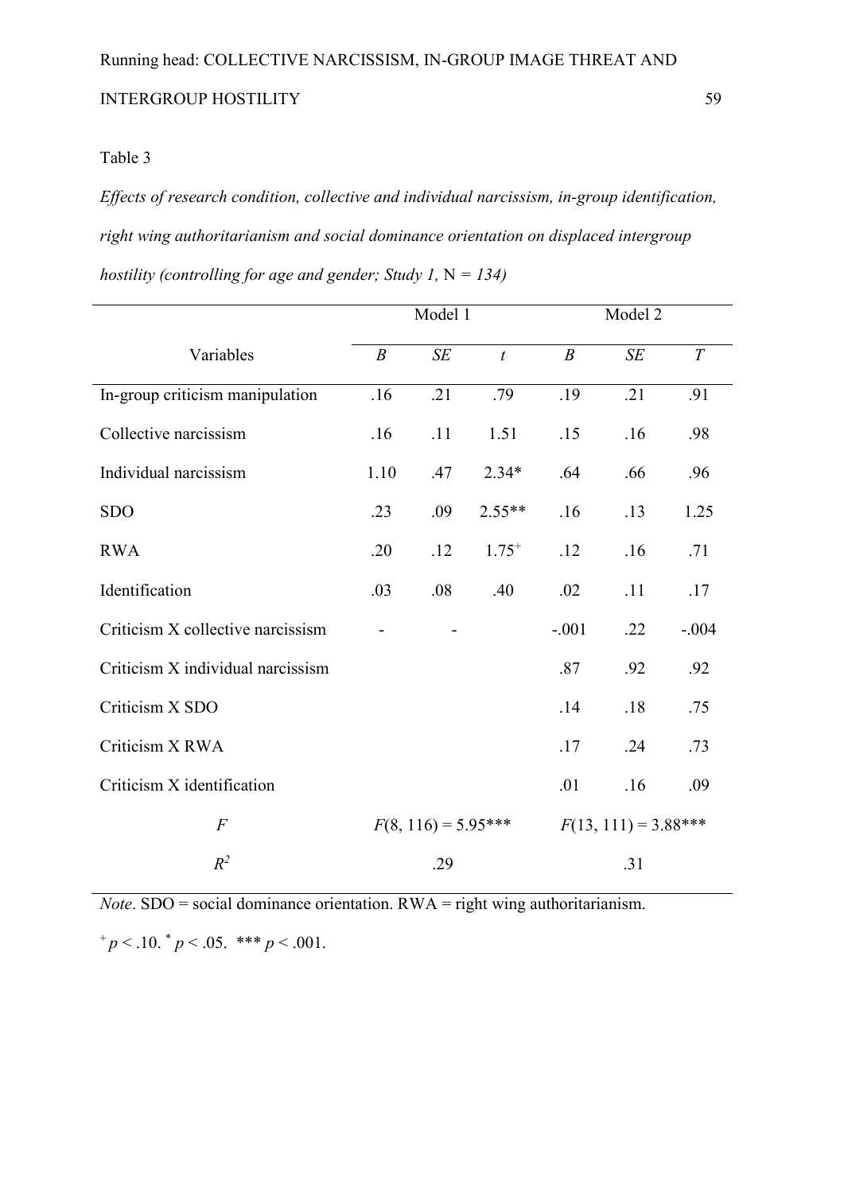Table 3

*Effects of research condition, collective and individual narcissism, in-group identification, right wing authoritarianism and social dominance orientation on displaced intergroup hostility (controlling for age and gender; Study 1,* N *= 134)*

| | Model 1 | | | Model 2 | | |
|---|---|---|---|---|---|---|
| Variables | *B* | *SE* | *t* | *B* | *SE* | *T* |
| In-group criticism manipulation | .16 | .21 | .79 | .19 | .21 | .91 |
| Collective narcissism | .16 | .11 | 1.51 | .15 | .16 | .98 |
| Individual narcissism | 1.10 | .47 | 2.34* | .64 | .66 | .96 |
| SDO | .23 | .09 | 2.55** | .16 | .13 | 1.25 |
| RWA | .20 | .12 | $1.75^{+}$ | .12 | .16 | .71 |
| Identification | .03 | .08 | .40 | .02 | .11 | .17 |
| Criticism X collective narcissism | - | - | | -.001 | .22 | -.004 |
| Criticism X individual narcissism | | | | .87 | .92 | .92 |
| Criticism X SDO | | | | .14 | .18 | .75 |
| Criticism X RWA | | | | .17 | .24 | .73 |
| Criticism X identification | | | | .01 | .16 | .09 |
| *F* | $F(8, 116) = 5.95$*** | | | $F(13, 111) = 3.88$*** | | |
| $R^2$ | .29 | | | .31 | | |

*Note*. SDO = social dominance orientation. RWA = right wing authoritarianism.

$^{+}p < .10$. $^{*}p < .05$. *** $p < .001$.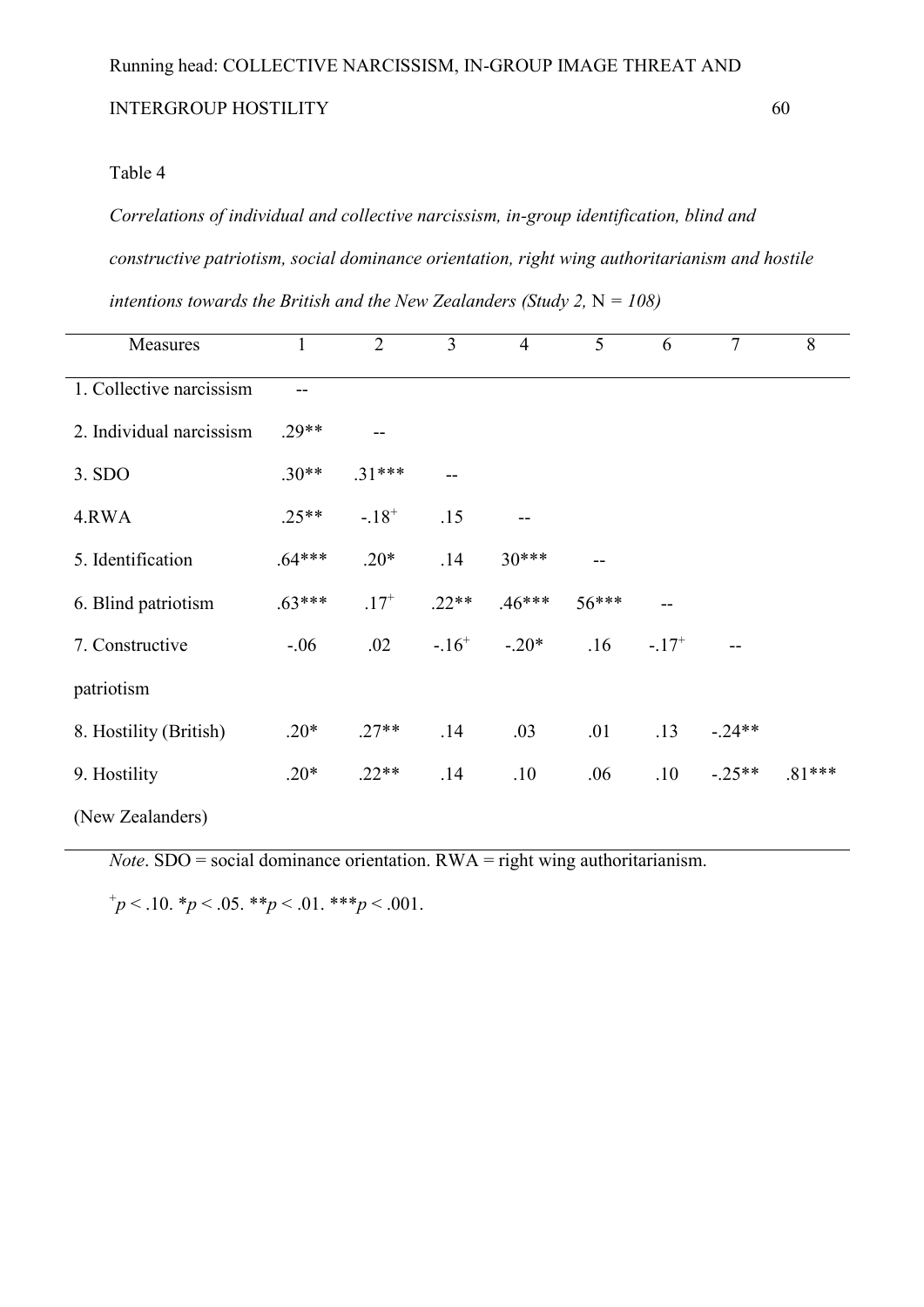Table 4

*Correlations of individual and collective narcissism, in-group identification, blind and constructive patriotism, social dominance orientation, right wing authoritarianism and hostile intentions towards the British and the New Zealanders (Study 2,* N *= 108)*

| Measures | 1 | 2 | 3 | 4 | 5 | 6 | 7 | 8 |
|---|---|---|---|---|---|---|---|---|
| 1. Collective narcissism | -- | | | | | | | |
| 2. Individual narcissism | .29** | -- | | | | | | |
| 3. SDO | .30** | .31*** | -- | | | | | |
| 4.RWA | .25** | -.18[+] | .15 | -- | | | | |
| 5. Identification | .64*** | .20* | .14 | 30*** | -- | | | |
| 6. Blind patriotism | .63*** | .17[+] | .22** | .46*** | 56*** | -- | | |
| 7. Constructive patriotism | -.06 | .02 | -.16[+] | -.20* | .16 | -.17[+] | -- | |
| 8. Hostility (British) | .20* | .27** | .14 | .03 | .01 | .13 | -.24** | |
| 9. Hostility (New Zealanders) | .20* | .22** | .14 | .10 | .06 | .10 | -.25** | .81*** |

*Note*. SDO = social dominance orientation. RWA = right wing authoritarianism.

[+]$p < .10$. *$p < .05$. **$p < .01$. ***$p < .001$.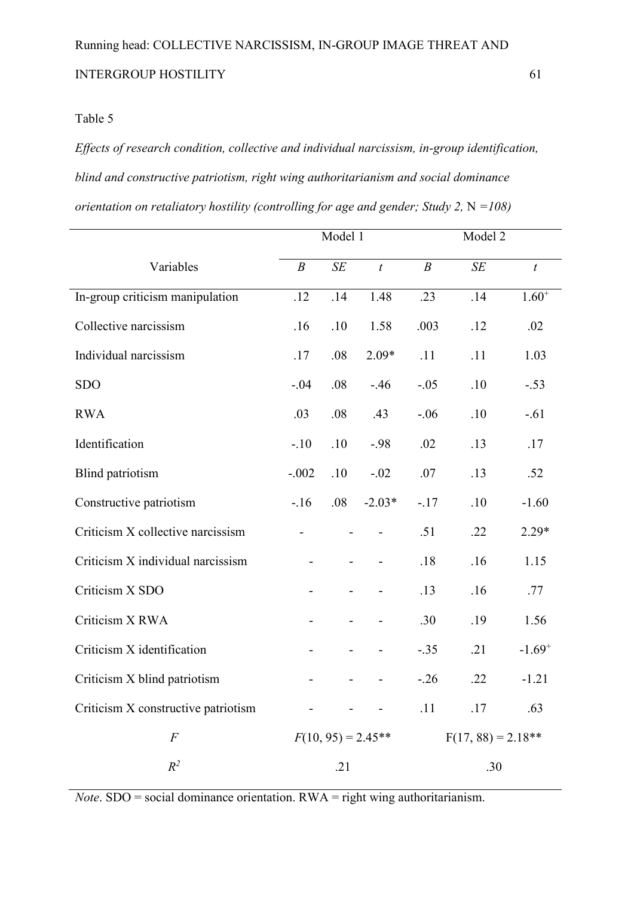Table 5

*Effects of research condition, collective and individual narcissism, in-group identification, blind and constructive patriotism, right wing authoritarianism and social dominance orientation on retaliatory hostility (controlling for age and gender; Study 2,* N *=108)*

| | Model 1 | | | Model 2 | | |
|---|---|---|---|---|---|---|
| Variables | *B* | *SE* | *t* | *B* | *SE* | *t* |
| In-group criticism manipulation | .12 | .14 | 1.48 | .23 | .14 | $1.60^{+}$ |
| Collective narcissism | .16 | .10 | 1.58 | .003 | .12 | .02 |
| Individual narcissism | .17 | .08 | 2.09* | .11 | .11 | 1.03 |
| SDO | -.04 | .08 | -.46 | -.05 | .10 | -.53 |
| RWA | .03 | .08 | .43 | -.06 | .10 | -.61 |
| Identification | -.10 | .10 | -.98 | .02 | .13 | .17 |
| Blind patriotism | -.002 | .10 | -.02 | .07 | .13 | .52 |
| Constructive patriotism | -.16 | .08 | -2.03* | -.17 | .10 | -1.60 |
| Criticism X collective narcissism | - | - | - | .51 | .22 | 2.29* |
| Criticism X individual narcissism | - | - | - | .18 | .16 | 1.15 |
| Criticism X SDO | - | - | - | .13 | .16 | .77 |
| Criticism X RWA | - | - | - | .30 | .19 | 1.56 |
| Criticism X identification | - | - | - | -.35 | .21 | $-1.69^{+}$ |
| Criticism X blind patriotism | - | - | - | -.26 | .22 | -1.21 |
| Criticism X constructive patriotism | - | - | - | .11 | .17 | .63 |
| *F* | $F(10, 95) = 2.45$** | | | $F(17, 88) = 2.18$** | | |
| $R^2$ | .21 | | | .30 | | |

*Note*. SDO = social dominance orientation. RWA = right wing authoritarianism.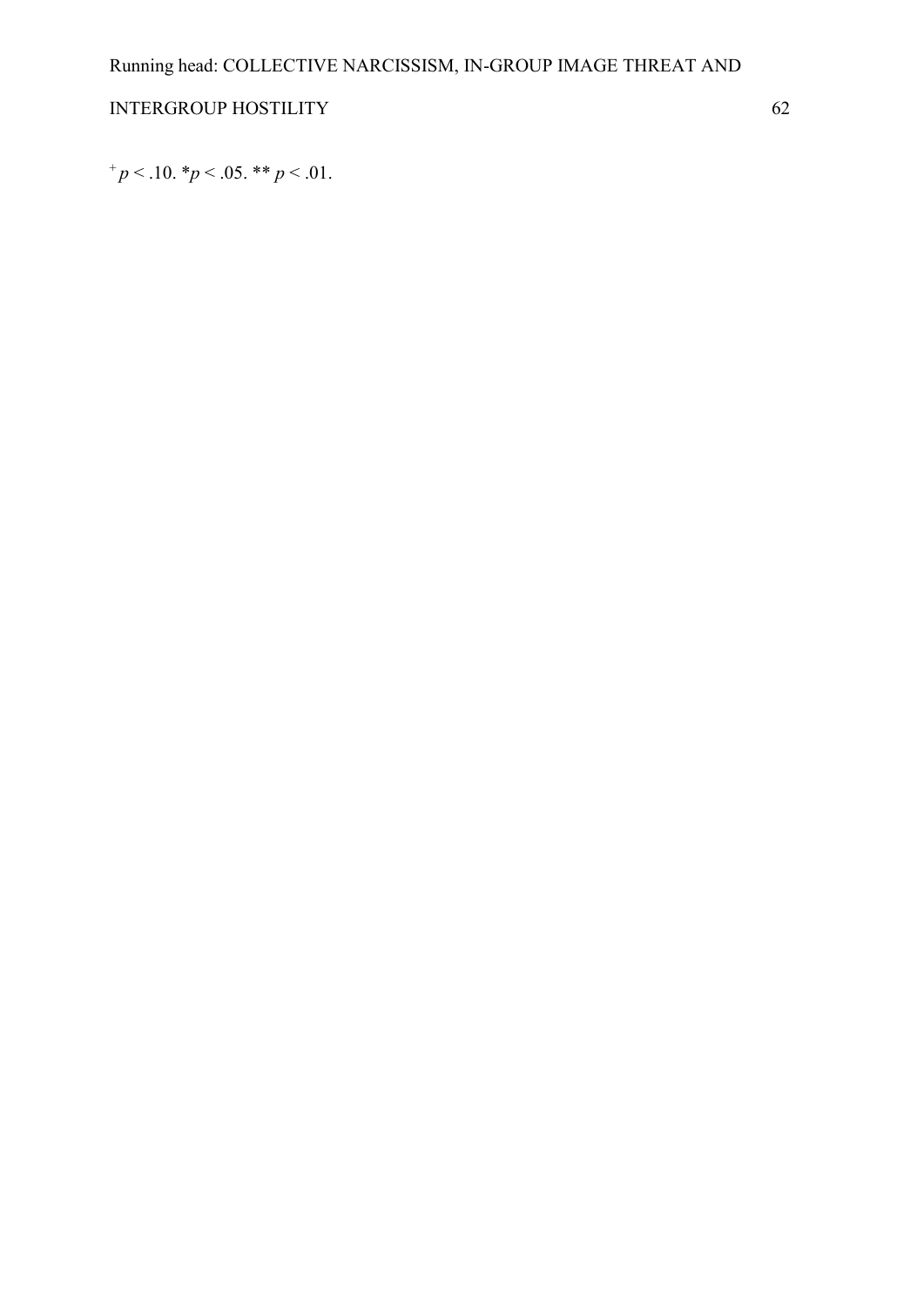$^{+} p < .10$. $^{*}p < .05$. $^{**} p < .01$.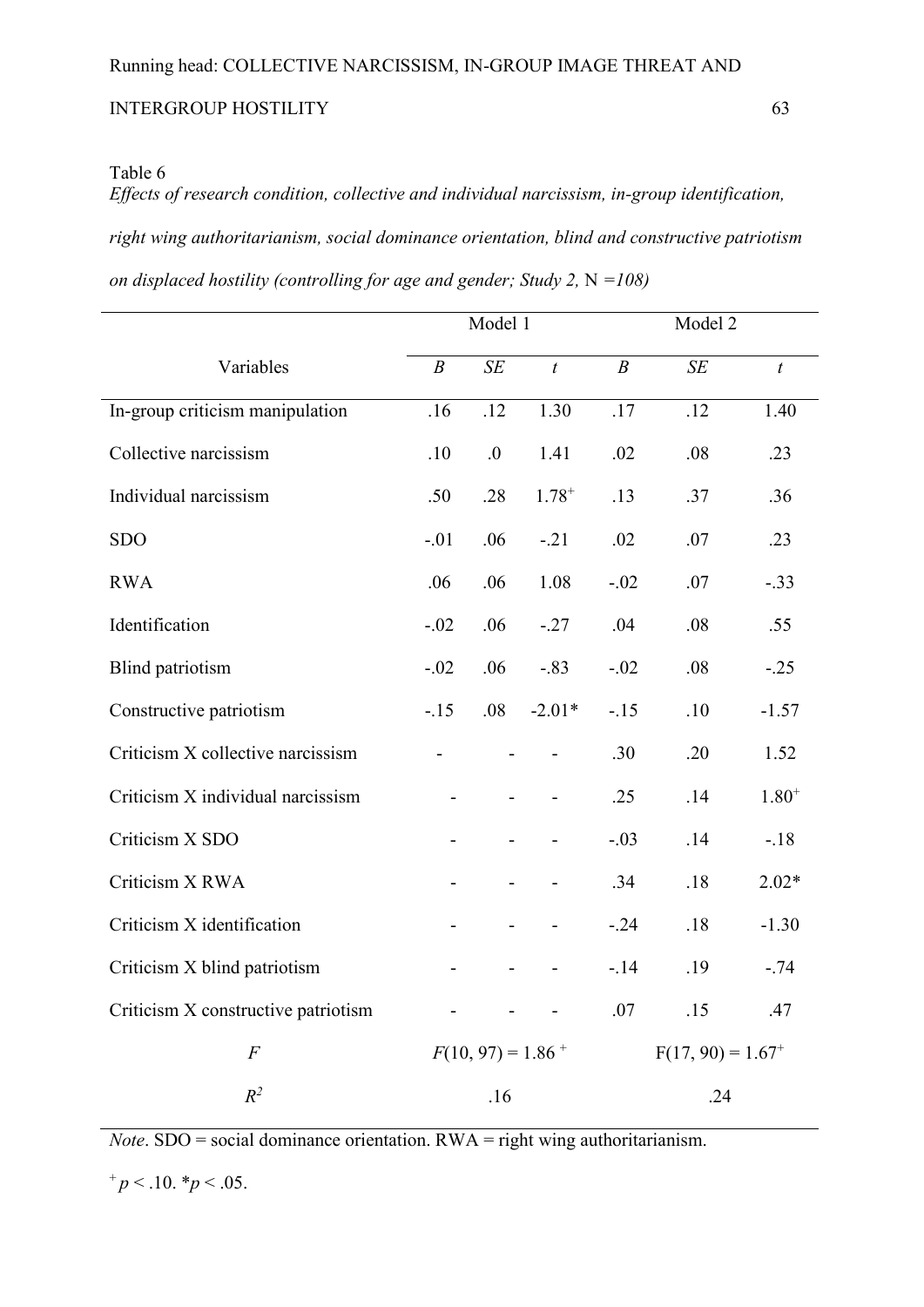Table 6

*Effects of research condition, collective and individual narcissism, in-group identification, right wing authoritarianism, social dominance orientation, blind and constructive patriotism on displaced hostility (controlling for age and gender; Study 2,* N *=108)*

| | Model 1 | | | Model 2 | | |
|---|---|---|---|---|---|---|
| Variables | *B* | *SE* | *t* | *B* | *SE* | *t* |
| In-group criticism manipulation | .16 | .12 | 1.30 | .17 | .12 | 1.40 |
| Collective narcissism | .10 | .0 | 1.41 | .02 | .08 | .23 |
| Individual narcissism | .50 | .28 | $1.78^{+}$ | .13 | .37 | .36 |
| SDO | -.01 | .06 | -.21 | .02 | .07 | .23 |
| RWA | .06 | .06 | 1.08 | -.02 | .07 | -.33 |
| Identification | -.02 | .06 | -.27 | .04 | .08 | .55 |
| Blind patriotism | -.02 | .06 | -.83 | -.02 | .08 | -.25 |
| Constructive patriotism | -.15 | .08 | -2.01* | -.15 | .10 | -1.57 |
| Criticism X collective narcissism | - | - | - | .30 | .20 | 1.52 |
| Criticism X individual narcissism | - | - | - | .25 | .14 | $1.80^{+}$ |
| Criticism X SDO | - | - | - | -.03 | .14 | -.18 |
| Criticism X RWA | - | - | - | .34 | .18 | 2.02* |
| Criticism X identification | - | - | - | -.24 | .18 | -1.30 |
| Criticism X blind patriotism | - | - | - | -.14 | .19 | -.74 |
| Criticism X constructive patriotism | - | - | - | .07 | .15 | .47 |
| *F* | $F(10, 97) = 1.86^{+}$ | | | $F(17, 90) = 1.67^{+}$ | | |
| $R^2$ | .16 | | | .24 | | |

*Note*. SDO = social dominance orientation. RWA = right wing authoritarianism.

$^{+}p < .10$. $^{*}p < .05$.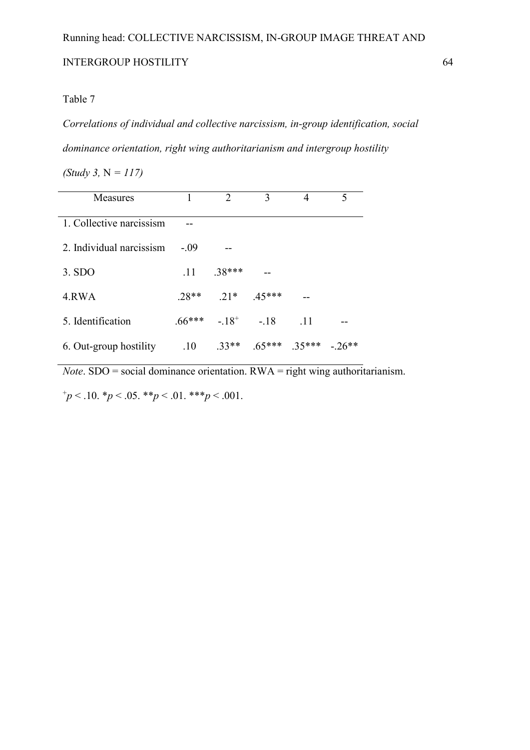Table 7

*Correlations of individual and collective narcissism, in-group identification, social dominance orientation, right wing authoritarianism and intergroup hostility (Study 3,* N *= 117)*

| Measures | 1 | 2 | 3 | 4 | 5 |
|---|---|---|---|---|---|
| 1. Collective narcissism | -- | | | | |
| 2. Individual narcissism | -.09 | -- | | | |
| 3. SDO | .11 | .38*** | -- | | |
| 4.RWA | .28** | .21* | .45*** | -- | |
| 5. Identification | .66*** | -.18$^{+}$ | -.18 | .11 | -- |
| 6. Out-group hostility | .10 | .33** | .65*** | .35*** | -.26** |

*Note*. SDO = social dominance orientation. RWA = right wing authoritarianism.

$^{+}p < .10$. $^{*}p < .05$. $^{**}p < .01$. $^{***}p < .001$.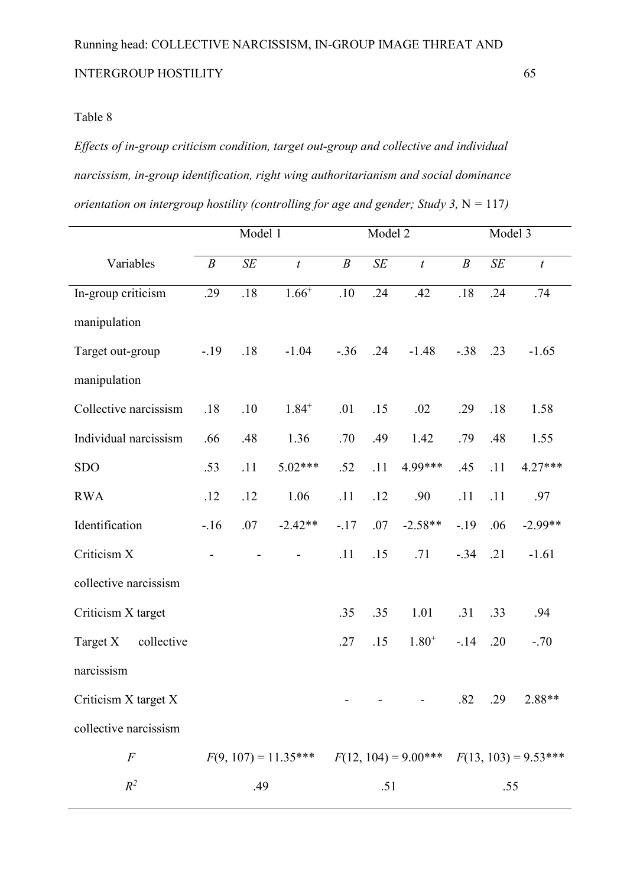Table 8

*Effects of in-group criticism condition, target out-group and collective and individual narcissism, in-group identification, right wing authoritarianism and social dominance orientation on intergroup hostility (controlling for age and gender; Study 3,* N = 117*)*

| | Model 1 | | | Model 2 | | | Model 3 | | |
|---|---|---|---|---|---|---|---|---|---|
| Variables | *B* | *SE* | *t* | *B* | *SE* | *t* | *B* | *SE* | *t* |
| In-group criticism manipulation | .29 | .18 | 1.66⁺ | .10 | .24 | .42 | .18 | .24 | .74 |
| Target out-group manipulation | -.19 | .18 | -1.04 | -.36 | .24 | -1.48 | -.38 | .23 | -1.65 |
| Collective narcissism | .18 | .10 | 1.84⁺ | .01 | .15 | .02 | .29 | .18 | 1.58 |
| Individual narcissism | .66 | .48 | 1.36 | .70 | .49 | 1.42 | .79 | .48 | 1.55 |
| SDO | .53 | .11 | 5.02*** | .52 | .11 | 4.99*** | .45 | .11 | 4.27*** |
| RWA | .12 | .12 | 1.06 | .11 | .12 | .90 | .11 | .11 | .97 |
| Identification | -.16 | .07 | -2.42** | -.17 | .07 | -2.58** | -.19 | .06 | -2.99** |
| Criticism X collective narcissism | - | - | - | .11 | .15 | .71 | -.34 | .21 | -1.61 |
| Criticism X target | | | | .35 | .35 | 1.01 | .31 | .33 | .94 |
| Target X collective narcissism | | | | .27 | .15 | 1.80⁺ | -.14 | .20 | -.70 |
| Criticism X target X collective narcissism | | | | - | - | - | .82 | .29 | 2.88** |
| *F* | $F(9, 107) = 11.35$*** | | | $F(12, 104) = 9.00$*** | | | $F(13, 103) = 9.53$*** | | |
| $R^2$ | .49 | | | .51 | | | .55 | | |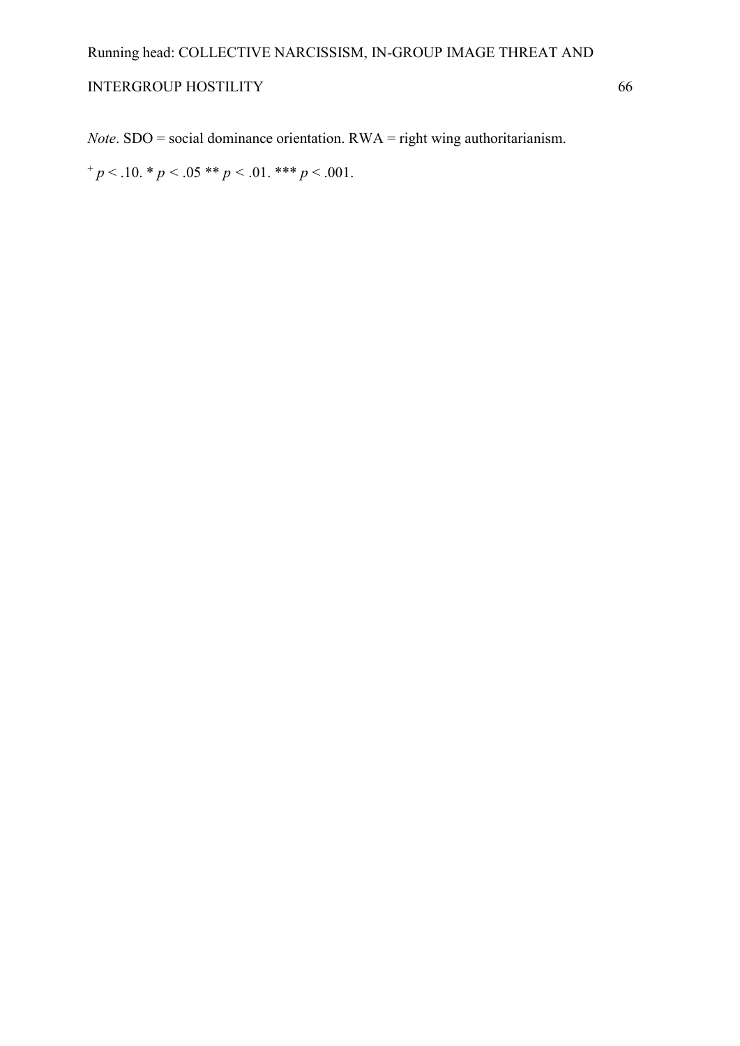*Note*. SDO = social dominance orientation. RWA = right wing authoritarianism.

$^{+}$ $p < .10$. * $p < .05$ ** $p < .01$. *** $p < .001$.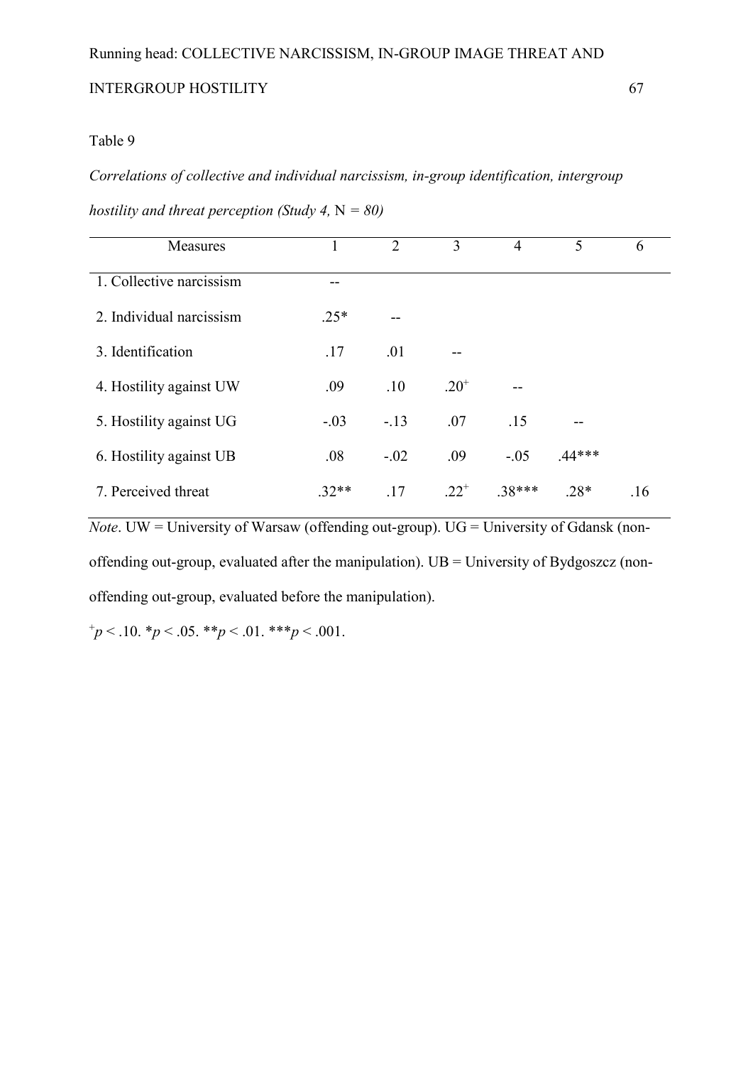Table 9

*Correlations of collective and individual narcissism, in-group identification, intergroup hostility and threat perception (Study 4,* N *= 80)*

| Measures | 1 | 2 | 3 | 4 | 5 | 6 |
|---|---|---|---|---|---|---|
| 1. Collective narcissism | -- | | | | | |
| 2. Individual narcissism | .25* | -- | | | | |
| 3. Identification | .17 | .01 | -- | | | |
| 4. Hostility against UW | .09 | .10 | $.20^{+}$ | -- | | |
| 5. Hostility against UG | -.03 | -.13 | .07 | .15 | -- | |
| 6. Hostility against UB | .08 | -.02 | .09 | -.05 | .44*** | |
| 7. Perceived threat | .32** | .17 | $.22^{+}$ | .38*** | .28* | .16 |

*Note*. UW = University of Warsaw (offending out-group). UG = University of Gdansk (non-offending out-group, evaluated after the manipulation). UB = University of Bydgoszcz (non-offending out-group, evaluated before the manipulation).

$^{+}p < .10$. $^{*}p < .05$. $^{**}p < .01$. $^{***}p < .001$.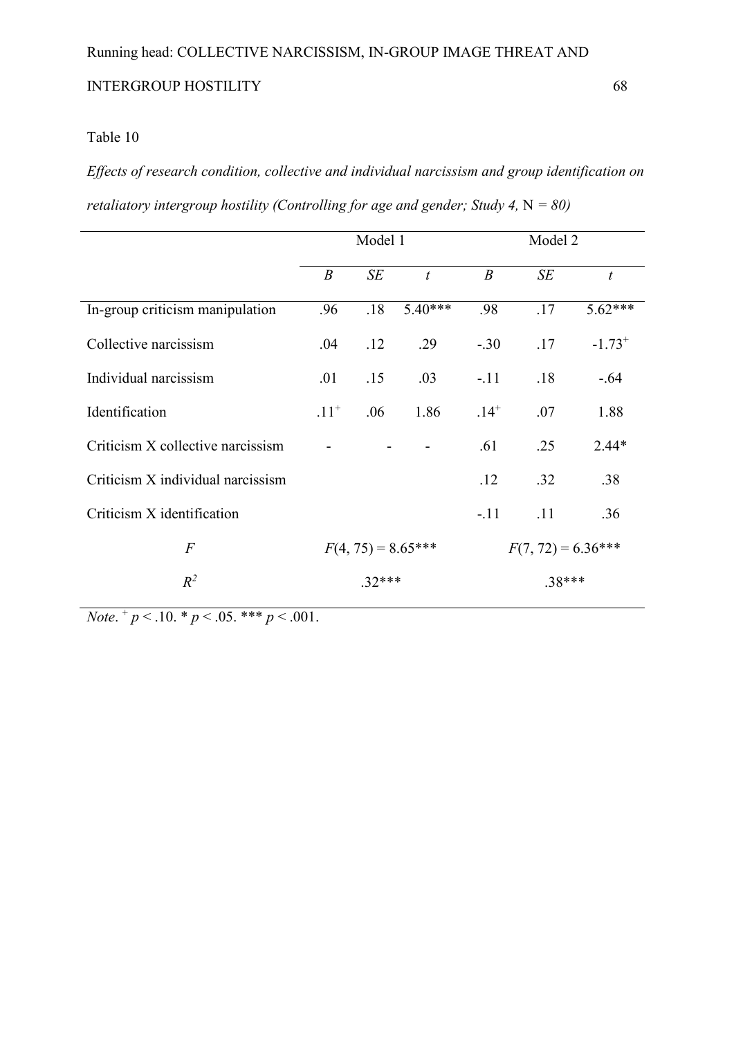Table 10

*Effects of research condition, collective and individual narcissism and group identification on retaliatory intergroup hostility (Controlling for age and gender; Study 4,* N *= 80)*

| | Model 1 | | | Model 2 | | |
|---|---|---|---|---|---|---|
| | *B* | *SE* | *t* | *B* | *SE* | *t* |
| In-group criticism manipulation | .96 | .18 | 5.40*** | .98 | .17 | 5.62*** |
| Collective narcissism | .04 | .12 | .29 | -.30 | .17 | $-1.73^{+}$ |
| Individual narcissism | .01 | .15 | .03 | -.11 | .18 | -.64 |
| Identification | $.11^{+}$ | .06 | 1.86 | $.14^{+}$ | .07 | 1.88 |
| Criticism X collective narcissism | - | - | - | .61 | .25 | 2.44* |
| Criticism X individual narcissism | | | | .12 | .32 | .38 |
| Criticism X identification | | | | -.11 | .11 | .36 |
| *F* | $F(4, 75) = 8.65$*** | | | $F(7, 72) = 6.36$*** | | |
| $R^2$ | .32*** | | | .38*** | | |

*Note*. $^{+}$ $p < .10$. * $p < .05$. *** $p < .001$.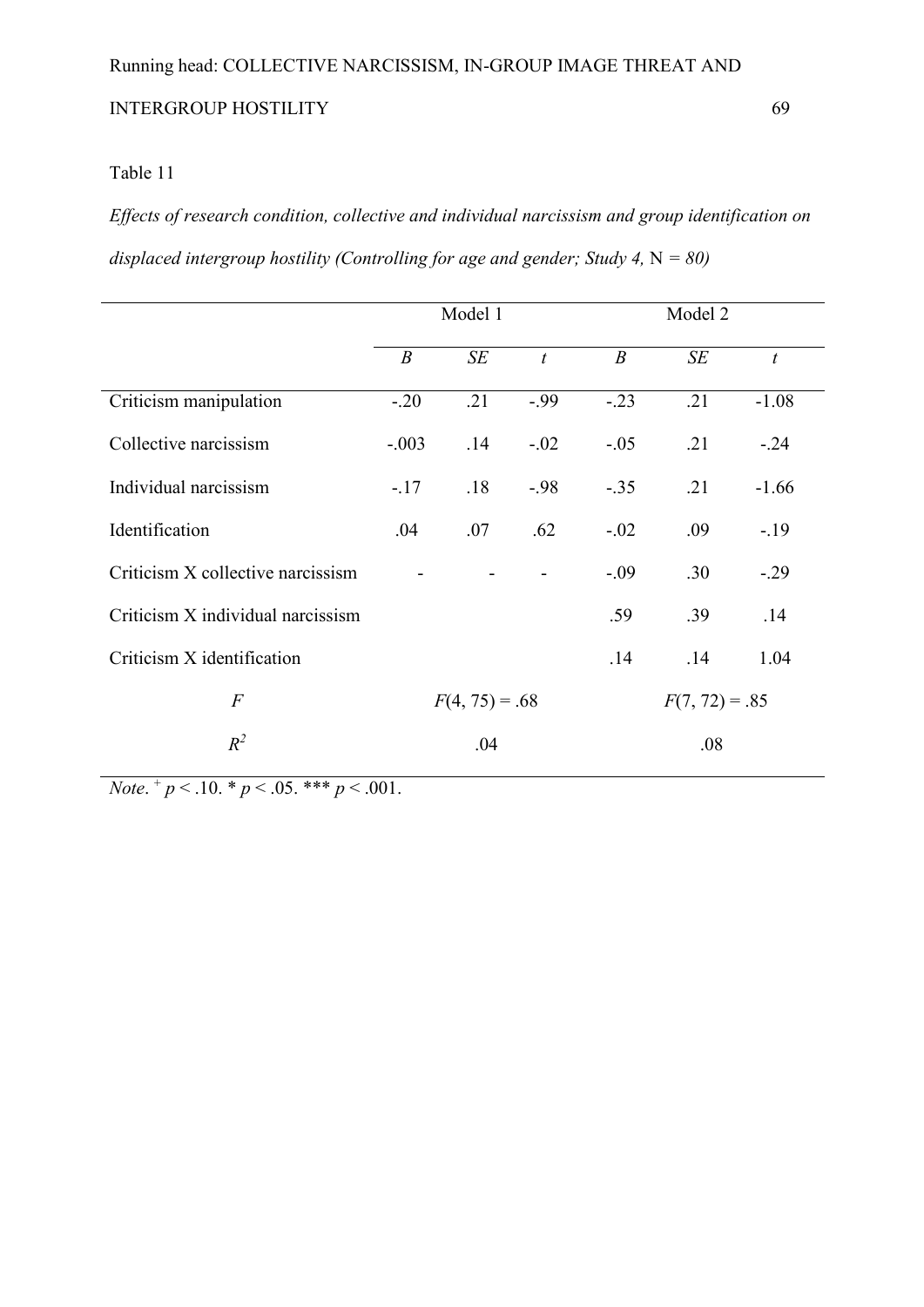Table 11

*Effects of research condition, collective and individual narcissism and group identification on displaced intergroup hostility (Controlling for age and gender; Study 4,* N *= 80)*

| | Model 1 | | | Model 2 | | |
|---|---|---|---|---|---|---|
| | *B* | *SE* | *t* | *B* | *SE* | *t* |
| Criticism manipulation | -.20 | .21 | -.99 | -.23 | .21 | -1.08 |
| Collective narcissism | -.003 | .14 | -.02 | -.05 | .21 | -.24 |
| Individual narcissism | -.17 | .18 | -.98 | -.35 | .21 | -1.66 |
| Identification | .04 | .07 | .62 | -.02 | .09 | -.19 |
| Criticism X collective narcissism | - | - | - | -.09 | .30 | -.29 |
| Criticism X individual narcissism | | | | .59 | .39 | .14 |
| Criticism X identification | | | | .14 | .14 | 1.04 |
| *F* | $F(4, 75) = .68$ | | | $F(7, 72) = .85$ | | |
| $R^2$ | .04 | | | .08 | | |

*Note*. $^{+}p < .10$. $^{*}p < .05$. $^{***}p < .001$.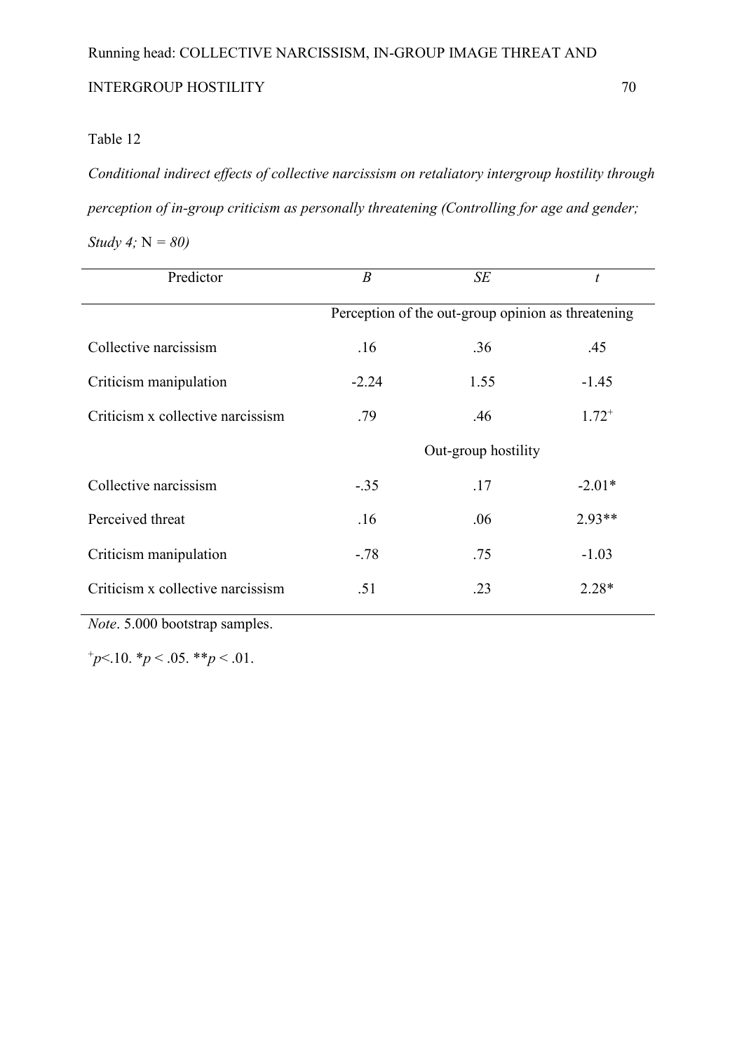Table 12

*Conditional indirect effects of collective narcissism on retaliatory intergroup hostility through perception of in-group criticism as personally threatening (Controlling for age and gender; Study 4;* N *= 80)*

| Predictor | *B* | *SE* | *t* |
|---|---|---|---|
| | Perception of the out-group opinion as threatening | | |
| Collective narcissism | .16 | .36 | .45 |
| Criticism manipulation | -2.24 | 1.55 | -1.45 |
| Criticism x collective narcissism | .79 | .46 | 1.72+ |
| | Out-group hostility | | |
| Collective narcissism | -.35 | .17 | -2.01* |
| Perceived threat | .16 | .06 | 2.93** |
| Criticism manipulation | -.78 | .75 | -1.03 |
| Criticism x collective narcissism | .51 | .23 | 2.28* |

*Note*. 5.000 bootstrap samples.

+$p$<.10. *$p$ < .05. **$p$ < .01.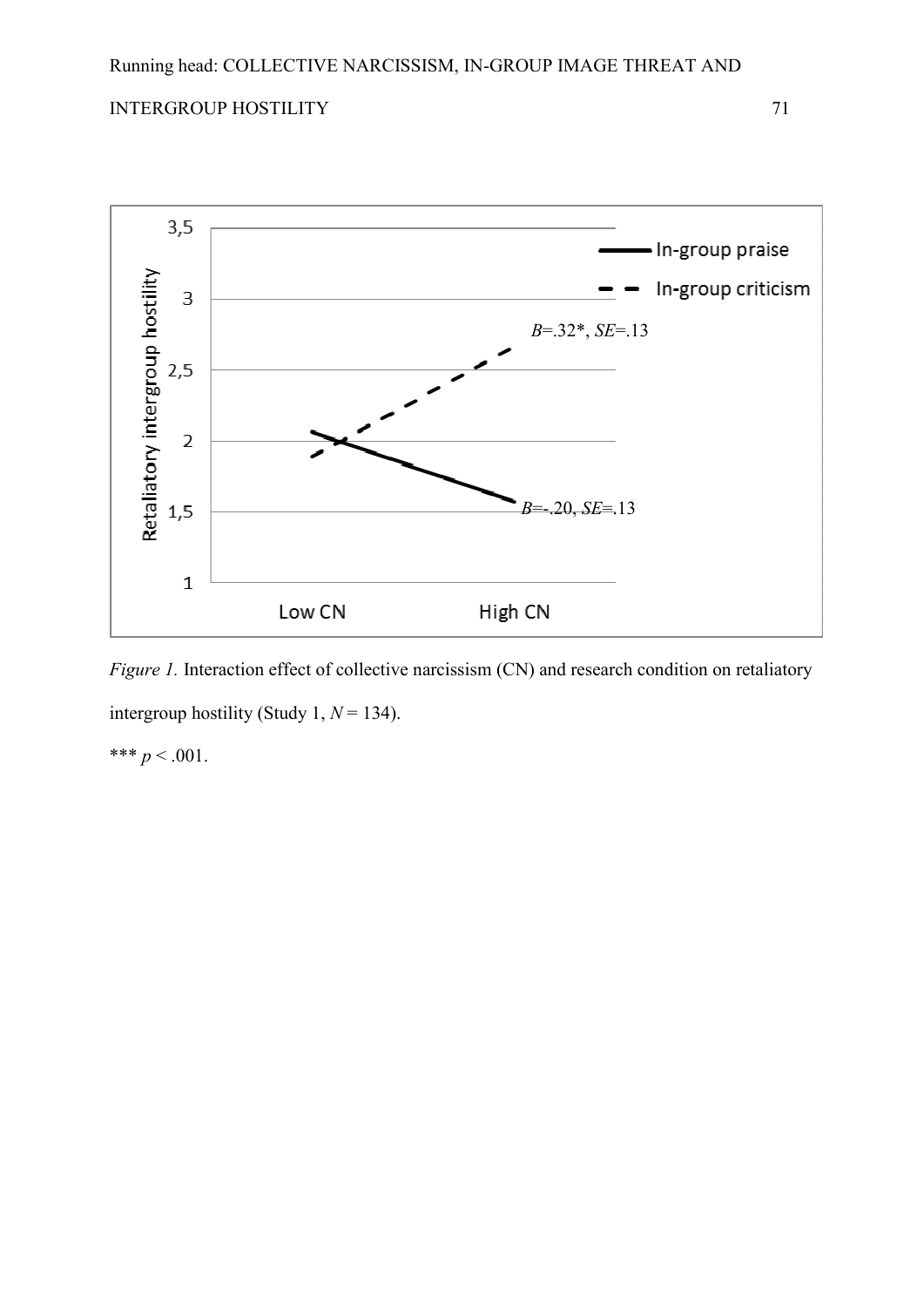*Figure 1.* Interaction effect of collective narcissism (CN) and research condition on retaliatory intergroup hostility (Study 1, $N = 134$).

*** $p < .001$.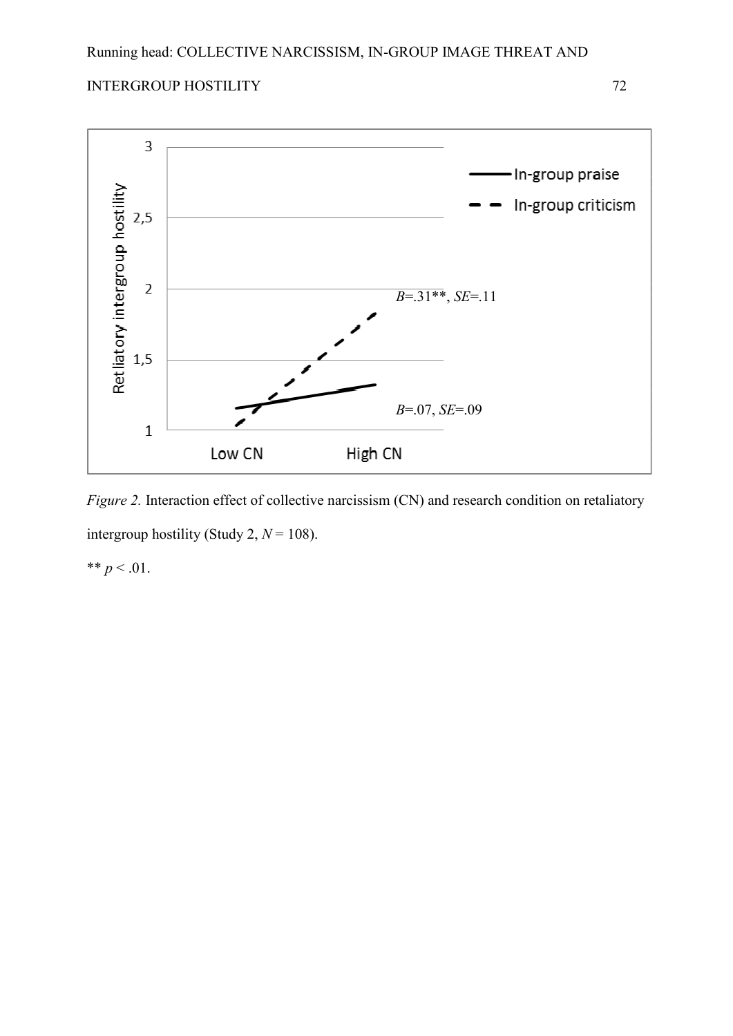*Figure 2.* Interaction effect of collective narcissism (CN) and research condition on retaliatory intergroup hostility (Study 2, $N = 108$).

** $p < .01$.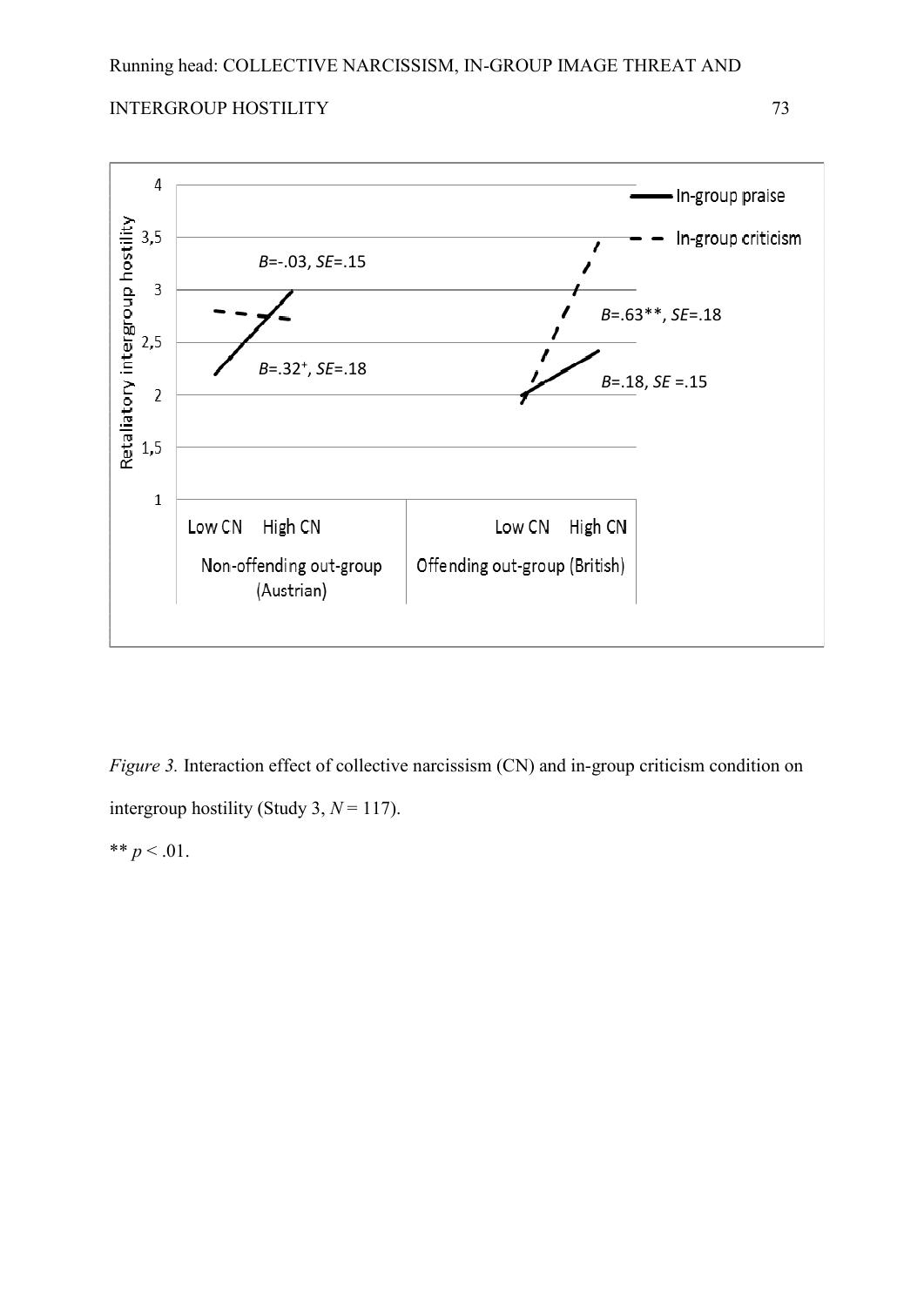*Figure 3.* Interaction effect of collective narcissism (CN) and in-group criticism condition on intergroup hostility (Study 3, $N = 117$).

** $p < .01$.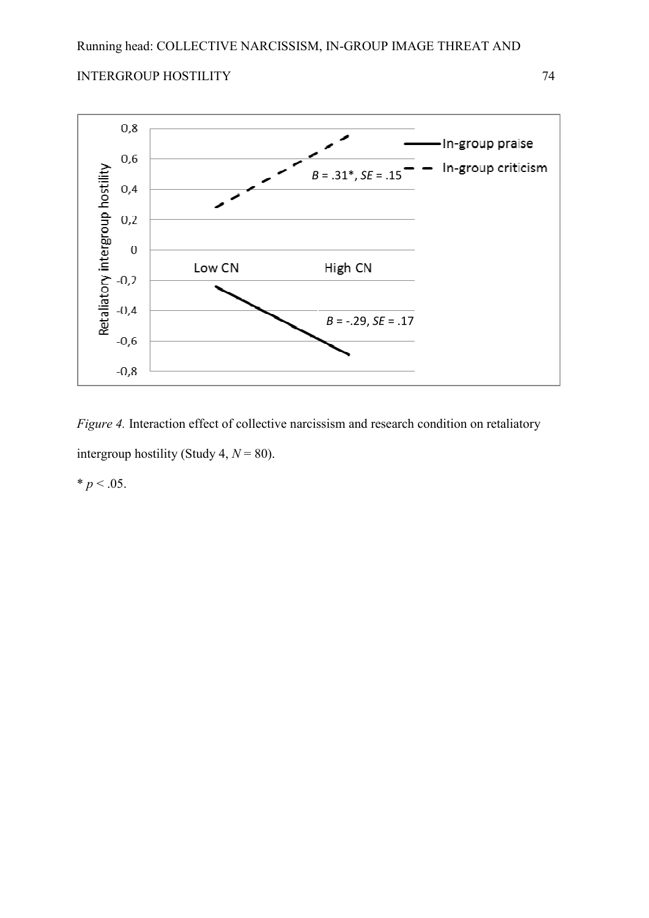*Figure 4.* Interaction effect of collective narcissism and research condition on retaliatory intergroup hostility (Study 4, $N = 80$).

* $p < .05$.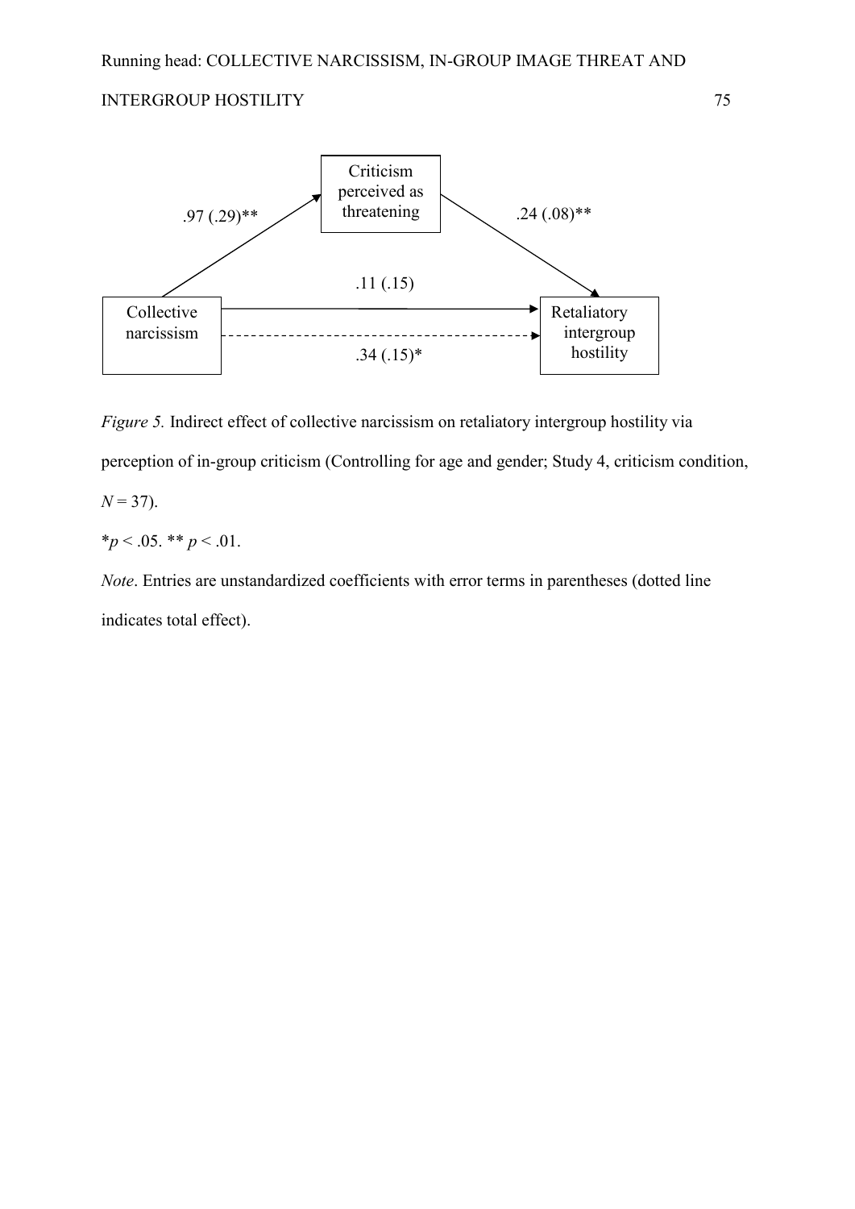Criticism perceived as threatening

.97 (.29)**

.24 (.08)**

.11 (.15)

Collective narcissism

Retaliatory intergroup hostility

.34 (.15)*

*Figure 5.* Indirect effect of collective narcissism on retaliatory intergroup hostility via perception of in-group criticism (Controlling for age and gender; Study 4, criticism condition, $N = 37$).

$^{*}p < .05$. $^{**}p < .01$.

*Note*. Entries are unstandardized coefficients with error terms in parentheses (dotted line indicates total effect).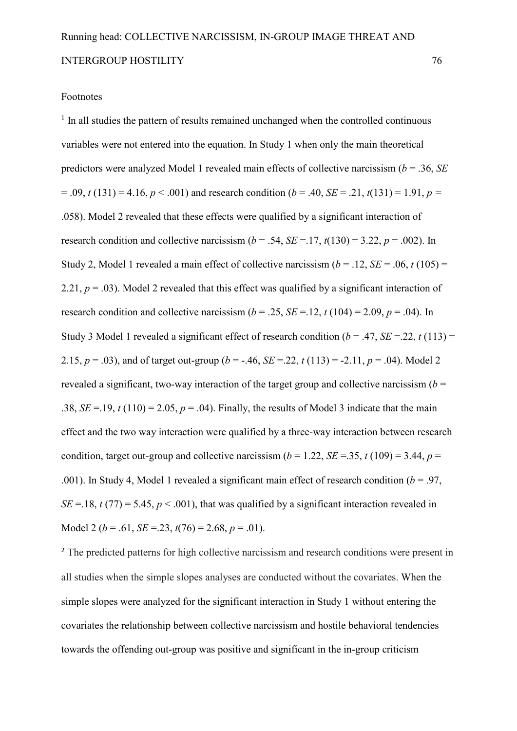Footnotes

[1] In all studies the pattern of results remained unchanged when the controlled continuous variables were not entered into the equation. In Study 1 when only the main theoretical predictors were analyzed Model 1 revealed main effects of collective narcissism ($b$ = .36, $SE$ = .09, $t$ (131) = 4.16, $p$ < .001) and research condition ($b$ = .40, $SE$ = .21, $t$(131) = 1.91, $p$ = .058). Model 2 revealed that these effects were qualified by a significant interaction of research condition and collective narcissism ($b$ = .54, $SE$ =.17, $t$(130) = 3.22, $p$ = .002). In Study 2, Model 1 revealed a main effect of collective narcissism ($b$ = .12, $SE$ = .06, $t$ (105) = 2.21, $p$ = .03). Model 2 revealed that this effect was qualified by a significant interaction of research condition and collective narcissism ($b$ = .25, $SE$ =.12, $t$ (104) = 2.09, $p$ = .04). In Study 3 Model 1 revealed a significant effect of research condition ($b$ = .47, $SE$ =.22, $t$ (113) = 2.15, $p$ = .03), and of target out-group ($b$ = -.46, $SE$ =.22, $t$ (113) = -2.11, $p$ = .04). Model 2 revealed a significant, two-way interaction of the target group and collective narcissism ($b$ = .38, $SE$ =.19, $t$ (110) = 2.05, $p$ = .04). Finally, the results of Model 3 indicate that the main effect and the two way interaction were qualified by a three-way interaction between research condition, target out-group and collective narcissism ($b$ = 1.22, $SE$ =.35, $t$ (109) = 3.44, $p$ = .001). In Study 4, Model 1 revealed a significant main effect of research condition ($b$ = .97, $SE$ =.18, $t$ (77) = 5.45, $p$ < .001), that was qualified by a significant interaction revealed in Model 2 ($b$ = .61, $SE$ =.23, $t$(76) = 2.68, $p$ = .01).

[2] The predicted patterns for high collective narcissism and research conditions were present in all studies when the simple slopes analyses are conducted without the covariates. When the simple slopes were analyzed for the significant interaction in Study 1 without entering the covariates the relationship between collective narcissism and hostile behavioral tendencies towards the offending out-group was positive and significant in the in-group criticism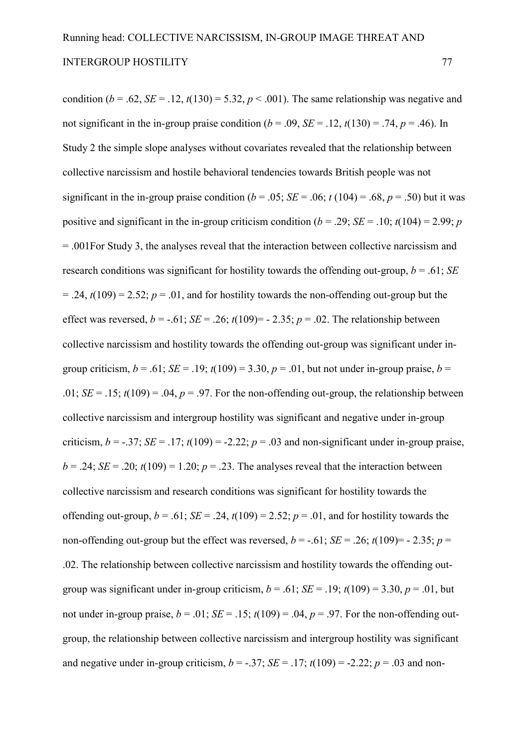condition ($b$ = .62, $SE$ = .12, $t$(130) = 5.32, $p$ < .001). The same relationship was negative and not significant in the in-group praise condition ($b$ = .09, $SE$ = .12, $t$(130) = .74, $p$ = .46). In Study 2 the simple slope analyses without covariates revealed that the relationship between collective narcissism and hostile behavioral tendencies towards British people was not significant in the in-group praise condition ($b$ = .05; $SE$ = .06; $t$ (104) = .68, $p$ = .50) but it was positive and significant in the in-group criticism condition ($b$ = .29; $SE$ = .10; $t$(104) = 2.99; $p$ = .001For Study 3, the analyses reveal that the interaction between collective narcissism and research conditions was significant for hostility towards the offending out-group, $b$ = .61; $SE$ = .24, $t$(109) = 2.52; $p$ = .01, and for hostility towards the non-offending out-group but the effect was reversed, $b$ = -.61; $SE$ = .26; $t$(109)= - 2.35; $p$ = .02. The relationship between collective narcissism and hostility towards the offending out-group was significant under in-group criticism, $b$ = .61; $SE$ = .19; $t$(109) = 3.30, $p$ = .01, but not under in-group praise, $b$ = .01; $SE$ = .15; $t$(109) = .04, $p$ = .97. For the non-offending out-group, the relationship between collective narcissism and intergroup hostility was significant and negative under in-group criticism, $b$ = -.37; $SE$ = .17; $t$(109) = -2.22; $p$ = .03 and non-significant under in-group praise, $b$ = .24; $SE$ = .20; $t$(109) = 1.20; $p$ = .23. The analyses reveal that the interaction between collective narcissism and research conditions was significant for hostility towards the offending out-group, $b$ = .61; $SE$ = .24, $t$(109) = 2.52; $p$ = .01, and for hostility towards the non-offending out-group but the effect was reversed, $b$ = -.61; $SE$ = .26; $t$(109)= - 2.35; $p$ = .02. The relationship between collective narcissism and hostility towards the offending out-group was significant under in-group criticism, $b$ = .61; $SE$ = .19; $t$(109) = 3.30, $p$ = .01, but not under in-group praise, $b$ = .01; $SE$ = .15; $t$(109) = .04, $p$ = .97. For the non-offending out-group, the relationship between collective narcissism and intergroup hostility was significant and negative under in-group criticism, $b$ = -.37; $SE$ = .17; $t$(109) = -2.22; $p$ = .03 and non-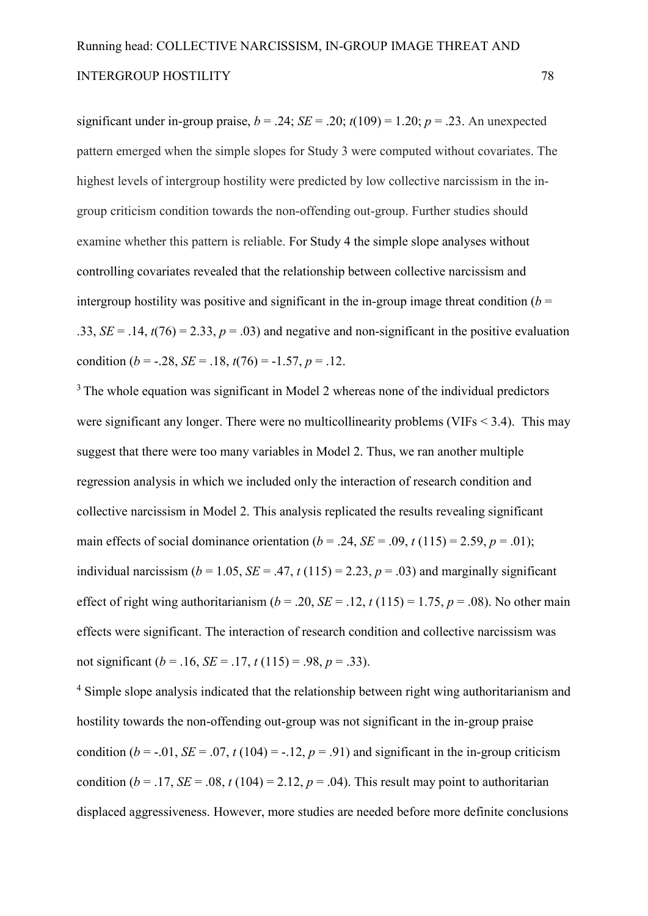significant under in-group praise, $b = .24$; $SE = .20$; $t(109) = 1.20$; $p = .23$. An unexpected pattern emerged when the simple slopes for Study 3 were computed without covariates. The highest levels of intergroup hostility were predicted by low collective narcissism in the in-group criticism condition towards the non-offending out-group. Further studies should examine whether this pattern is reliable. For Study 4 the simple slope analyses without controlling covariates revealed that the relationship between collective narcissism and intergroup hostility was positive and significant in the in-group image threat condition ($b = .33$, $SE = .14$, $t(76) = 2.33$, $p = .03$) and negative and non-significant in the positive evaluation condition ($b = -.28$, $SE = .18$, $t(76) = -1.57$, $p = .12$.

[3] The whole equation was significant in Model 2 whereas none of the individual predictors were significant any longer. There were no multicollinearity problems (VIFs < 3.4). This may suggest that there were too many variables in Model 2. Thus, we ran another multiple regression analysis in which we included only the interaction of research condition and collective narcissism in Model 2. This analysis replicated the results revealing significant main effects of social dominance orientation ($b = .24$, $SE = .09$, $t\ (115) = 2.59$, $p = .01$); individual narcissism ($b = 1.05$, $SE = .47$, $t\ (115) = 2.23$, $p = .03$) and marginally significant effect of right wing authoritarianism ($b = .20$, $SE = .12$, $t\ (115) = 1.75$, $p = .08$). No other main effects were significant. The interaction of research condition and collective narcissism was not significant ($b = .16$, $SE = .17$, $t\ (115) = .98$, $p = .33$).

[4] Simple slope analysis indicated that the relationship between right wing authoritarianism and hostility towards the non-offending out-group was not significant in the in-group praise condition ($b = -.01$, $SE = .07$, $t\ (104) = -.12$, $p = .91$) and significant in the in-group criticism condition ($b = .17$, $SE = .08$, $t\ (104) = 2.12$, $p = .04$). This result may point to authoritarian displaced aggressiveness. However, more studies are needed before more definite conclusions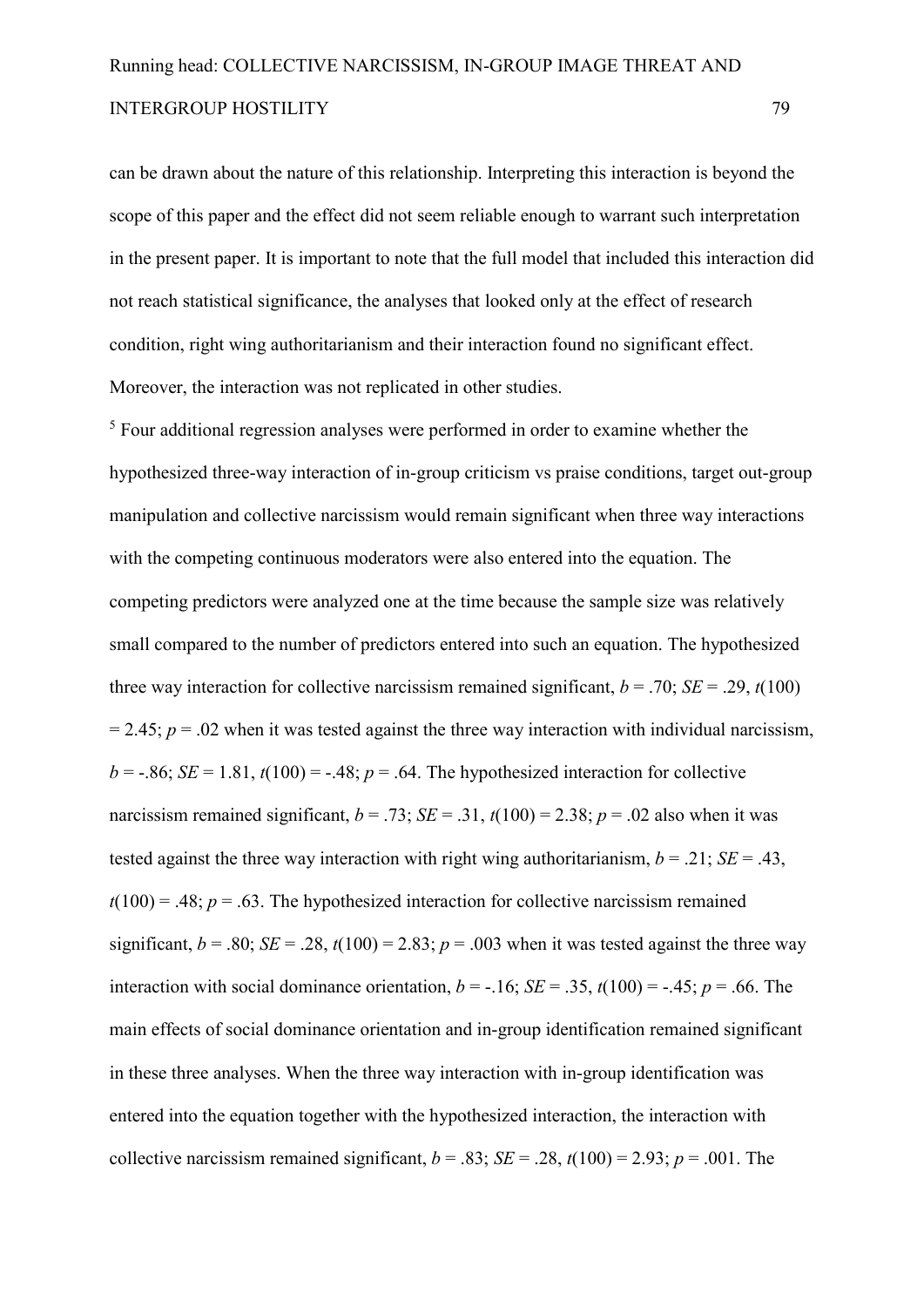can be drawn about the nature of this relationship. Interpreting this interaction is beyond the scope of this paper and the effect did not seem reliable enough to warrant such interpretation in the present paper. It is important to note that the full model that included this interaction did not reach statistical significance, the analyses that looked only at the effect of research condition, right wing authoritarianism and their interaction found no significant effect. Moreover, the interaction was not replicated in other studies.

[5] Four additional regression analyses were performed in order to examine whether the hypothesized three-way interaction of in-group criticism vs praise conditions, target out-group manipulation and collective narcissism would remain significant when three way interactions with the competing continuous moderators were also entered into the equation. The competing predictors were analyzed one at the time because the sample size was relatively small compared to the number of predictors entered into such an equation. The hypothesized three way interaction for collective narcissism remained significant, $b = .70$; $SE = .29$, $t(100) = 2.45$; $p = .02$ when it was tested against the three way interaction with individual narcissism, $b = -.86$; $SE = 1.81$, $t(100) = -.48$; $p = .64$. The hypothesized interaction for collective narcissism remained significant, $b = .73$; $SE = .31$, $t(100) = 2.38$; $p = .02$ also when it was tested against the three way interaction with right wing authoritarianism, $b = .21$; $SE = .43$, $t(100) = .48$; $p = .63$. The hypothesized interaction for collective narcissism remained significant, $b = .80$; $SE = .28$, $t(100) = 2.83$; $p = .003$ when it was tested against the three way interaction with social dominance orientation, $b = -.16$; $SE = .35$, $t(100) = -.45$; $p = .66$. The main effects of social dominance orientation and in-group identification remained significant in these three analyses. When the three way interaction with in-group identification was entered into the equation together with the hypothesized interaction, the interaction with collective narcissism remained significant, $b = .83$; $SE = .28$, $t(100) = 2.93$; $p = .001$. The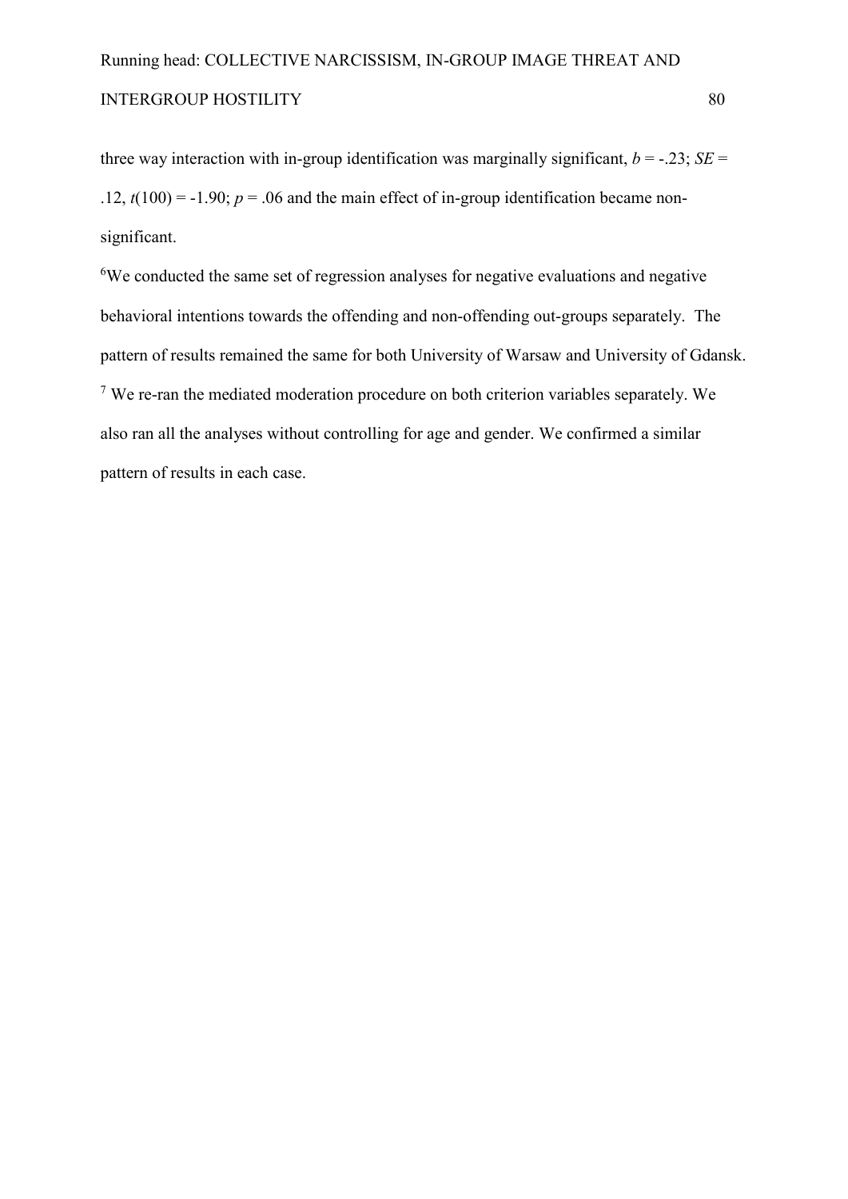three way interaction with in-group identification was marginally significant, $b = -.23$; $SE = .12$, $t(100) = -1.90$; $p = .06$ and the main effect of in-group identification became non-significant.

[6]We conducted the same set of regression analyses for negative evaluations and negative behavioral intentions towards the offending and non-offending out-groups separately. The pattern of results remained the same for both University of Warsaw and University of Gdansk.

[7] We re-ran the mediated moderation procedure on both criterion variables separately. We also ran all the analyses without controlling for age and gender. We confirmed a similar pattern of results in each case.